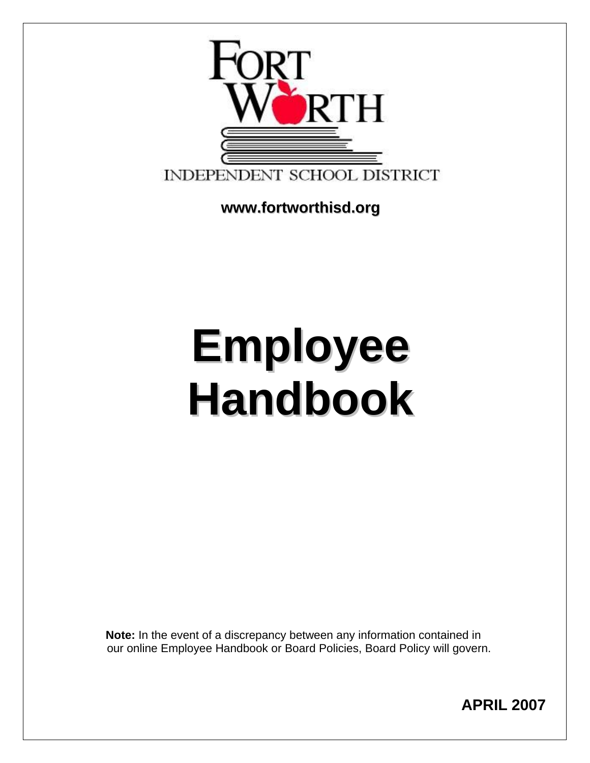FORT WORTH

INDEPENDENT SCHOOL DISTRICT

**www.fortworthisd.org**

# Employee Handbook

**Note:** In the event of a discrepancy between any information contained in our online Employee Handbook or Board Policies, Board Policy will govern.

**APRIL 2007**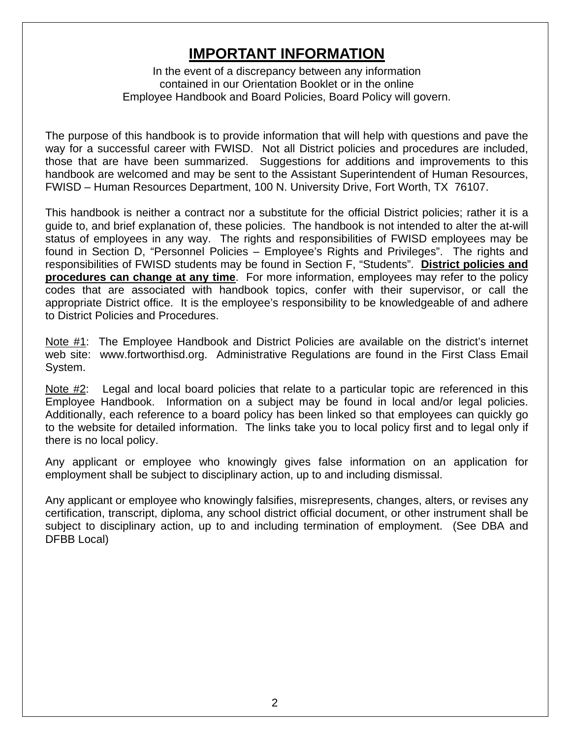# IMPORTANT INFORMATION

In the event of a discrepancy between any information contained in our Orientation Booklet or in the online Employee Handbook and Board Policies, Board Policy will govern.

The purpose of this handbook is to provide information that will help with questions and pave the way for a successful career with FWISD. Not all District policies and procedures are included, those that are have been summarized. Suggestions for additions and improvements to this handbook are welcomed and may be sent to the Assistant Superintendent of Human Resources, FWISD – Human Resources Department, 100 N. University Drive, Fort Worth, TX 76107.

This handbook is neither a contract nor a substitute for the official District policies; rather it is a guide to, and brief explanation of, these policies. The handbook is not intended to alter the at-will status of employees in any way. The rights and responsibilities of FWISD employees may be found in Section D, "Personnel Policies – Employee's Rights and Privileges". The rights and responsibilities of FWISD students may be found in Section F, "Students". **District policies and procedures can change at any time**. For more information, employees may refer to the policy codes that are associated with handbook topics, confer with their supervisor, or call the appropriate District office. It is the employee's responsibility to be knowledgeable of and adhere to District Policies and Procedures.

Note #1: The Employee Handbook and District Policies are available on the district's internet web site: www.fortworthisd.org. Administrative Regulations are found in the First Class Email System.

Note #2: Legal and local board policies that relate to a particular topic are referenced in this Employee Handbook. Information on a subject may be found in local and/or legal policies. Additionally, each reference to a board policy has been linked so that employees can quickly go to the website for detailed information. The links take you to local policy first and to legal only if there is no local policy.

Any applicant or employee who knowingly gives false information on an application for employment shall be subject to disciplinary action, up to and including dismissal.

Any applicant or employee who knowingly falsifies, misrepresents, changes, alters, or revises any certification, transcript, diploma, any school district official document, or other instrument shall be subject to disciplinary action, up to and including termination of employment. (See DBA and DFBB Local)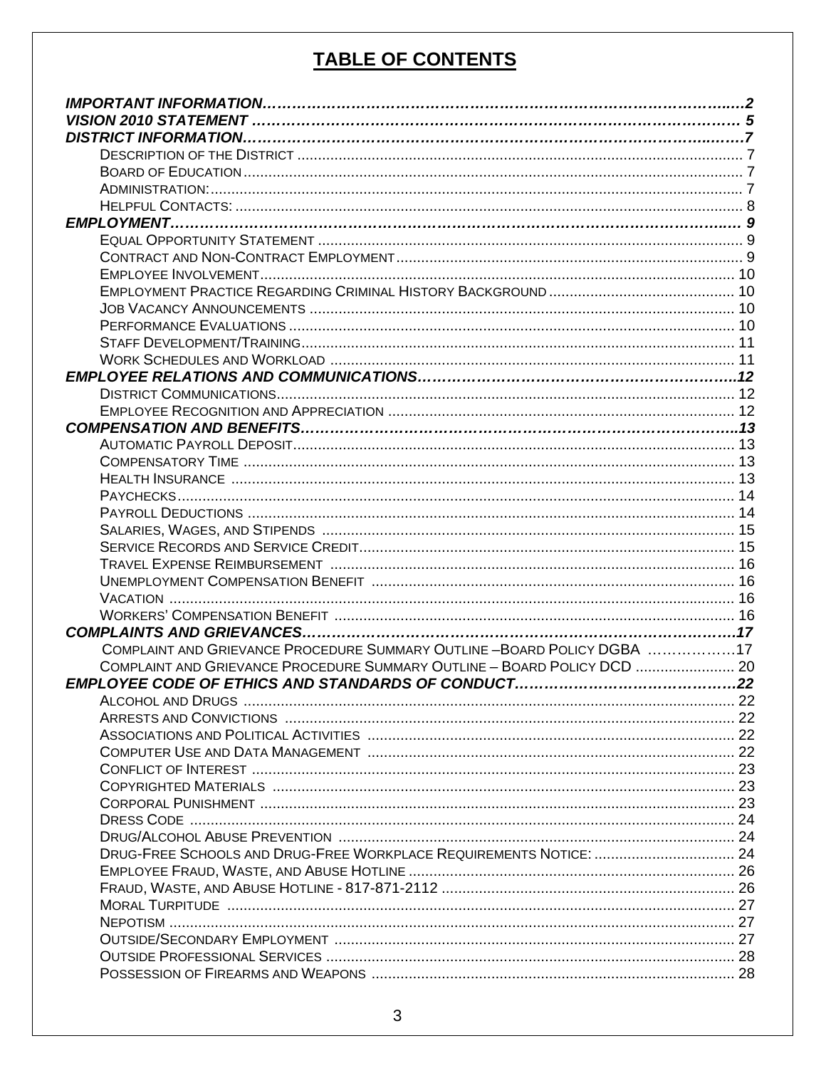# TABLE OF CONTENTS

***IMPORTANT INFORMATION*** ... ***2***
***VISION 2010 STATEMENT*** ... ***5***
***DISTRICT INFORMATION*** ... ***7***
- Description of the District ... 7
- Board of Education ... 7
- Administration: ... 7
- Helpful Contacts: ... 8

***EMPLOYMENT*** ... ***9***
- Equal Opportunity Statement ... 9
- Contract and Non-Contract Employment ... 9
- Employee Involvement ... 10
- Employment Practice Regarding Criminal History Background ... 10
- Job Vacancy Announcements ... 10
- Performance Evaluations ... 10
- Staff Development/Training ... 11
- Work Schedules and Workload ... 11

***EMPLOYEE RELATIONS AND COMMUNICATIONS*** ... ***12***
- District Communications ... 12
- Employee Recognition and Appreciation ... 12

***COMPENSATION AND BENEFITS*** ... ***13***
- Automatic Payroll Deposit ... 13
- Compensatory Time ... 13
- Health Insurance ... 13
- Paychecks ... 14
- Payroll Deductions ... 14
- Salaries, Wages, and Stipends ... 15
- Service Records and Service Credit ... 15
- Travel Expense Reimbursement ... 16
- Unemployment Compensation Benefit ... 16
- Vacation ... 16
- Workers' Compensation Benefit ... 16

***COMPLAINTS AND GRIEVANCES*** ... ***17***
- Complaint and Grievance Procedure Summary Outline –Board Policy DGBA ... 17
- Complaint and Grievance Procedure Summary Outline – Board Policy DCD ... 20

***EMPLOYEE CODE OF ETHICS AND STANDARDS OF CONDUCT*** ... ***22***
- Alcohol and Drugs ... 22
- Arrests and Convictions ... 22
- Associations and Political Activities ... 22
- Computer Use and Data Management ... 22
- Conflict of Interest ... 23
- Copyrighted Materials ... 23
- Corporal Punishment ... 23
- Dress Code ... 24
- Drug/Alcohol Abuse Prevention ... 24
- Drug-Free Schools and Drug-Free Workplace Requirements Notice: ... 24
- Employee Fraud, Waste, and Abuse Hotline ... 26
- Fraud, Waste, and Abuse Hotline - 817-871-2112 ... 26
- Moral Turpitude ... 27
- Nepotism ... 27
- Outside/Secondary Employment ... 27
- Outside Professional Services ... 28
- Possession of Firearms and Weapons ... 28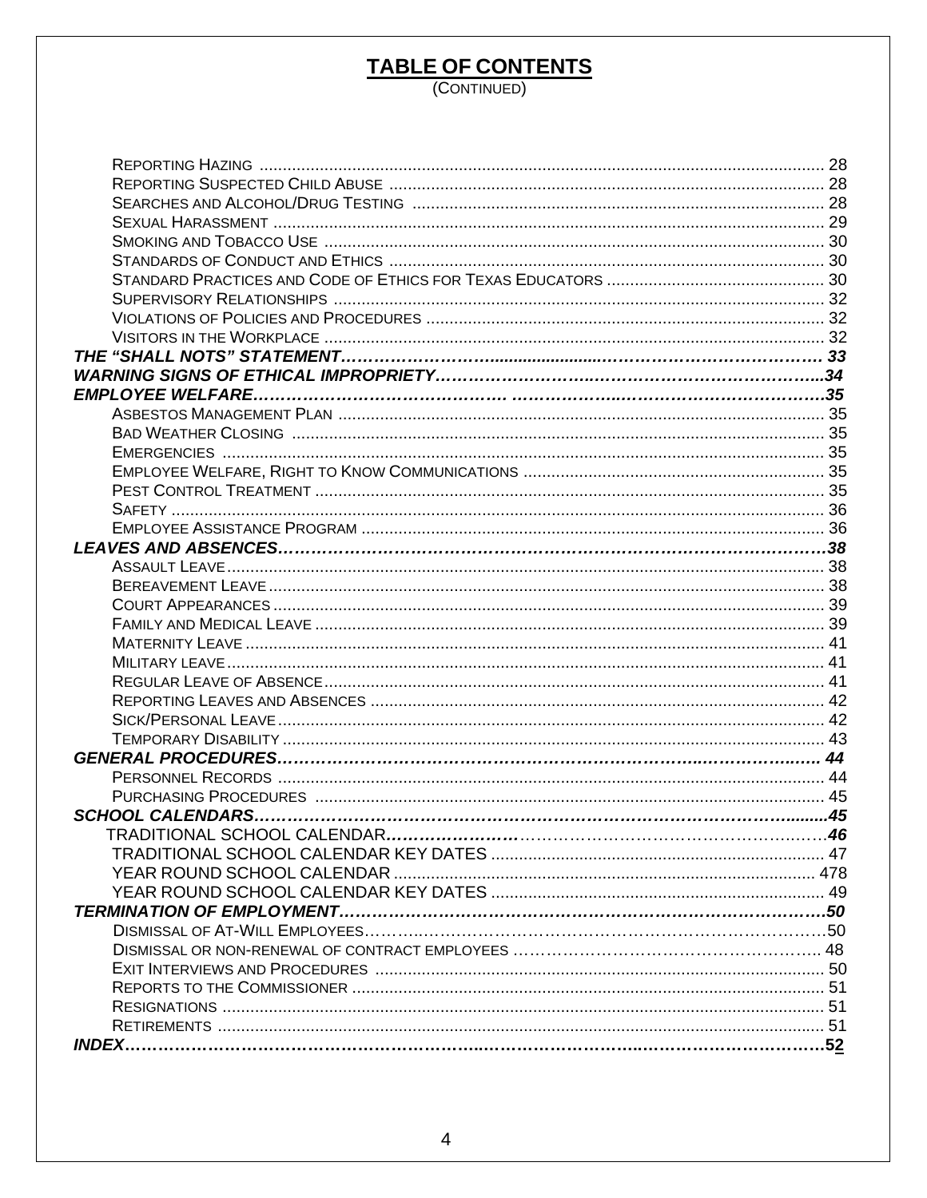## TABLE OF CONTENTS
(CONTINUED)

- REPORTING HAZING ........ 28
- REPORTING SUSPECTED CHILD ABUSE ........ 28
- SEARCHES AND ALCOHOL/DRUG TESTING ........ 28
- SEXUAL HARASSMENT ........ 29
- SMOKING AND TOBACCO USE ........ 30
- STANDARDS OF CONDUCT AND ETHICS ........ 30
- STANDARD PRACTICES AND CODE OF ETHICS FOR TEXAS EDUCATORS ........ 30
- SUPERVISORY RELATIONSHIPS ........ 32
- VIOLATIONS OF POLICIES AND PROCEDURES ........ 32
- VISITORS IN THE WORKPLACE ........ 32

***THE "SHALL NOTS" STATEMENT........ 33***

***WARNING SIGNS OF ETHICAL IMPROPRIETY........ 34***

***EMPLOYEE WELFARE........ 35***

- ASBESTOS MANAGEMENT PLAN ........ 35
- BAD WEATHER CLOSING ........ 35
- EMERGENCIES ........ 35
- EMPLOYEE WELFARE, RIGHT TO KNOW COMMUNICATIONS ........ 35
- PEST CONTROL TREATMENT ........ 35
- SAFETY ........ 36
- EMPLOYEE ASSISTANCE PROGRAM ........ 36

***LEAVES AND ABSENCES........ 38***

- ASSAULT LEAVE ........ 38
- BEREAVEMENT LEAVE ........ 38
- COURT APPEARANCES ........ 39
- FAMILY AND MEDICAL LEAVE ........ 39
- MATERNITY LEAVE ........ 41
- MILITARY LEAVE ........ 41
- REGULAR LEAVE OF ABSENCE ........ 41
- REPORTING LEAVES AND ABSENCES ........ 42
- SICK/PERSONAL LEAVE ........ 42
- TEMPORARY DISABILITY ........ 43

***GENERAL PROCEDURES........ 44***

- PERSONNEL RECORDS ........ 44
- PURCHASING PROCEDURES ........ 45

***SCHOOL CALENDARS........ 45***

- TRADITIONAL SCHOOL CALENDAR........ *46*
- TRADITIONAL SCHOOL CALENDAR KEY DATES ........ 47
- YEAR ROUND SCHOOL CALENDAR ........ 478
- YEAR ROUND SCHOOL CALENDAR KEY DATES ........ 49

***TERMINATION OF EMPLOYMENT........ 50***

- DISMISSAL OF AT-WILL EMPLOYEES........ 50
- DISMISSAL OR NON-RENEWAL OF CONTRACT EMPLOYEES ........ 48
- EXIT INTERVIEWS AND PROCEDURES ........ 50
- REPORTS TO THE COMMISSIONER ........ 51
- RESIGNATIONS ........ 51
- RETIREMENTS ........ 51

***INDEX........ 52***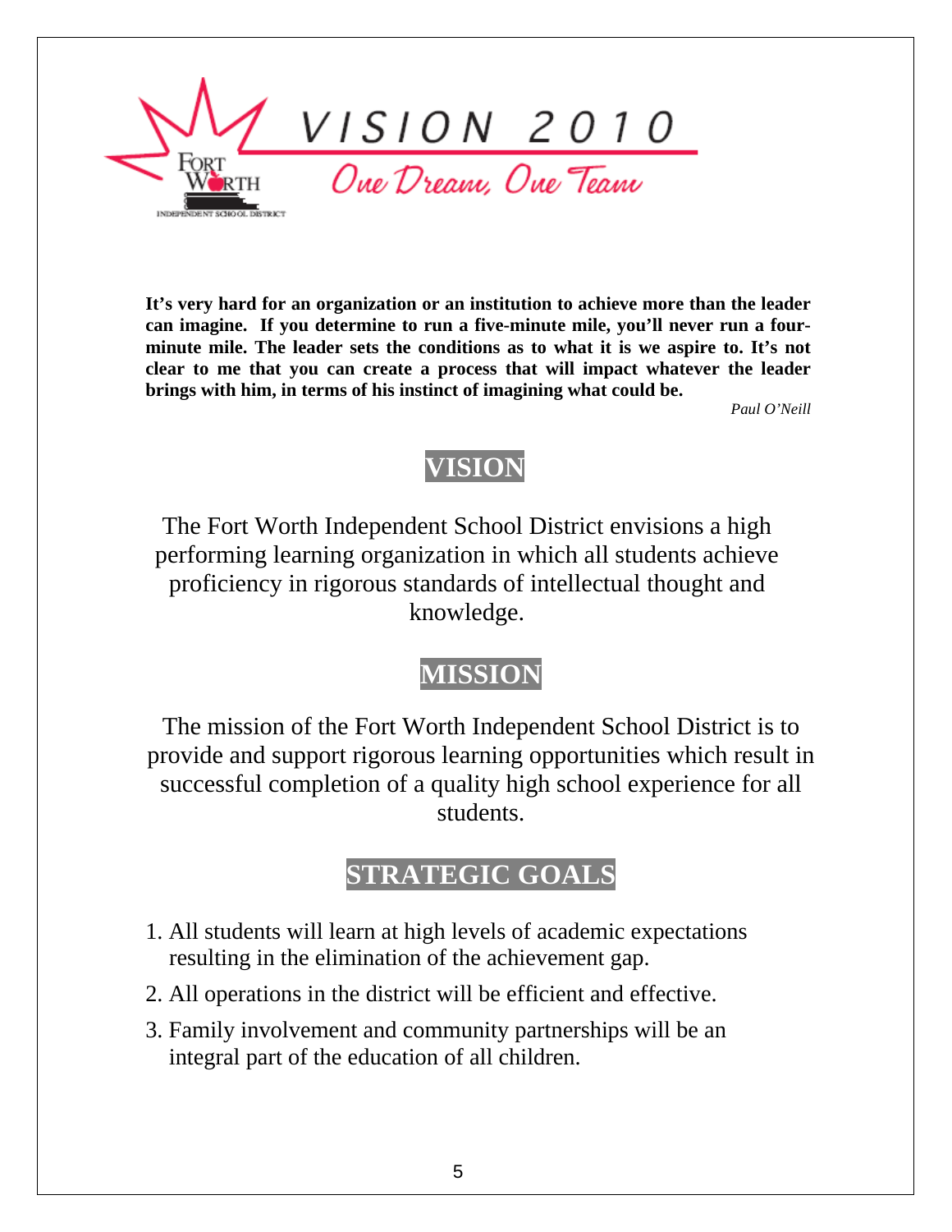# VISION 2010

*One Dream, One Team*

**It's very hard for an organization or an institution to achieve more than the leader can imagine. If you determine to run a five-minute mile, you'll never run a four-minute mile. The leader sets the conditions as to what it is we aspire to. It's not clear to me that you can create a process that will impact whatever the leader brings with him, in terms of his instinct of imagining what could be.**

*Paul O'Neill*

## VISION

The Fort Worth Independent School District envisions a high performing learning organization in which all students achieve proficiency in rigorous standards of intellectual thought and knowledge.

## MISSION

The mission of the Fort Worth Independent School District is to provide and support rigorous learning opportunities which result in successful completion of a quality high school experience for all students.

## STRATEGIC GOALS

1. All students will learn at high levels of academic expectations resulting in the elimination of the achievement gap.
2. All operations in the district will be efficient and effective.
3. Family involvement and community partnerships will be an integral part of the education of all children.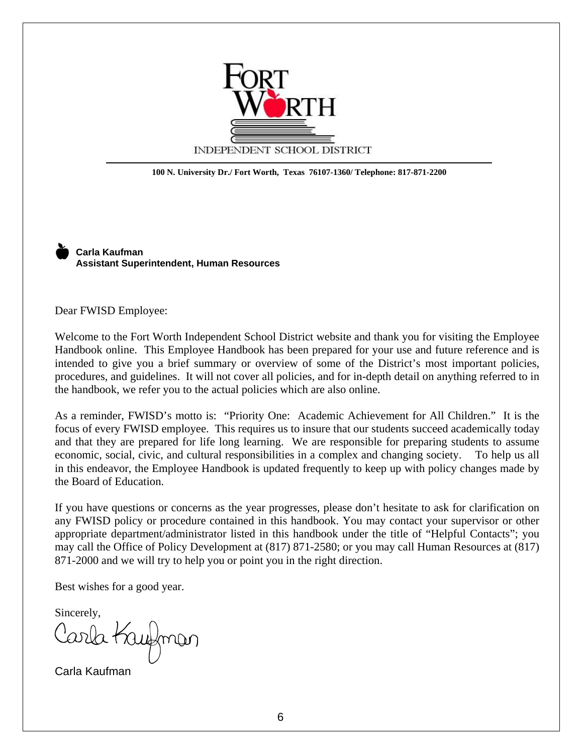FORT WORTH

INDEPENDENT SCHOOL DISTRICT

**100 N. University Dr./ Fort Worth, Texas 76107-1360/ Telephone: 817-871-2200**

**Carla Kaufman**
**Assistant Superintendent, Human Resources**

Dear FWISD Employee:

Welcome to the Fort Worth Independent School District website and thank you for visiting the Employee Handbook online. This Employee Handbook has been prepared for your use and future reference and is intended to give you a brief summary or overview of some of the District's most important policies, procedures, and guidelines. It will not cover all policies, and for in-depth detail on anything referred to in the handbook, we refer you to the actual policies which are also online.

As a reminder, FWISD's motto is: "Priority One: Academic Achievement for All Children." It is the focus of every FWISD employee. This requires us to insure that our students succeed academically today and that they are prepared for life long learning. We are responsible for preparing students to assume economic, social, civic, and cultural responsibilities in a complex and changing society. To help us all in this endeavor, the Employee Handbook is updated frequently to keep up with policy changes made by the Board of Education.

If you have questions or concerns as the year progresses, please don't hesitate to ask for clarification on any FWISD policy or procedure contained in this handbook. You may contact your supervisor or other appropriate department/administrator listed in this handbook under the title of "Helpful Contacts"; you may call the Office of Policy Development at (817) 871-2580; or you may call Human Resources at (817) 871-2000 and we will try to help you or point you in the right direction.

Best wishes for a good year.

Sincerely,

Carla Kaufman

Carla Kaufman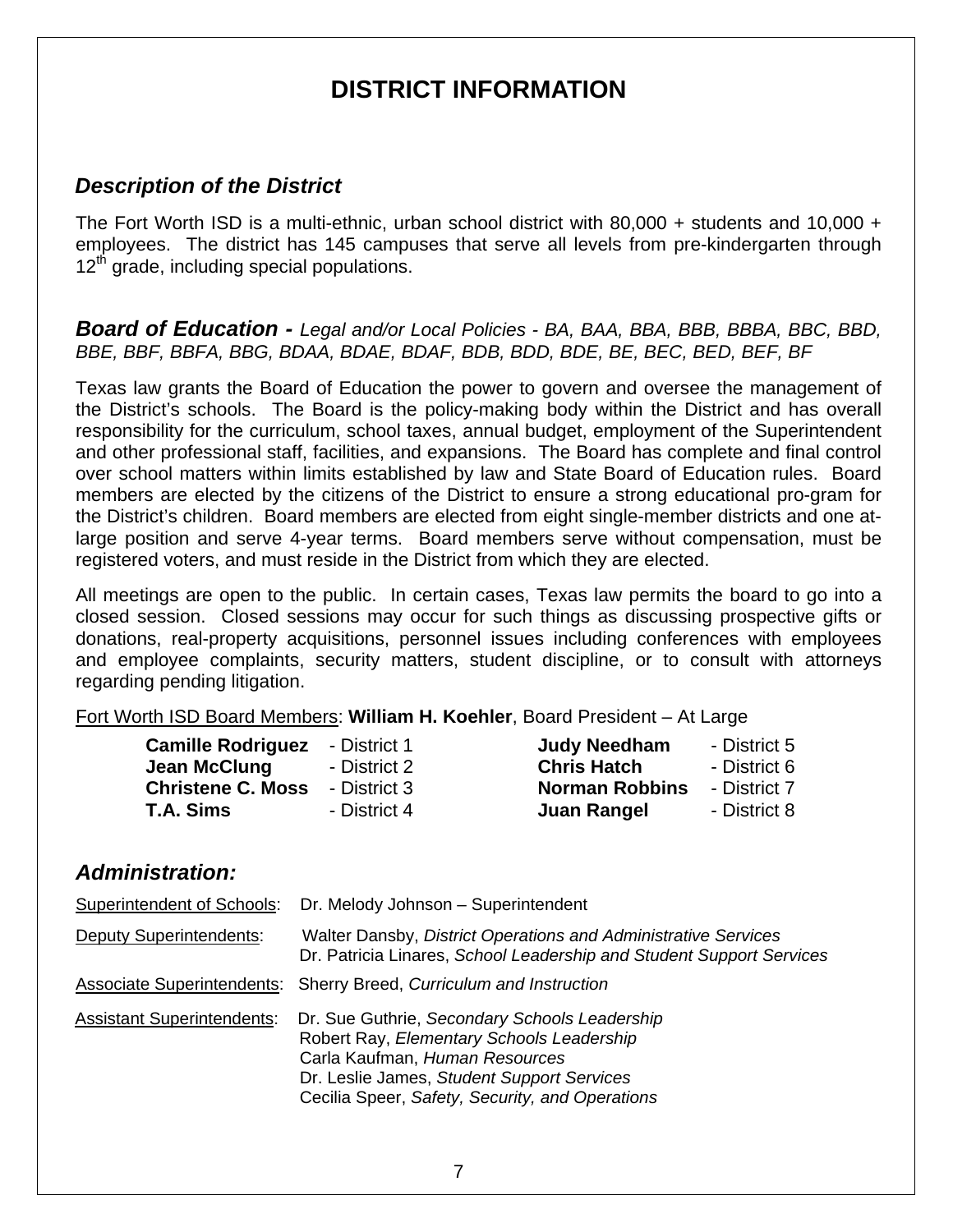# DISTRICT INFORMATION

## *Description of the District*

The Fort Worth ISD is a multi-ethnic, urban school district with 80,000 + students and 10,000 + employees. The district has 145 campuses that serve all levels from pre-kindergarten through 12th grade, including special populations.

## ***Board of Education -*** *Legal and/or Local Policies - BA, BAA, BBA, BBB, BBBA, BBC, BBD, BBE, BBF, BBFA, BBG, BDAA, BDAE, BDAF, BDB, BDD, BDE, BE, BEC, BED, BEF, BF*

Texas law grants the Board of Education the power to govern and oversee the management of the District's schools. The Board is the policy-making body within the District and has overall responsibility for the curriculum, school taxes, annual budget, employment of the Superintendent and other professional staff, facilities, and expansions. The Board has complete and final control over school matters within limits established by law and State Board of Education rules. Board members are elected by the citizens of the District to ensure a strong educational pro-gram for the District's children. Board members are elected from eight single-member districts and one at-large position and serve 4-year terms. Board members serve without compensation, must be registered voters, and must reside in the District from which they are elected.

All meetings are open to the public. In certain cases, Texas law permits the board to go into a closed session. Closed sessions may occur for such things as discussing prospective gifts or donations, real-property acquisitions, personnel issues including conferences with employees and employee complaints, security matters, student discipline, or to consult with attorneys regarding pending litigation.

Fort Worth ISD Board Members: **William H. Koehler**, Board President – At Large

| | | | |
|---|---|---|---|
| **Camille Rodriguez** | - District 1 | **Judy Needham** | - District 5 |
| **Jean McClung** | - District 2 | **Chris Hatch** | - District 6 |
| **Christene C. Moss** | - District 3 | **Norman Robbins** | - District 7 |
| **T.A. Sims** | - District 4 | **Juan Rangel** | - District 8 |

## *Administration:*

Superintendent of Schools: Dr. Melody Johnson – Superintendent

Deputy Superintendents:
- Walter Dansby, *District Operations and Administrative Services*
- Dr. Patricia Linares, *School Leadership and Student Support Services*

Associate Superintendents: Sherry Breed, *Curriculum and Instruction*

Assistant Superintendents:
- Dr. Sue Guthrie, *Secondary Schools Leadership*
- Robert Ray, *Elementary Schools Leadership*
- Carla Kaufman, *Human Resources*
- Dr. Leslie James, *Student Support Services*
- Cecilia Speer, *Safety, Security, and Operations*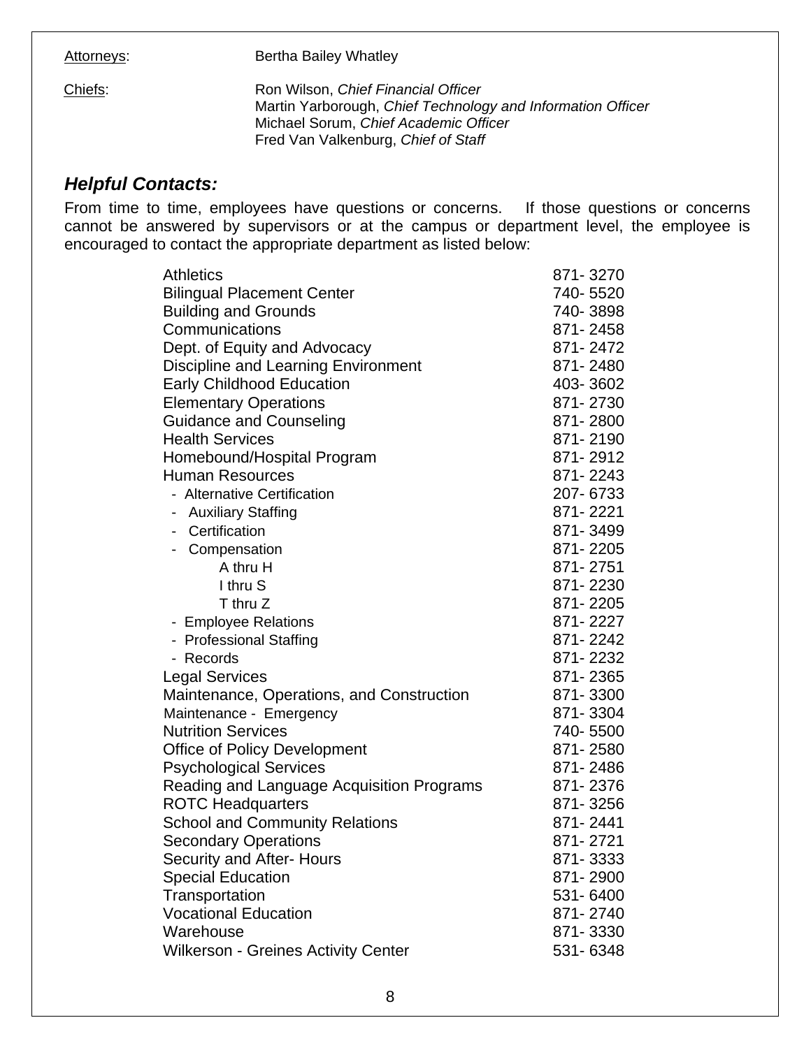Attorneys: Bertha Bailey Whatley

Chiefs: Ron Wilson, *Chief Financial Officer*
Martin Yarborough, *Chief Technology and Information Officer*
Michael Sorum, *Chief Academic Officer*
Fred Van Valkenburg, *Chief of Staff*

## *Helpful Contacts:*

From time to time, employees have questions or concerns. If those questions or concerns cannot be answered by supervisors or at the campus or department level, the employee is encouraged to contact the appropriate department as listed below:

| Department | Phone |
|---|---|
| Athletics | 871- 3270 |
| Bilingual Placement Center | 740- 5520 |
| Building and Grounds | 740- 3898 |
| Communications | 871- 2458 |
| Dept. of Equity and Advocacy | 871- 2472 |
| Discipline and Learning Environment | 871- 2480 |
| Early Childhood Education | 403- 3602 |
| Elementary Operations | 871- 2730 |
| Guidance and Counseling | 871- 2800 |
| Health Services | 871- 2190 |
| Homebound/Hospital Program | 871- 2912 |
| Human Resources | 871- 2243 |
| - Alternative Certification | 207- 6733 |
| - Auxiliary Staffing | 871- 2221 |
| - Certification | 871- 3499 |
| - Compensation | 871- 2205 |
| A thru H | 871- 2751 |
| I thru S | 871- 2230 |
| T thru Z | 871- 2205 |
| - Employee Relations | 871- 2227 |
| - Professional Staffing | 871- 2242 |
| - Records | 871- 2232 |
| Legal Services | 871- 2365 |
| Maintenance, Operations, and Construction | 871- 3300 |
| Maintenance - Emergency | 871- 3304 |
| Nutrition Services | 740- 5500 |
| Office of Policy Development | 871- 2580 |
| Psychological Services | 871- 2486 |
| Reading and Language Acquisition Programs | 871- 2376 |
| ROTC Headquarters | 871- 3256 |
| School and Community Relations | 871- 2441 |
| Secondary Operations | 871- 2721 |
| Security and After- Hours | 871- 3333 |
| Special Education | 871- 2900 |
| Transportation | 531- 6400 |
| Vocational Education | 871- 2740 |
| Warehouse | 871- 3330 |
| Wilkerson - Greines Activity Center | 531- 6348 |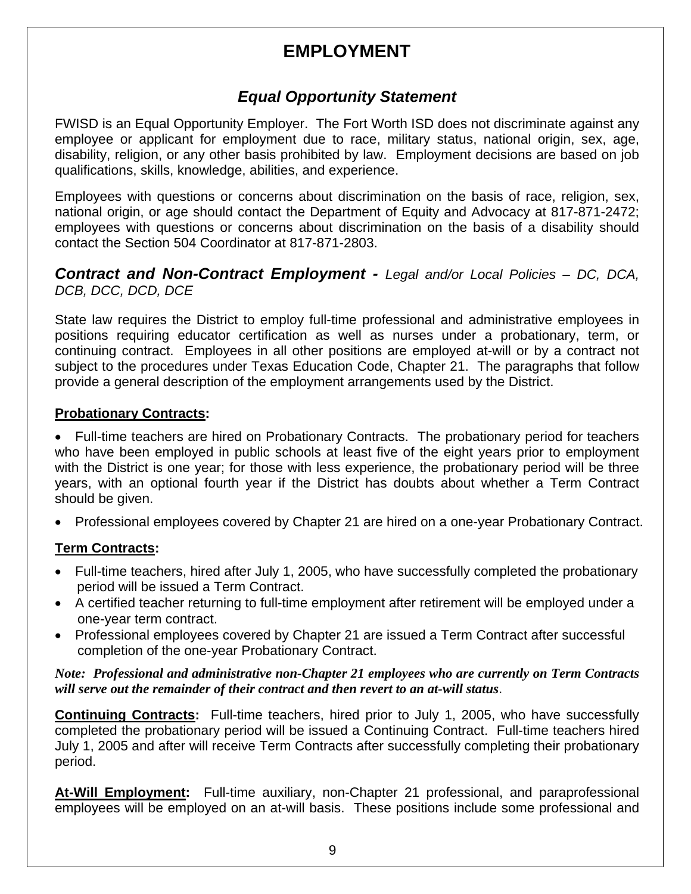# EMPLOYMENT

## *Equal Opportunity Statement*

FWISD is an Equal Opportunity Employer. The Fort Worth ISD does not discriminate against any employee or applicant for employment due to race, military status, national origin, sex, age, disability, religion, or any other basis prohibited by law. Employment decisions are based on job qualifications, skills, knowledge, abilities, and experience.

Employees with questions or concerns about discrimination on the basis of race, religion, sex, national origin, or age should contact the Department of Equity and Advocacy at 817-871-2472; employees with questions or concerns about discrimination on the basis of a disability should contact the Section 504 Coordinator at 817-871-2803.

### ***Contract and Non-Contract Employment -*** *Legal and/or Local Policies – DC, DCA, DCB, DCC, DCD, DCE*

State law requires the District to employ full-time professional and administrative employees in positions requiring educator certification as well as nurses under a probationary, term, or continuing contract. Employees in all other positions are employed at-will or by a contract not subject to the procedures under Texas Education Code, Chapter 21. The paragraphs that follow provide a general description of the employment arrangements used by the District.

**Probationary Contracts:**

- Full-time teachers are hired on Probationary Contracts. The probationary period for teachers who have been employed in public schools at least five of the eight years prior to employment with the District is one year; for those with less experience, the probationary period will be three years, with an optional fourth year if the District has doubts about whether a Term Contract should be given.
- Professional employees covered by Chapter 21 are hired on a one-year Probationary Contract.

**Term Contracts:**

- Full-time teachers, hired after July 1, 2005, who have successfully completed the probationary period will be issued a Term Contract.
- A certified teacher returning to full-time employment after retirement will be employed under a one-year term contract.
- Professional employees covered by Chapter 21 are issued a Term Contract after successful completion of the one-year Probationary Contract.

***Note: Professional and administrative non-Chapter 21 employees who are currently on Term Contracts will serve out the remainder of their contract and then revert to an at-will status*.**

**Continuing Contracts:** Full-time teachers, hired prior to July 1, 2005, who have successfully completed the probationary period will be issued a Continuing Contract. Full-time teachers hired July 1, 2005 and after will receive Term Contracts after successfully completing their probationary period.

**At-Will Employment:** Full-time auxiliary, non-Chapter 21 professional, and paraprofessional employees will be employed on an at-will basis. These positions include some professional and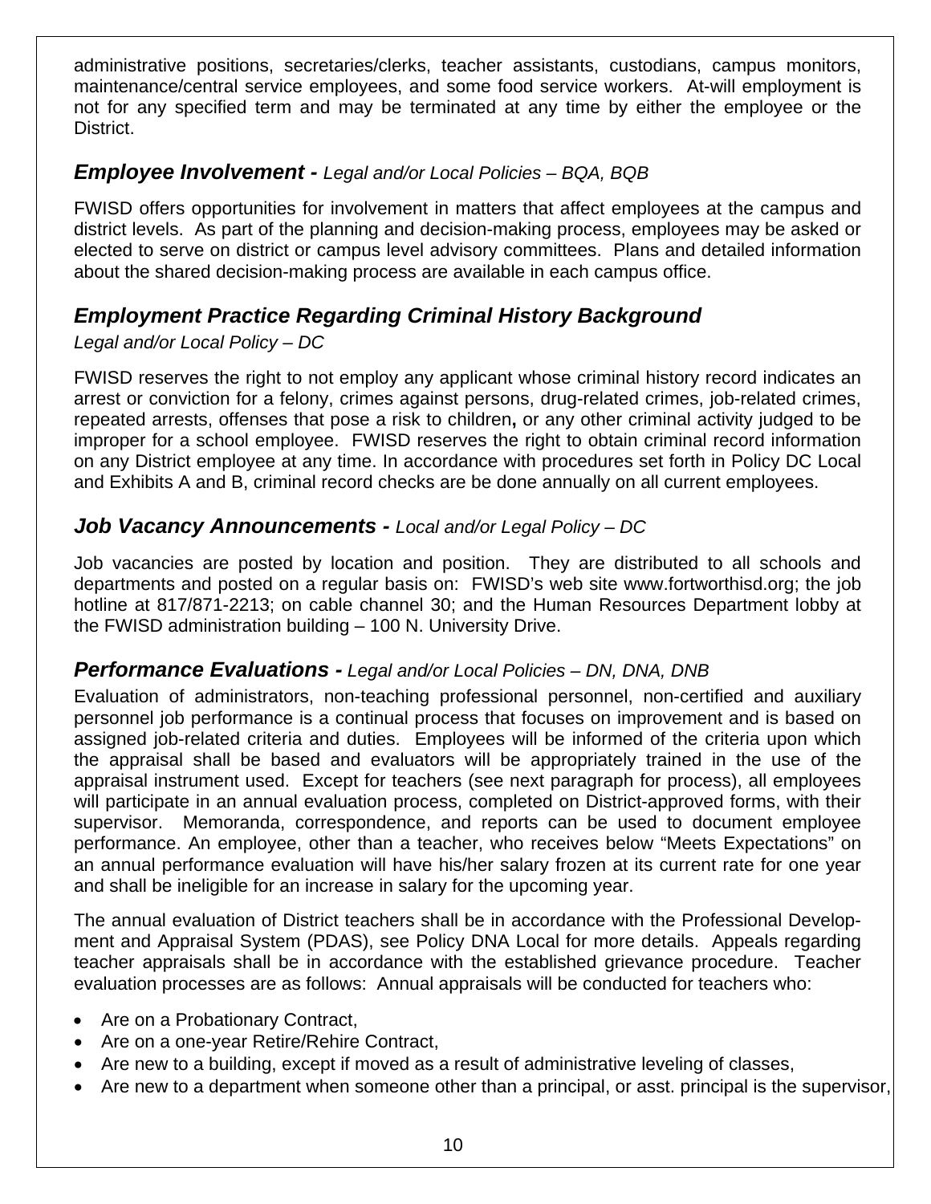administrative positions, secretaries/clerks, teacher assistants, custodians, campus monitors, maintenance/central service employees, and some food service workers. At-will employment is not for any specified term and may be terminated at any time by either the employee or the District.

### ***Employee Involvement -*** *Legal and/or Local Policies – BQA, BQB*

FWISD offers opportunities for involvement in matters that affect employees at the campus and district levels. As part of the planning and decision-making process, employees may be asked or elected to serve on district or campus level advisory committees. Plans and detailed information about the shared decision-making process are available in each campus office.

### ***Employment Practice Regarding Criminal History Background***

*Legal and/or Local Policy – DC*

FWISD reserves the right to not employ any applicant whose criminal history record indicates an arrest or conviction for a felony, crimes against persons, drug-related crimes, job-related crimes, repeated arrests, offenses that pose a risk to children**,** or any other criminal activity judged to be improper for a school employee. FWISD reserves the right to obtain criminal record information on any District employee at any time. In accordance with procedures set forth in Policy DC Local and Exhibits A and B, criminal record checks are be done annually on all current employees.

### ***Job Vacancy Announcements -*** *Local and/or Legal Policy – DC*

Job vacancies are posted by location and position. They are distributed to all schools and departments and posted on a regular basis on: FWISD's web site www.fortworthisd.org; the job hotline at 817/871-2213; on cable channel 30; and the Human Resources Department lobby at the FWISD administration building – 100 N. University Drive.

### ***Performance Evaluations -*** *Legal and/or Local Policies – DN, DNA, DNB*

Evaluation of administrators, non-teaching professional personnel, non-certified and auxiliary personnel job performance is a continual process that focuses on improvement and is based on assigned job-related criteria and duties. Employees will be informed of the criteria upon which the appraisal shall be based and evaluators will be appropriately trained in the use of the appraisal instrument used. Except for teachers (see next paragraph for process), all employees will participate in an annual evaluation process, completed on District-approved forms, with their supervisor. Memoranda, correspondence, and reports can be used to document employee performance. An employee, other than a teacher, who receives below "Meets Expectations" on an annual performance evaluation will have his/her salary frozen at its current rate for one year and shall be ineligible for an increase in salary for the upcoming year.

The annual evaluation of District teachers shall be in accordance with the Professional Development and Appraisal System (PDAS), see Policy DNA Local for more details. Appeals regarding teacher appraisals shall be in accordance with the established grievance procedure. Teacher evaluation processes are as follows: Annual appraisals will be conducted for teachers who:

- Are on a Probationary Contract,
- Are on a one-year Retire/Rehire Contract,
- Are new to a building, except if moved as a result of administrative leveling of classes,
- Are new to a department when someone other than a principal, or asst. principal is the supervisor,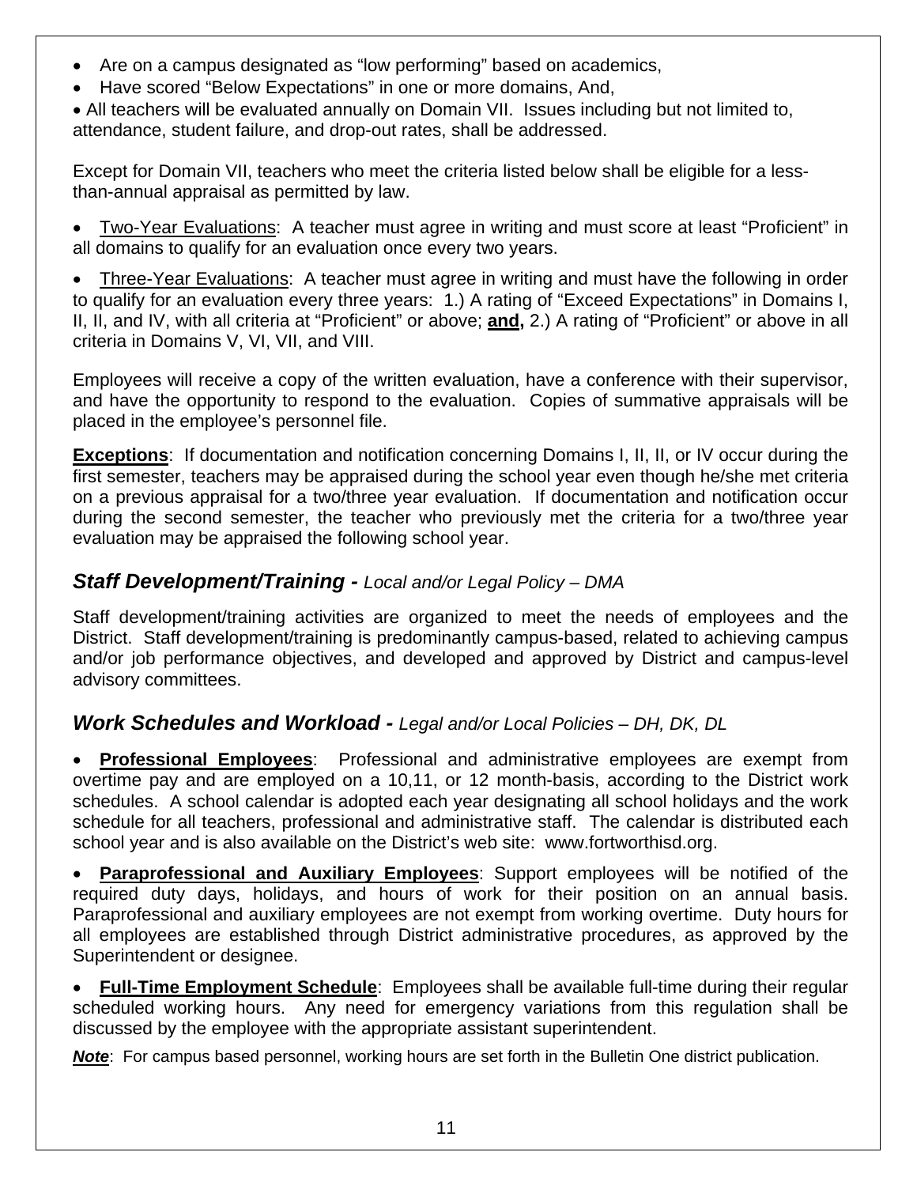- Are on a campus designated as "low performing" based on academics,
- Have scored "Below Expectations" in one or more domains, And,
- All teachers will be evaluated annually on Domain VII. Issues including but not limited to, attendance, student failure, and drop-out rates, shall be addressed.

Except for Domain VII, teachers who meet the criteria listed below shall be eligible for a less-than-annual appraisal as permitted by law.

- <u>Two-Year Evaluations</u>: A teacher must agree in writing and must score at least "Proficient" in all domains to qualify for an evaluation once every two years.

- <u>Three-Year Evaluations</u>: A teacher must agree in writing and must have the following in order to qualify for an evaluation every three years: 1.) A rating of "Exceed Expectations" in Domains I, II, II, and IV, with all criteria at "Proficient" or above; **<u>and,</u>** 2.) A rating of "Proficient" or above in all criteria in Domains V, VI, VII, and VIII.

Employees will receive a copy of the written evaluation, have a conference with their supervisor, and have the opportunity to respond to the evaluation. Copies of summative appraisals will be placed in the employee's personnel file.

**<u>Exceptions</u>**: If documentation and notification concerning Domains I, II, II, or IV occur during the first semester, teachers may be appraised during the school year even though he/she met criteria on a previous appraisal for a two/three year evaluation. If documentation and notification occur during the second semester, the teacher who previously met the criteria for a two/three year evaluation may be appraised the following school year.

## *Staff Development/Training - Local and/or Legal Policy – DMA*

Staff development/training activities are organized to meet the needs of employees and the District. Staff development/training is predominantly campus-based, related to achieving campus and/or job performance objectives, and developed and approved by District and campus-level advisory committees.

## *Work Schedules and Workload - Legal and/or Local Policies – DH, DK, DL*

- **<u>Professional Employees</u>**: Professional and administrative employees are exempt from overtime pay and are employed on a 10,11, or 12 month-basis, according to the District work schedules. A school calendar is adopted each year designating all school holidays and the work schedule for all teachers, professional and administrative staff. The calendar is distributed each school year and is also available on the District's web site: www.fortworthisd.org.

- **<u>Paraprofessional and Auxiliary Employees</u>**: Support employees will be notified of the required duty days, holidays, and hours of work for their position on an annual basis. Paraprofessional and auxiliary employees are not exempt from working overtime. Duty hours for all employees are established through District administrative procedures, as approved by the Superintendent or designee.

- **<u>Full-Time Employment Schedule</u>**: Employees shall be available full-time during their regular scheduled working hours. Any need for emergency variations from this regulation shall be discussed by the employee with the appropriate assistant superintendent.

***<u>Note</u>***: For campus based personnel, working hours are set forth in the Bulletin One district publication.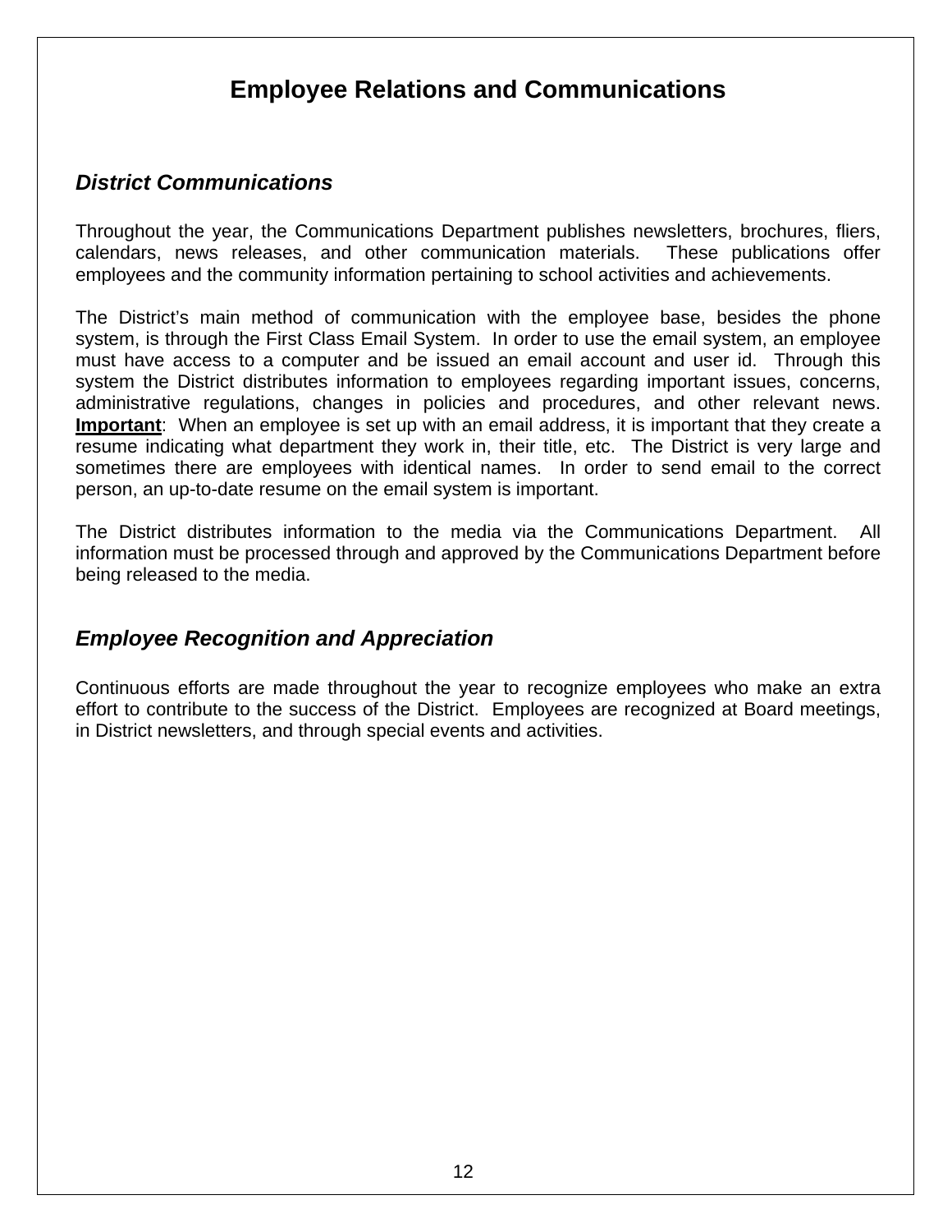# Employee Relations and Communications

## *District Communications*

Throughout the year, the Communications Department publishes newsletters, brochures, fliers, calendars, news releases, and other communication materials. These publications offer employees and the community information pertaining to school activities and achievements.

The District's main method of communication with the employee base, besides the phone system, is through the First Class Email System. In order to use the email system, an employee must have access to a computer and be issued an email account and user id. Through this system the District distributes information to employees regarding important issues, concerns, administrative regulations, changes in policies and procedures, and other relevant news. **Important**: When an employee is set up with an email address, it is important that they create a resume indicating what department they work in, their title, etc. The District is very large and sometimes there are employees with identical names. In order to send email to the correct person, an up-to-date resume on the email system is important.

The District distributes information to the media via the Communications Department. All information must be processed through and approved by the Communications Department before being released to the media.

## *Employee Recognition and Appreciation*

Continuous efforts are made throughout the year to recognize employees who make an extra effort to contribute to the success of the District. Employees are recognized at Board meetings, in District newsletters, and through special events and activities.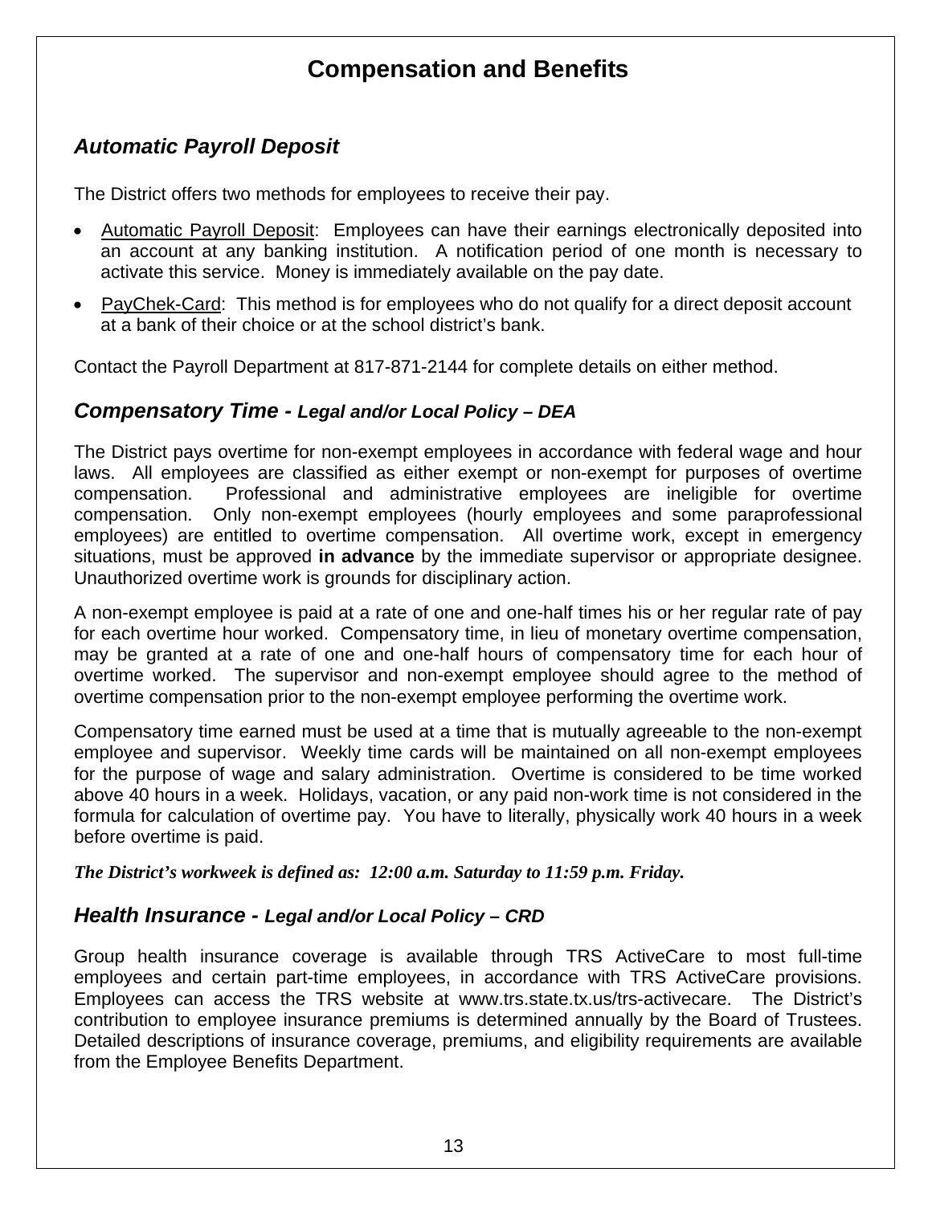# Compensation and Benefits

## *Automatic Payroll Deposit*

The District offers two methods for employees to receive their pay.

- Automatic Payroll Deposit: Employees can have their earnings electronically deposited into an account at any banking institution. A notification period of one month is necessary to activate this service. Money is immediately available on the pay date.
- PayChek-Card: This method is for employees who do not qualify for a direct deposit account at a bank of their choice or at the school district's bank.

Contact the Payroll Department at 817-871-2144 for complete details on either method.

## *Compensatory Time - Legal and/or Local Policy – DEA*

The District pays overtime for non-exempt employees in accordance with federal wage and hour laws. All employees are classified as either exempt or non-exempt for purposes of overtime compensation. Professional and administrative employees are ineligible for overtime compensation. Only non-exempt employees (hourly employees and some paraprofessional employees) are entitled to overtime compensation. All overtime work, except in emergency situations, must be approved **in advance** by the immediate supervisor or appropriate designee. Unauthorized overtime work is grounds for disciplinary action.

A non-exempt employee is paid at a rate of one and one-half times his or her regular rate of pay for each overtime hour worked. Compensatory time, in lieu of monetary overtime compensation, may be granted at a rate of one and one-half hours of compensatory time for each hour of overtime worked. The supervisor and non-exempt employee should agree to the method of overtime compensation prior to the non-exempt employee performing the overtime work.

Compensatory time earned must be used at a time that is mutually agreeable to the non-exempt employee and supervisor. Weekly time cards will be maintained on all non-exempt employees for the purpose of wage and salary administration. Overtime is considered to be time worked above 40 hours in a week. Holidays, vacation, or any paid non-work time is not considered in the formula for calculation of overtime pay. You have to literally, physically work 40 hours in a week before overtime is paid.

***The District's workweek is defined as: 12:00 a.m. Saturday to 11:59 p.m. Friday.***

## *Health Insurance - Legal and/or Local Policy – CRD*

Group health insurance coverage is available through TRS ActiveCare to most full-time employees and certain part-time employees, in accordance with TRS ActiveCare provisions. Employees can access the TRS website at www.trs.state.tx.us/trs-activecare. The District's contribution to employee insurance premiums is determined annually by the Board of Trustees. Detailed descriptions of insurance coverage, premiums, and eligibility requirements are available from the Employee Benefits Department.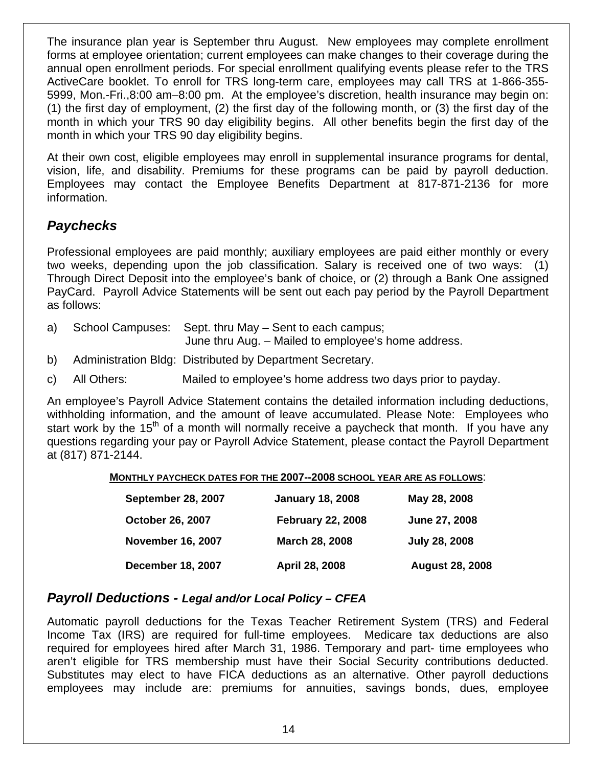The insurance plan year is September thru August. New employees may complete enrollment forms at employee orientation; current employees can make changes to their coverage during the annual open enrollment periods. For special enrollment qualifying events please refer to the TRS ActiveCare booklet. To enroll for TRS long-term care, employees may call TRS at 1-866-355-5999, Mon.-Fri.,8:00 am–8:00 pm. At the employee's discretion, health insurance may begin on: (1) the first day of employment, (2) the first day of the following month, or (3) the first day of the month in which your TRS 90 day eligibility begins. All other benefits begin the first day of the month in which your TRS 90 day eligibility begins.

At their own cost, eligible employees may enroll in supplemental insurance programs for dental, vision, life, and disability. Premiums for these programs can be paid by payroll deduction. Employees may contact the Employee Benefits Department at 817-871-2136 for more information.

## *Paychecks*

Professional employees are paid monthly; auxiliary employees are paid either monthly or every two weeks, depending upon the job classification. Salary is received one of two ways: (1) Through Direct Deposit into the employee's bank of choice, or (2) through a Bank One assigned PayCard. Payroll Advice Statements will be sent out each pay period by the Payroll Department as follows:

a) School Campuses: Sept. thru May – Sent to each campus;
   June thru Aug. – Mailed to employee's home address.

b) Administration Bldg: Distributed by Department Secretary.

c) All Others: Mailed to employee's home address two days prior to payday.

An employee's Payroll Advice Statement contains the detailed information including deductions, withholding information, and the amount of leave accumulated. Please Note: Employees who start work by the 15th of a month will normally receive a paycheck that month. If you have any questions regarding your pay or Payroll Advice Statement, please contact the Payroll Department at (817) 871-2144.

**MONTHLY PAYCHECK DATES FOR THE 2007--2008 SCHOOL YEAR ARE AS FOLLOWS**:

| | | |
|---|---|---|
| **September 28, 2007** | **January 18, 2008** | **May 28, 2008** |
| **October 26, 2007** | **February 22, 2008** | **June 27, 2008** |
| **November 16, 2007** | **March 28, 2008** | **July 28, 2008** |
| **December 18, 2007** | **April 28, 2008** | **August 28, 2008** |

## *Payroll Deductions - Legal and/or Local Policy – CFEA*

Automatic payroll deductions for the Texas Teacher Retirement System (TRS) and Federal Income Tax (IRS) are required for full-time employees. Medicare tax deductions are also required for employees hired after March 31, 1986. Temporary and part- time employees who aren't eligible for TRS membership must have their Social Security contributions deducted. Substitutes may elect to have FICA deductions as an alternative. Other payroll deductions employees may include are: premiums for annuities, savings bonds, dues, employee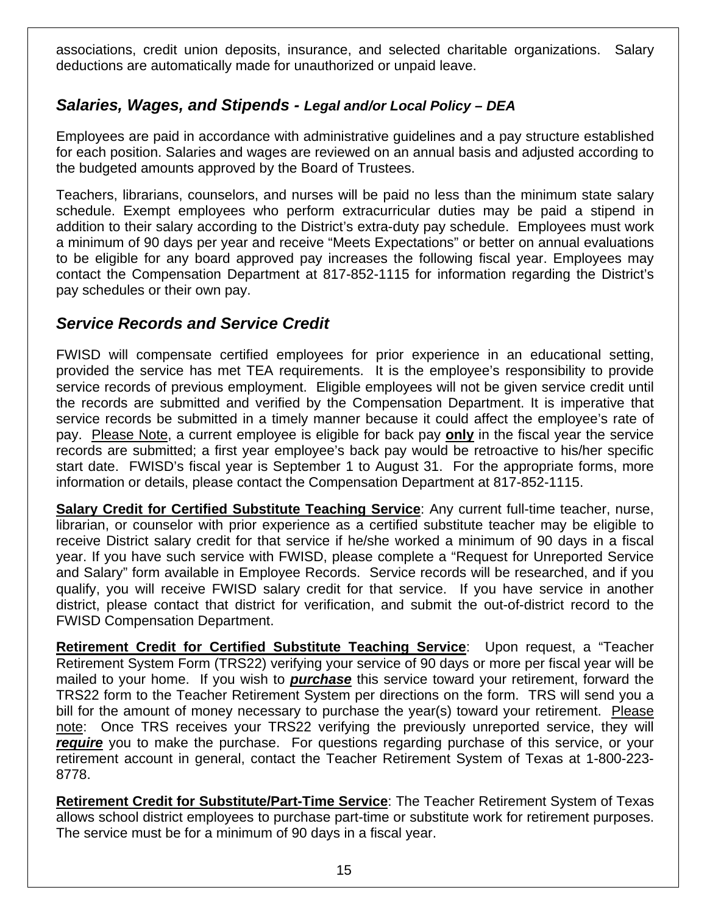associations, credit union deposits, insurance, and selected charitable organizations. Salary deductions are automatically made for unauthorized or unpaid leave.

## *Salaries, Wages, and Stipends - Legal and/or Local Policy – DEA*

Employees are paid in accordance with administrative guidelines and a pay structure established for each position. Salaries and wages are reviewed on an annual basis and adjusted according to the budgeted amounts approved by the Board of Trustees.

Teachers, librarians, counselors, and nurses will be paid no less than the minimum state salary schedule. Exempt employees who perform extracurricular duties may be paid a stipend in addition to their salary according to the District's extra-duty pay schedule. Employees must work a minimum of 90 days per year and receive "Meets Expectations" or better on annual evaluations to be eligible for any board approved pay increases the following fiscal year. Employees may contact the Compensation Department at 817-852-1115 for information regarding the District's pay schedules or their own pay.

## *Service Records and Service Credit*

FWISD will compensate certified employees for prior experience in an educational setting, provided the service has met TEA requirements. It is the employee's responsibility to provide service records of previous employment. Eligible employees will not be given service credit until the records are submitted and verified by the Compensation Department. It is imperative that service records be submitted in a timely manner because it could affect the employee's rate of pay. <u>Please Note</u>, a current employee is eligible for back pay **<u>only</u>** in the fiscal year the service records are submitted; a first year employee's back pay would be retroactive to his/her specific start date. FWISD's fiscal year is September 1 to August 31. For the appropriate forms, more information or details, please contact the Compensation Department at 817-852-1115.

**<u>Salary Credit for Certified Substitute Teaching Service</u>**: Any current full-time teacher, nurse, librarian, or counselor with prior experience as a certified substitute teacher may be eligible to receive District salary credit for that service if he/she worked a minimum of 90 days in a fiscal year. If you have such service with FWISD, please complete a "Request for Unreported Service and Salary" form available in Employee Records. Service records will be researched, and if you qualify, you will receive FWISD salary credit for that service. If you have service in another district, please contact that district for verification, and submit the out-of-district record to the FWISD Compensation Department.

**<u>Retirement Credit for Certified Substitute Teaching Service</u>**: Upon request, a "Teacher Retirement System Form (TRS22) verifying your service of 90 days or more per fiscal year will be mailed to your home. If you wish to ***<u>purchase</u>*** this service toward your retirement, forward the TRS22 form to the Teacher Retirement System per directions on the form. TRS will send you a bill for the amount of money necessary to purchase the year(s) toward your retirement. <u>Please note</u>: Once TRS receives your TRS22 verifying the previously unreported service, they will ***<u>require</u>*** you to make the purchase. For questions regarding purchase of this service, or your retirement account in general, contact the Teacher Retirement System of Texas at 1-800-223-8778.

**<u>Retirement Credit for Substitute/Part-Time Service</u>**: The Teacher Retirement System of Texas allows school district employees to purchase part-time or substitute work for retirement purposes. The service must be for a minimum of 90 days in a fiscal year.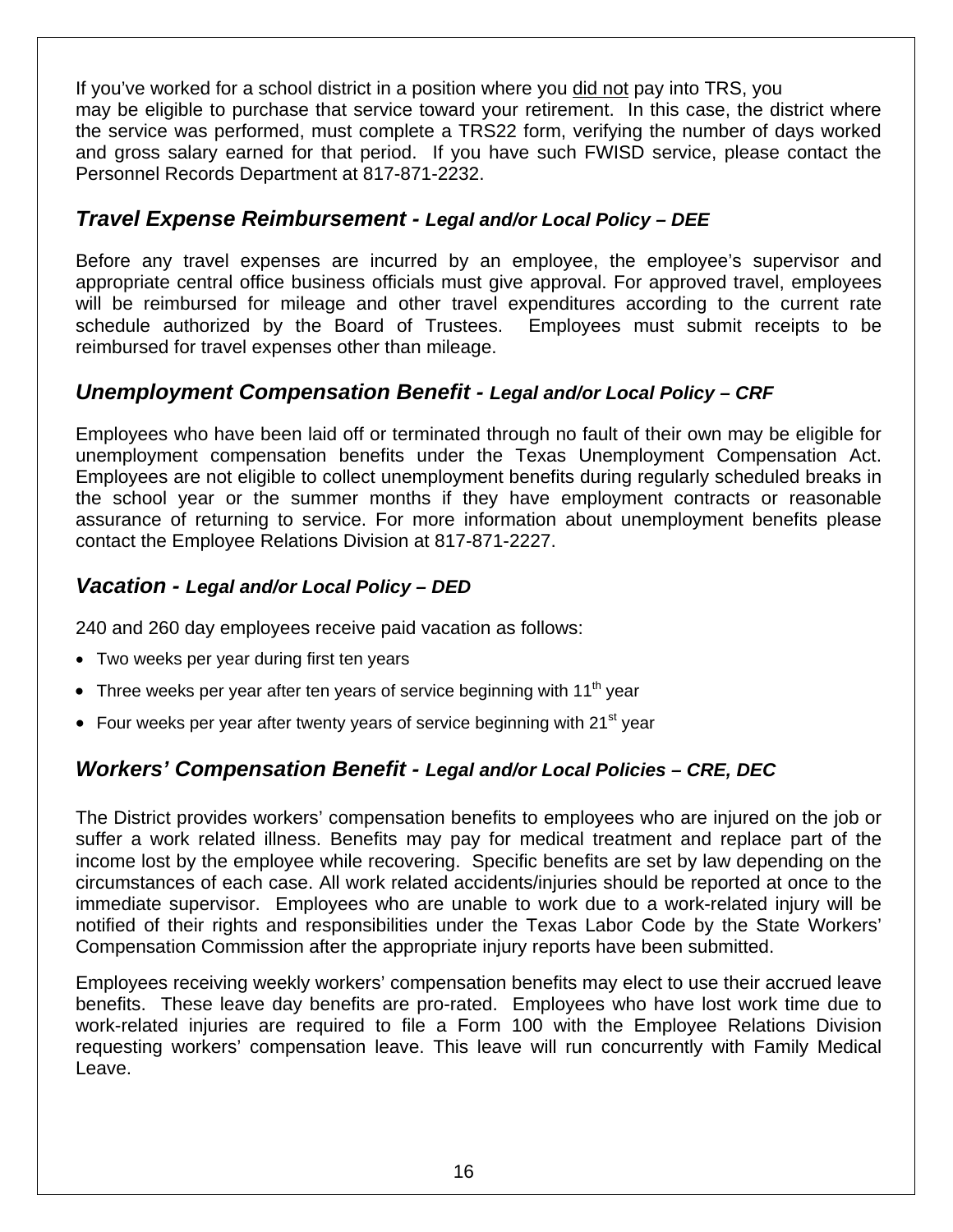If you've worked for a school district in a position where you did not pay into TRS, you may be eligible to purchase that service toward your retirement. In this case, the district where the service was performed, must complete a TRS22 form, verifying the number of days worked and gross salary earned for that period. If you have such FWISD service, please contact the Personnel Records Department at 817-871-2232.

### *Travel Expense Reimbursement - Legal and/or Local Policy – DEE*

Before any travel expenses are incurred by an employee, the employee's supervisor and appropriate central office business officials must give approval. For approved travel, employees will be reimbursed for mileage and other travel expenditures according to the current rate schedule authorized by the Board of Trustees. Employees must submit receipts to be reimbursed for travel expenses other than mileage.

### *Unemployment Compensation Benefit - Legal and/or Local Policy – CRF*

Employees who have been laid off or terminated through no fault of their own may be eligible for unemployment compensation benefits under the Texas Unemployment Compensation Act. Employees are not eligible to collect unemployment benefits during regularly scheduled breaks in the school year or the summer months if they have employment contracts or reasonable assurance of returning to service. For more information about unemployment benefits please contact the Employee Relations Division at 817-871-2227.

### *Vacation - Legal and/or Local Policy – DED*

240 and 260 day employees receive paid vacation as follows:

- Two weeks per year during first ten years
- Three weeks per year after ten years of service beginning with 11th year
- Four weeks per year after twenty years of service beginning with 21st year

### *Workers' Compensation Benefit - Legal and/or Local Policies – CRE, DEC*

The District provides workers' compensation benefits to employees who are injured on the job or suffer a work related illness. Benefits may pay for medical treatment and replace part of the income lost by the employee while recovering. Specific benefits are set by law depending on the circumstances of each case. All work related accidents/injuries should be reported at once to the immediate supervisor. Employees who are unable to work due to a work-related injury will be notified of their rights and responsibilities under the Texas Labor Code by the State Workers' Compensation Commission after the appropriate injury reports have been submitted.

Employees receiving weekly workers' compensation benefits may elect to use their accrued leave benefits. These leave day benefits are pro-rated. Employees who have lost work time due to work-related injuries are required to file a Form 100 with the Employee Relations Division requesting workers' compensation leave. This leave will run concurrently with Family Medical Leave.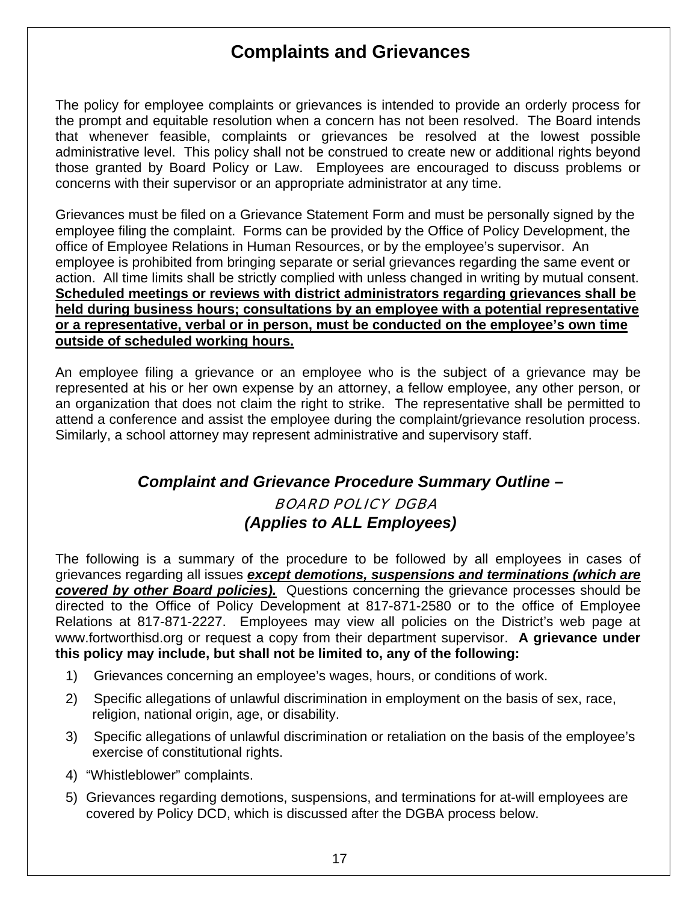# Complaints and Grievances

The policy for employee complaints or grievances is intended to provide an orderly process for the prompt and equitable resolution when a concern has not been resolved. The Board intends that whenever feasible, complaints or grievances be resolved at the lowest possible administrative level. This policy shall not be construed to create new or additional rights beyond those granted by Board Policy or Law. Employees are encouraged to discuss problems or concerns with their supervisor or an appropriate administrator at any time.

Grievances must be filed on a Grievance Statement Form and must be personally signed by the employee filing the complaint. Forms can be provided by the Office of Policy Development, the office of Employee Relations in Human Resources, or by the employee's supervisor. An employee is prohibited from bringing separate or serial grievances regarding the same event or action. All time limits shall be strictly complied with unless changed in writing by mutual consent. **Scheduled meetings or reviews with district administrators regarding grievances shall be held during business hours; consultations by an employee with a potential representative or a representative, verbal or in person, must be conducted on the employee's own time outside of scheduled working hours.**

An employee filing a grievance or an employee who is the subject of a grievance may be represented at his or her own expense by an attorney, a fellow employee, any other person, or an organization that does not claim the right to strike. The representative shall be permitted to attend a conference and assist the employee during the complaint/grievance resolution process. Similarly, a school attorney may represent administrative and supervisory staff.

## *Complaint and Grievance Procedure Summary Outline –*
### BOARD POLICY DGBA
### *(Applies to ALL Employees)*

The following is a summary of the procedure to be followed by all employees in cases of grievances regarding all issues ***except demotions, suspensions and terminations (which are covered by other Board policies).*** Questions concerning the grievance processes should be directed to the Office of Policy Development at 817-871-2580 or to the office of Employee Relations at 817-871-2227. Employees may view all policies on the District's web page at www.fortworthisd.org or request a copy from their department supervisor. **A grievance under this policy may include, but shall not be limited to, any of the following:**

1) Grievances concerning an employee's wages, hours, or conditions of work.
2) Specific allegations of unlawful discrimination in employment on the basis of sex, race, religion, national origin, age, or disability.
3) Specific allegations of unlawful discrimination or retaliation on the basis of the employee's exercise of constitutional rights.
4) "Whistleblower" complaints.
5) Grievances regarding demotions, suspensions, and terminations for at-will employees are covered by Policy DCD, which is discussed after the DGBA process below.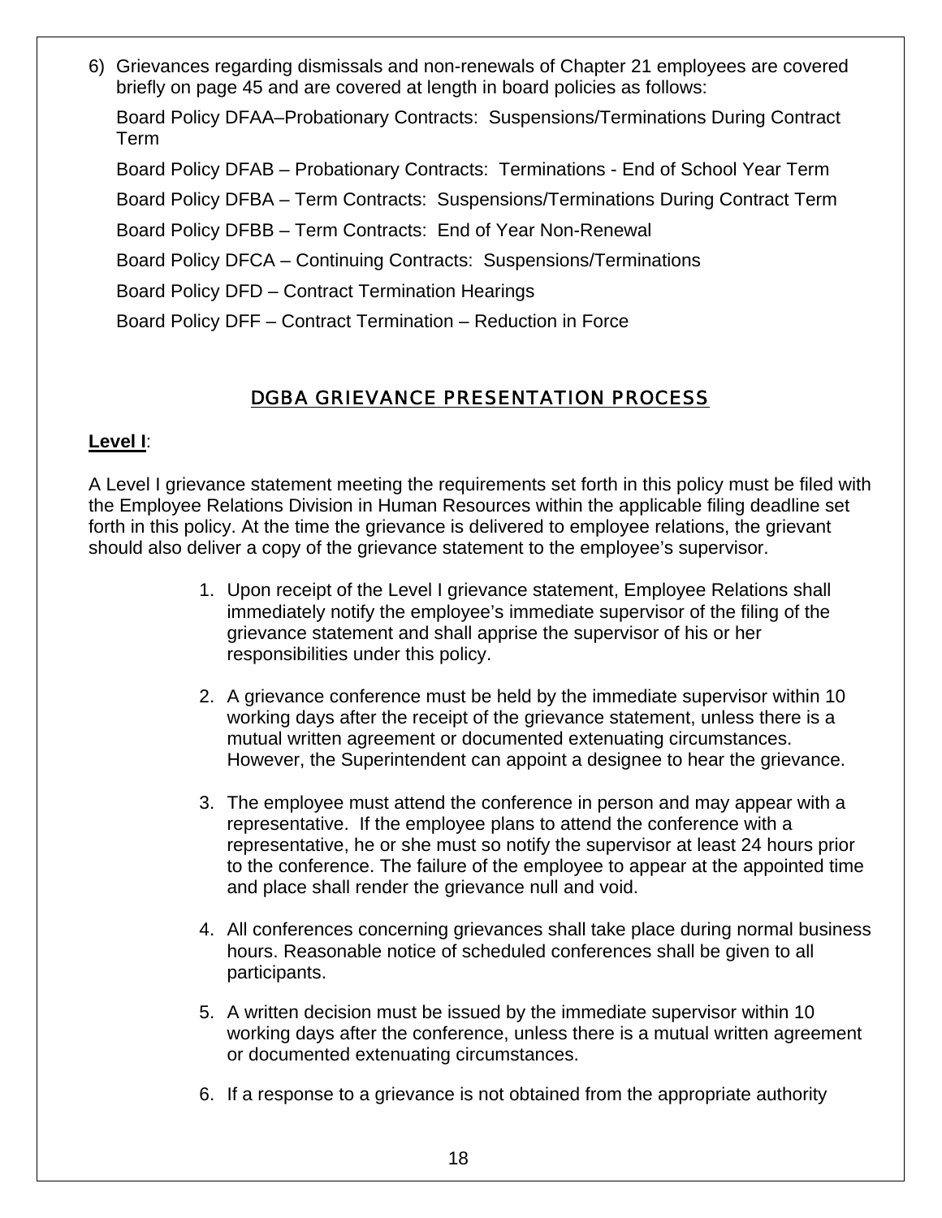6) Grievances regarding dismissals and non-renewals of Chapter 21 employees are covered briefly on page 45 and are covered at length in board policies as follows:

   Board Policy DFAA–Probationary Contracts: Suspensions/Terminations During Contract Term

   Board Policy DFAB – Probationary Contracts: Terminations - End of School Year Term

   Board Policy DFBA – Term Contracts: Suspensions/Terminations During Contract Term

   Board Policy DFBB – Term Contracts: End of Year Non-Renewal

   Board Policy DFCA – Continuing Contracts: Suspensions/Terminations

   Board Policy DFD – Contract Termination Hearings

   Board Policy DFF – Contract Termination – Reduction in Force

## DGBA GRIEVANCE PRESENTATION PROCESS

**Level I**:

A Level I grievance statement meeting the requirements set forth in this policy must be filed with the Employee Relations Division in Human Resources within the applicable filing deadline set forth in this policy. At the time the grievance is delivered to employee relations, the grievant should also deliver a copy of the grievance statement to the employee's supervisor.

1. Upon receipt of the Level I grievance statement, Employee Relations shall immediately notify the employee's immediate supervisor of the filing of the grievance statement and shall apprise the supervisor of his or her responsibilities under this policy.

2. A grievance conference must be held by the immediate supervisor within 10 working days after the receipt of the grievance statement, unless there is a mutual written agreement or documented extenuating circumstances. However, the Superintendent can appoint a designee to hear the grievance.

3. The employee must attend the conference in person and may appear with a representative. If the employee plans to attend the conference with a representative, he or she must so notify the supervisor at least 24 hours prior to the conference. The failure of the employee to appear at the appointed time and place shall render the grievance null and void.

4. All conferences concerning grievances shall take place during normal business hours. Reasonable notice of scheduled conferences shall be given to all participants.

5. A written decision must be issued by the immediate supervisor within 10 working days after the conference, unless there is a mutual written agreement or documented extenuating circumstances.

6. If a response to a grievance is not obtained from the appropriate authority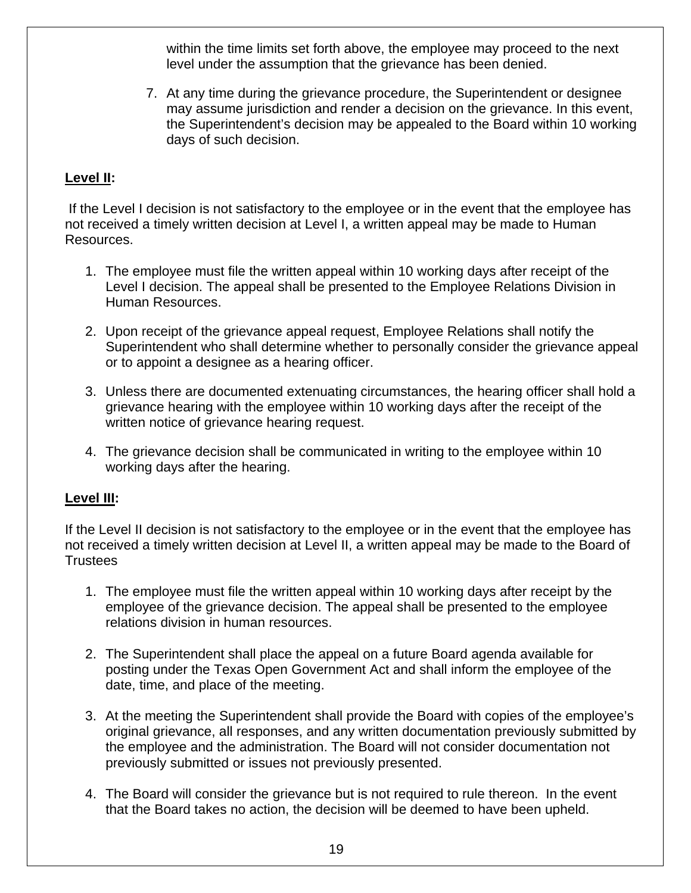within the time limits set forth above, the employee may proceed to the next level under the assumption that the grievance has been denied.

7. At any time during the grievance procedure, the Superintendent or designee may assume jurisdiction and render a decision on the grievance. In this event, the Superintendent's decision may be appealed to the Board within 10 working days of such decision.

**Level II:**

If the Level I decision is not satisfactory to the employee or in the event that the employee has not received a timely written decision at Level I, a written appeal may be made to Human Resources.

1. The employee must file the written appeal within 10 working days after receipt of the Level I decision. The appeal shall be presented to the Employee Relations Division in Human Resources.
2. Upon receipt of the grievance appeal request, Employee Relations shall notify the Superintendent who shall determine whether to personally consider the grievance appeal or to appoint a designee as a hearing officer.
3. Unless there are documented extenuating circumstances, the hearing officer shall hold a grievance hearing with the employee within 10 working days after the receipt of the written notice of grievance hearing request.
4. The grievance decision shall be communicated in writing to the employee within 10 working days after the hearing.

**Level III:**

If the Level II decision is not satisfactory to the employee or in the event that the employee has not received a timely written decision at Level II, a written appeal may be made to the Board of Trustees

1. The employee must file the written appeal within 10 working days after receipt by the employee of the grievance decision. The appeal shall be presented to the employee relations division in human resources.
2. The Superintendent shall place the appeal on a future Board agenda available for posting under the Texas Open Government Act and shall inform the employee of the date, time, and place of the meeting.
3. At the meeting the Superintendent shall provide the Board with copies of the employee's original grievance, all responses, and any written documentation previously submitted by the employee and the administration. The Board will not consider documentation not previously submitted or issues not previously presented.
4. The Board will consider the grievance but is not required to rule thereon. In the event that the Board takes no action, the decision will be deemed to have been upheld.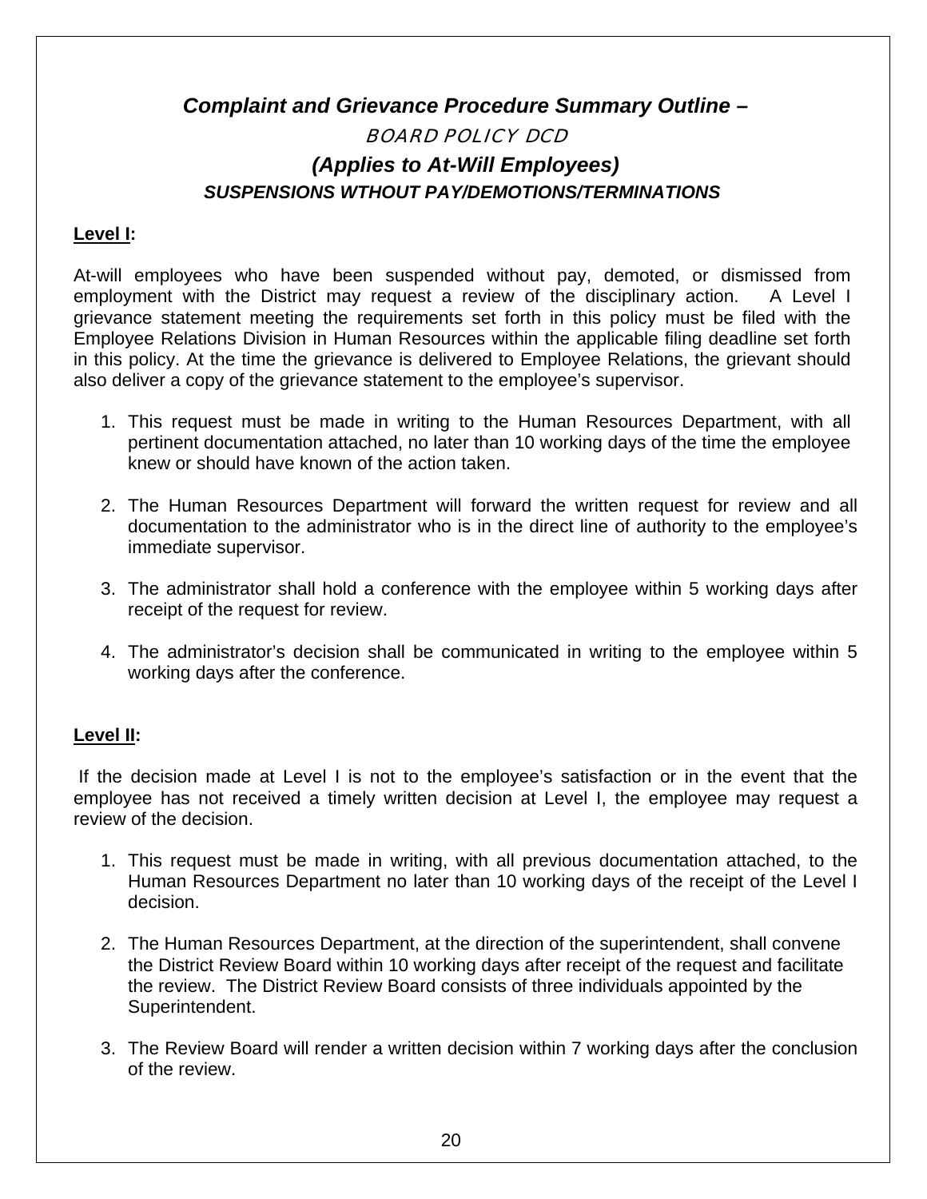## *Complaint and Grievance Procedure Summary Outline –*

### *BOARD POLICY DCD*

### *(Applies to At-Will Employees)*

#### *SUSPENSIONS WTHOUT PAY/DEMOTIONS/TERMINATIONS*

**Level I:**

At-will employees who have been suspended without pay, demoted, or dismissed from employment with the District may request a review of the disciplinary action. A Level I grievance statement meeting the requirements set forth in this policy must be filed with the Employee Relations Division in Human Resources within the applicable filing deadline set forth in this policy. At the time the grievance is delivered to Employee Relations, the grievant should also deliver a copy of the grievance statement to the employee's supervisor.

1. This request must be made in writing to the Human Resources Department, with all pertinent documentation attached, no later than 10 working days of the time the employee knew or should have known of the action taken.
2. The Human Resources Department will forward the written request for review and all documentation to the administrator who is in the direct line of authority to the employee's immediate supervisor.
3. The administrator shall hold a conference with the employee within 5 working days after receipt of the request for review.
4. The administrator's decision shall be communicated in writing to the employee within 5 working days after the conference.

**Level II:**

If the decision made at Level I is not to the employee's satisfaction or in the event that the employee has not received a timely written decision at Level I, the employee may request a review of the decision.

1. This request must be made in writing, with all previous documentation attached, to the Human Resources Department no later than 10 working days of the receipt of the Level I decision.
2. The Human Resources Department, at the direction of the superintendent, shall convene the District Review Board within 10 working days after receipt of the request and facilitate the review. The District Review Board consists of three individuals appointed by the Superintendent.
3. The Review Board will render a written decision within 7 working days after the conclusion of the review.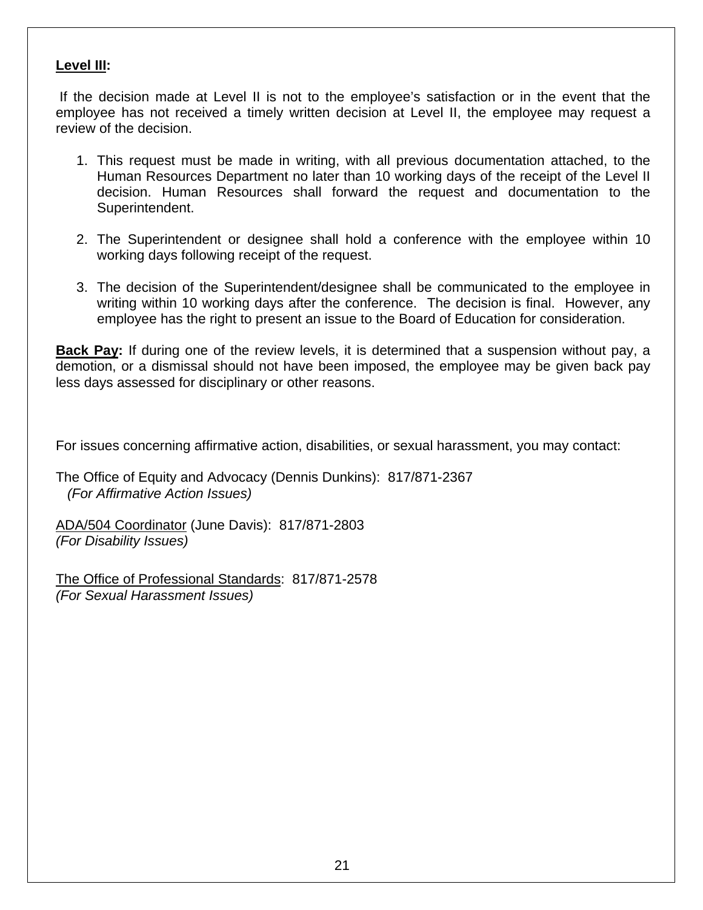**Level III:**

If the decision made at Level II is not to the employee's satisfaction or in the event that the employee has not received a timely written decision at Level II, the employee may request a review of the decision.

1. This request must be made in writing, with all previous documentation attached, to the Human Resources Department no later than 10 working days of the receipt of the Level II decision. Human Resources shall forward the request and documentation to the Superintendent.

2. The Superintendent or designee shall hold a conference with the employee within 10 working days following receipt of the request.

3. The decision of the Superintendent/designee shall be communicated to the employee in writing within 10 working days after the conference. The decision is final. However, any employee has the right to present an issue to the Board of Education for consideration.

**Back Pay:** If during one of the review levels, it is determined that a suspension without pay, a demotion, or a dismissal should not have been imposed, the employee may be given back pay less days assessed for disciplinary or other reasons.

For issues concerning affirmative action, disabilities, or sexual harassment, you may contact:

The Office of Equity and Advocacy (Dennis Dunkins): 817/871-2367
*(For Affirmative Action Issues)*

ADA/504 Coordinator (June Davis): 817/871-2803
*(For Disability Issues)*

The Office of Professional Standards: 817/871-2578
*(For Sexual Harassment Issues)*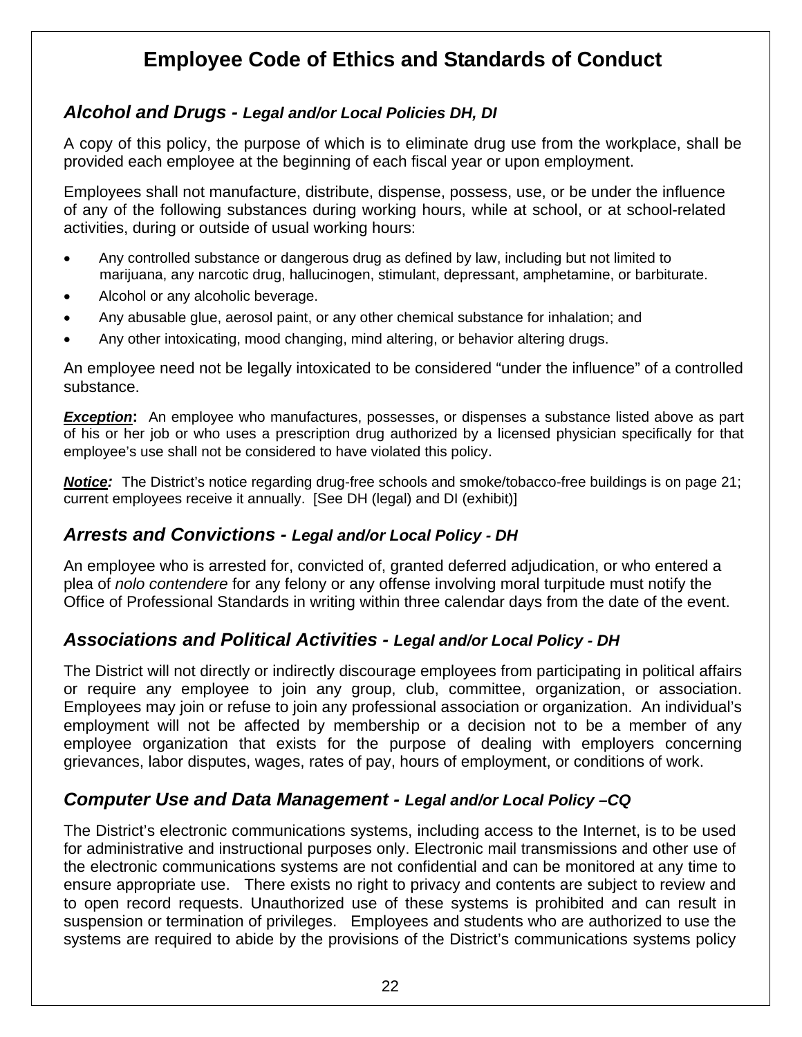# Employee Code of Ethics and Standards of Conduct

## *Alcohol and Drugs - Legal and/or Local Policies DH, DI*

A copy of this policy, the purpose of which is to eliminate drug use from the workplace, shall be provided each employee at the beginning of each fiscal year or upon employment.

Employees shall not manufacture, distribute, dispense, possess, use, or be under the influence of any of the following substances during working hours, while at school, or at school-related activities, during or outside of usual working hours:

- Any controlled substance or dangerous drug as defined by law, including but not limited to marijuana, any narcotic drug, hallucinogen, stimulant, depressant, amphetamine, or barbiturate.
- Alcohol or any alcoholic beverage.
- Any abusable glue, aerosol paint, or any other chemical substance for inhalation; and
- Any other intoxicating, mood changing, mind altering, or behavior altering drugs.

An employee need not be legally intoxicated to be considered "under the influence" of a controlled substance.

***Exception*:** An employee who manufactures, possesses, or dispenses a substance listed above as part of his or her job or who uses a prescription drug authorized by a licensed physician specifically for that employee's use shall not be considered to have violated this policy.

***Notice:*** The District's notice regarding drug-free schools and smoke/tobacco-free buildings is on page 21; current employees receive it annually. [See DH (legal) and DI (exhibit)]

## *Arrests and Convictions - Legal and/or Local Policy - DH*

An employee who is arrested for, convicted of, granted deferred adjudication, or who entered a plea of *nolo contendere* for any felony or any offense involving moral turpitude must notify the Office of Professional Standards in writing within three calendar days from the date of the event.

## *Associations and Political Activities - Legal and/or Local Policy - DH*

The District will not directly or indirectly discourage employees from participating in political affairs or require any employee to join any group, club, committee, organization, or association. Employees may join or refuse to join any professional association or organization. An individual's employment will not be affected by membership or a decision not to be a member of any employee organization that exists for the purpose of dealing with employers concerning grievances, labor disputes, wages, rates of pay, hours of employment, or conditions of work.

## *Computer Use and Data Management - Legal and/or Local Policy –CQ*

The District's electronic communications systems, including access to the Internet, is to be used for administrative and instructional purposes only. Electronic mail transmissions and other use of the electronic communications systems are not confidential and can be monitored at any time to ensure appropriate use. There exists no right to privacy and contents are subject to review and to open record requests. Unauthorized use of these systems is prohibited and can result in suspension or termination of privileges. Employees and students who are authorized to use the systems are required to abide by the provisions of the District's communications systems policy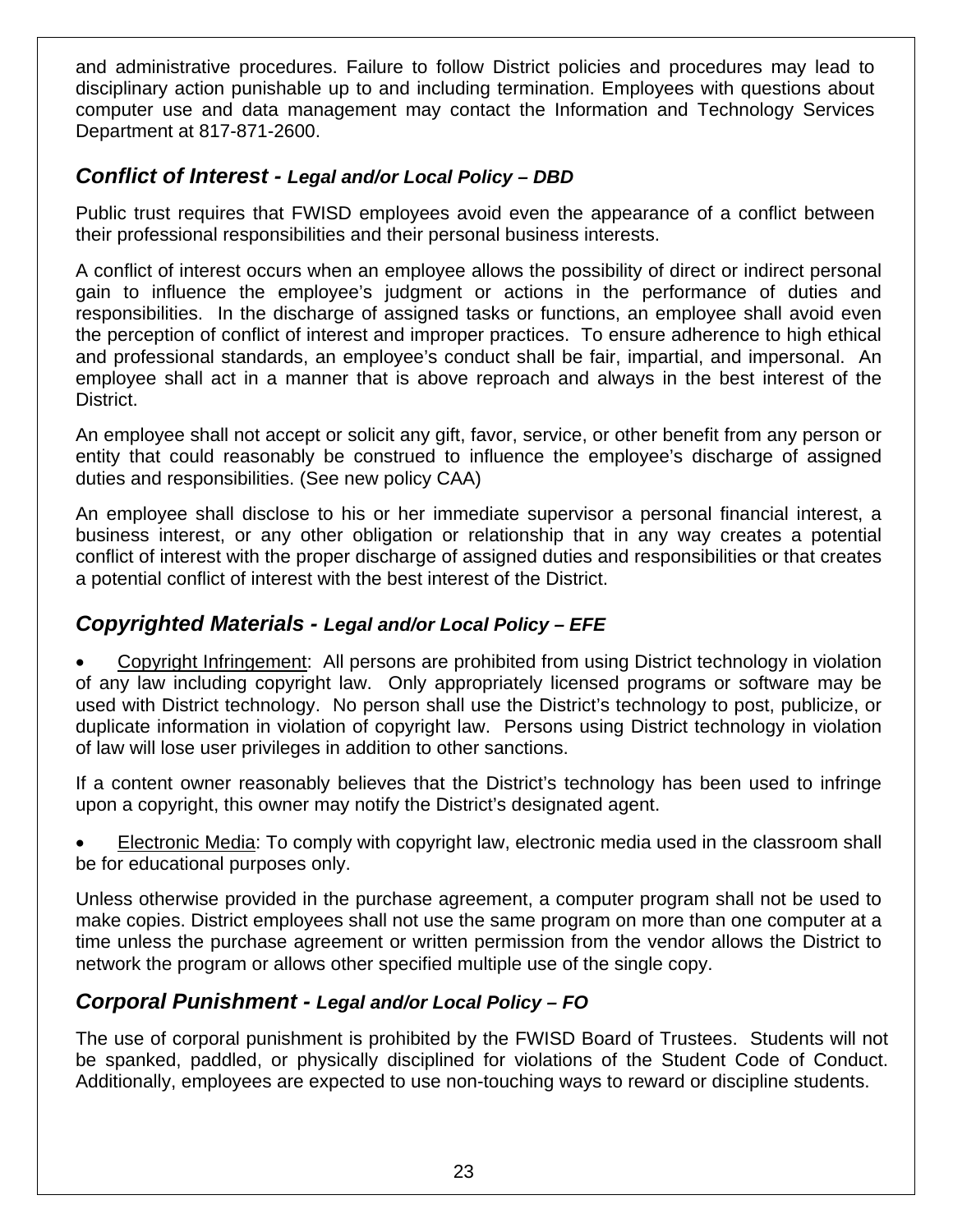and administrative procedures. Failure to follow District policies and procedures may lead to disciplinary action punishable up to and including termination. Employees with questions about computer use and data management may contact the Information and Technology Services Department at 817-871-2600.

## *Conflict of Interest - Legal and/or Local Policy – DBD*

Public trust requires that FWISD employees avoid even the appearance of a conflict between their professional responsibilities and their personal business interests.

A conflict of interest occurs when an employee allows the possibility of direct or indirect personal gain to influence the employee's judgment or actions in the performance of duties and responsibilities. In the discharge of assigned tasks or functions, an employee shall avoid even the perception of conflict of interest and improper practices. To ensure adherence to high ethical and professional standards, an employee's conduct shall be fair, impartial, and impersonal. An employee shall act in a manner that is above reproach and always in the best interest of the District.

An employee shall not accept or solicit any gift, favor, service, or other benefit from any person or entity that could reasonably be construed to influence the employee's discharge of assigned duties and responsibilities. (See new policy CAA)

An employee shall disclose to his or her immediate supervisor a personal financial interest, a business interest, or any other obligation or relationship that in any way creates a potential conflict of interest with the proper discharge of assigned duties and responsibilities or that creates a potential conflict of interest with the best interest of the District.

## *Copyrighted Materials - Legal and/or Local Policy – EFE*

- Copyright Infringement: All persons are prohibited from using District technology in violation of any law including copyright law. Only appropriately licensed programs or software may be used with District technology. No person shall use the District's technology to post, publicize, or duplicate information in violation of copyright law. Persons using District technology in violation of law will lose user privileges in addition to other sanctions.

If a content owner reasonably believes that the District's technology has been used to infringe upon a copyright, this owner may notify the District's designated agent.

- Electronic Media: To comply with copyright law, electronic media used in the classroom shall be for educational purposes only.

Unless otherwise provided in the purchase agreement, a computer program shall not be used to make copies. District employees shall not use the same program on more than one computer at a time unless the purchase agreement or written permission from the vendor allows the District to network the program or allows other specified multiple use of the single copy.

## *Corporal Punishment - Legal and/or Local Policy – FO*

The use of corporal punishment is prohibited by the FWISD Board of Trustees. Students will not be spanked, paddled, or physically disciplined for violations of the Student Code of Conduct. Additionally, employees are expected to use non-touching ways to reward or discipline students.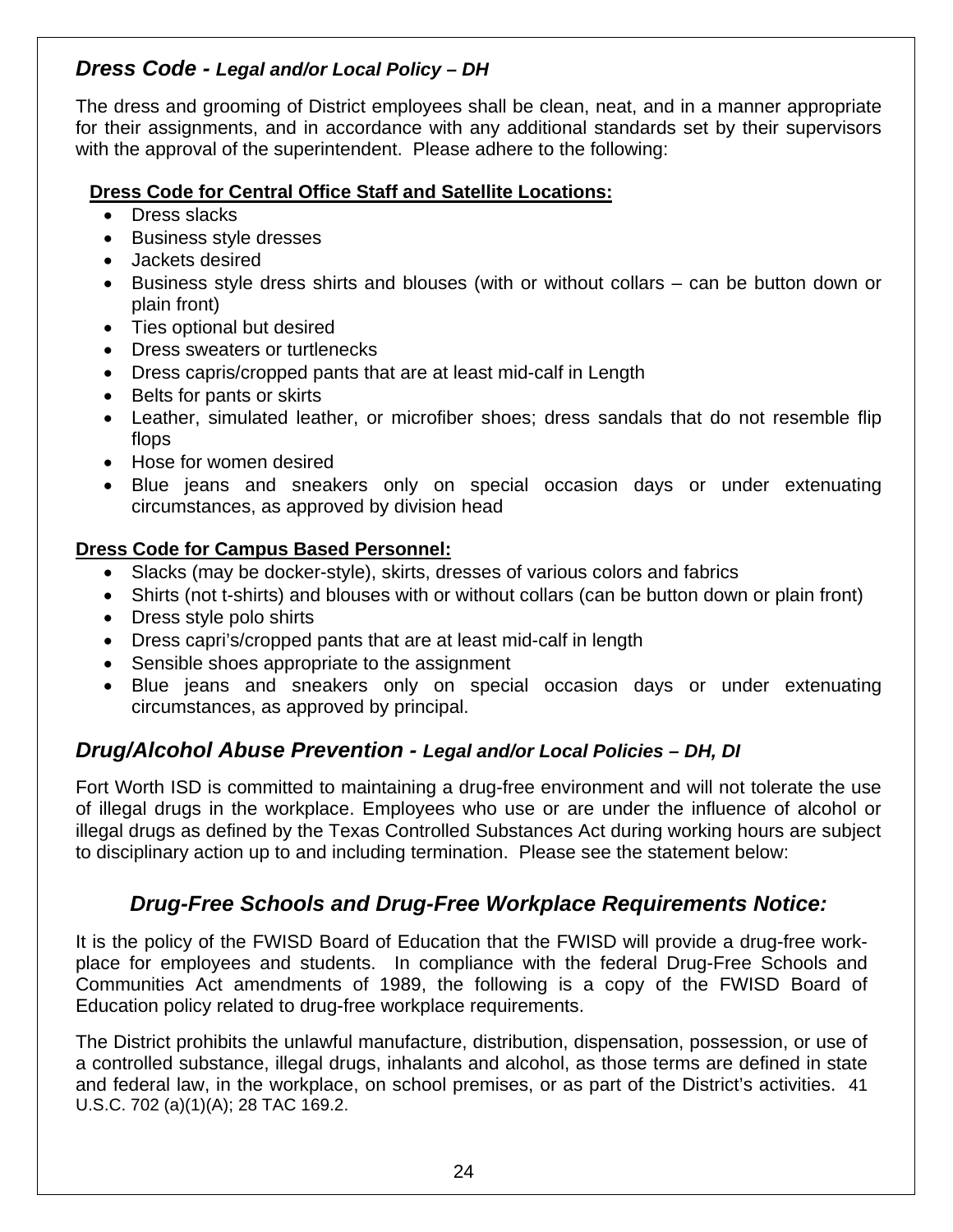## *Dress Code - Legal and/or Local Policy – DH*

The dress and grooming of District employees shall be clean, neat, and in a manner appropriate for their assignments, and in accordance with any additional standards set by their supervisors with the approval of the superintendent. Please adhere to the following:

**Dress Code for Central Office Staff and Satellite Locations:**

- Dress slacks
- Business style dresses
- Jackets desired
- Business style dress shirts and blouses (with or without collars – can be button down or plain front)
- Ties optional but desired
- Dress sweaters or turtlenecks
- Dress capris/cropped pants that are at least mid-calf in Length
- Belts for pants or skirts
- Leather, simulated leather, or microfiber shoes; dress sandals that do not resemble flip flops
- Hose for women desired
- Blue jeans and sneakers only on special occasion days or under extenuating circumstances, as approved by division head

**Dress Code for Campus Based Personnel:**

- Slacks (may be docker-style), skirts, dresses of various colors and fabrics
- Shirts (not t-shirts) and blouses with or without collars (can be button down or plain front)
- Dress style polo shirts
- Dress capri's/cropped pants that are at least mid-calf in length
- Sensible shoes appropriate to the assignment
- Blue jeans and sneakers only on special occasion days or under extenuating circumstances, as approved by principal.

## *Drug/Alcohol Abuse Prevention - Legal and/or Local Policies – DH, DI*

Fort Worth ISD is committed to maintaining a drug-free environment and will not tolerate the use of illegal drugs in the workplace. Employees who use or are under the influence of alcohol or illegal drugs as defined by the Texas Controlled Substances Act during working hours are subject to disciplinary action up to and including termination. Please see the statement below:

### *Drug-Free Schools and Drug-Free Workplace Requirements Notice:*

It is the policy of the FWISD Board of Education that the FWISD will provide a drug-free work-place for employees and students. In compliance with the federal Drug-Free Schools and Communities Act amendments of 1989, the following is a copy of the FWISD Board of Education policy related to drug-free workplace requirements.

The District prohibits the unlawful manufacture, distribution, dispensation, possession, or use of a controlled substance, illegal drugs, inhalants and alcohol, as those terms are defined in state and federal law, in the workplace, on school premises, or as part of the District's activities. 41 U.S.C. 702 (a)(1)(A); 28 TAC 169.2.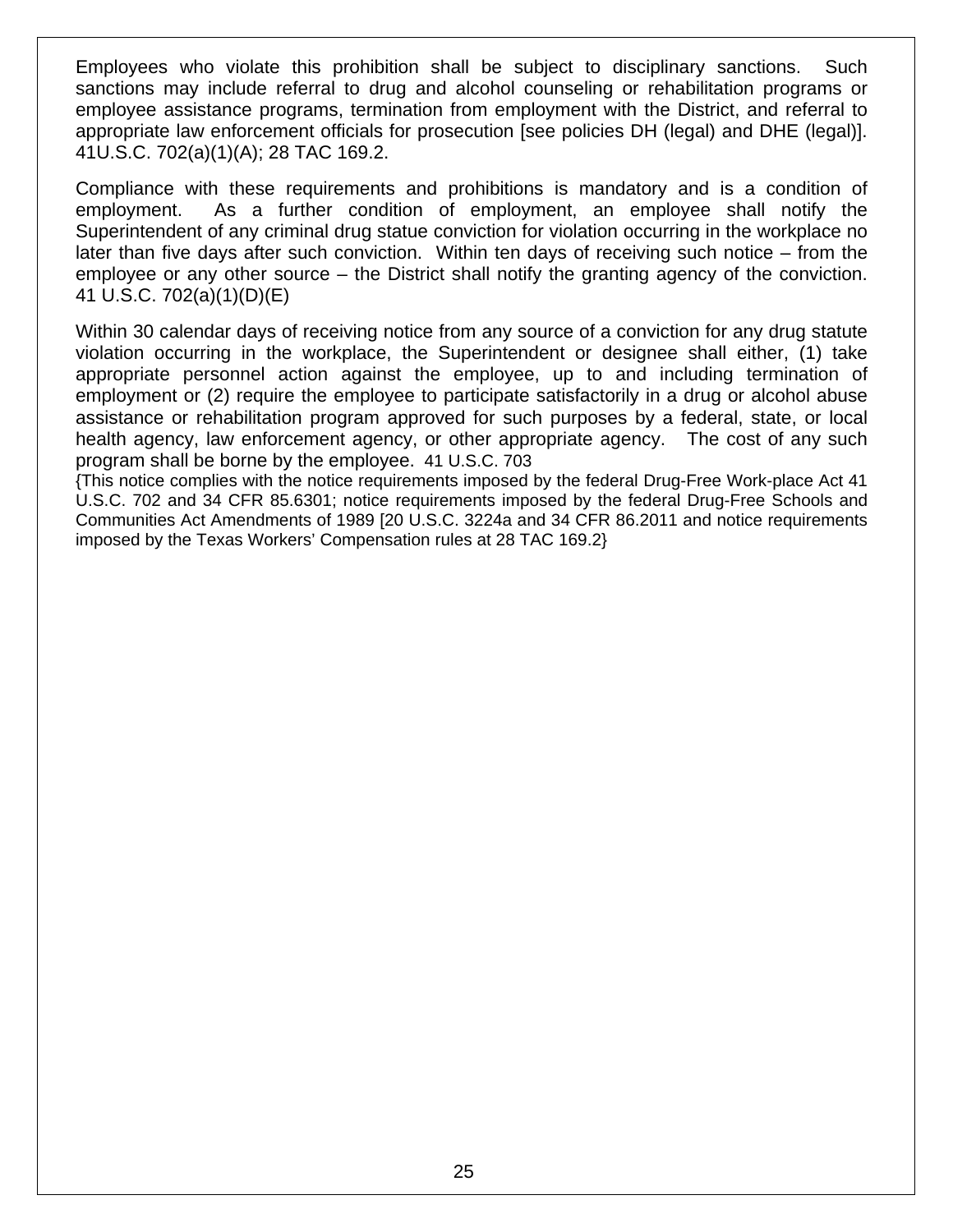Employees who violate this prohibition shall be subject to disciplinary sanctions. Such sanctions may include referral to drug and alcohol counseling or rehabilitation programs or employee assistance programs, termination from employment with the District, and referral to appropriate law enforcement officials for prosecution [see policies DH (legal) and DHE (legal)]. 41U.S.C. 702(a)(1)(A); 28 TAC 169.2.

Compliance with these requirements and prohibitions is mandatory and is a condition of employment. As a further condition of employment, an employee shall notify the Superintendent of any criminal drug statue conviction for violation occurring in the workplace no later than five days after such conviction. Within ten days of receiving such notice – from the employee or any other source – the District shall notify the granting agency of the conviction. 41 U.S.C. 702(a)(1)(D)(E)

Within 30 calendar days of receiving notice from any source of a conviction for any drug statute violation occurring in the workplace, the Superintendent or designee shall either, (1) take appropriate personnel action against the employee, up to and including termination of employment or (2) require the employee to participate satisfactorily in a drug or alcohol abuse assistance or rehabilitation program approved for such purposes by a federal, state, or local health agency, law enforcement agency, or other appropriate agency. The cost of any such program shall be borne by the employee. 41 U.S.C. 703

{This notice complies with the notice requirements imposed by the federal Drug-Free Work-place Act 41 U.S.C. 702 and 34 CFR 85.6301; notice requirements imposed by the federal Drug-Free Schools and Communities Act Amendments of 1989 [20 U.S.C. 3224a and 34 CFR 86.2011 and notice requirements imposed by the Texas Workers' Compensation rules at 28 TAC 169.2}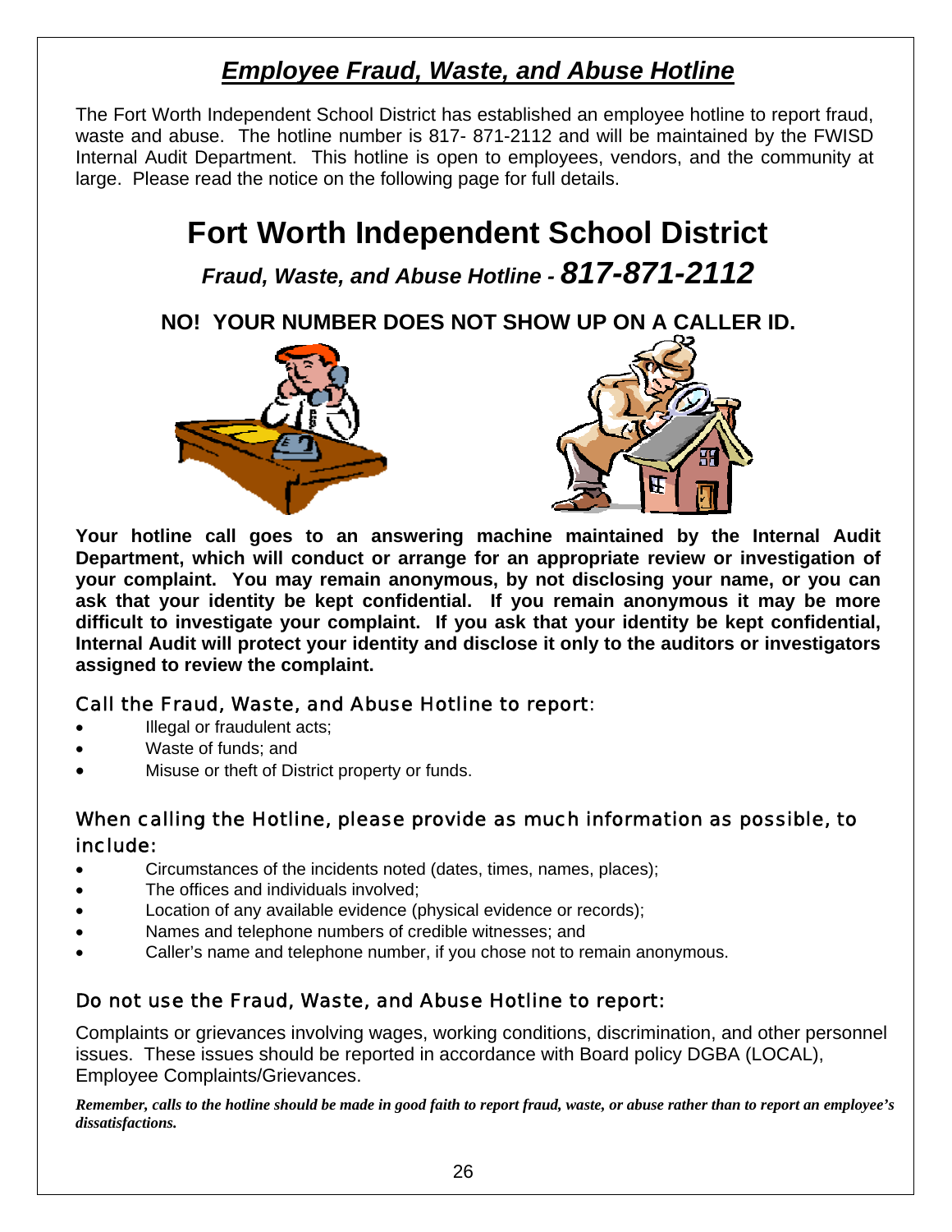## ***Employee Fraud, Waste, and Abuse Hotline***

The Fort Worth Independent School District has established an employee hotline to report fraud, waste and abuse. The hotline number is 817- 871-2112 and will be maintained by the FWISD Internal Audit Department. This hotline is open to employees, vendors, and the community at large. Please read the notice on the following page for full details.

# Fort Worth Independent School District

### *Fraud, Waste, and Abuse Hotline - 817-871-2112*

**NO! YOUR NUMBER DOES NOT SHOW UP ON A CALLER ID.**

**Your hotline call goes to an answering machine maintained by the Internal Audit Department, which will conduct or arrange for an appropriate review or investigation of your complaint. You may remain anonymous, by not disclosing your name, or you can ask that your identity be kept confidential. If you remain anonymous it may be more difficult to investigate your complaint. If you ask that your identity be kept confidential, Internal Audit will protect your identity and disclose it only to the auditors or investigators assigned to review the complaint.**

### Call the Fraud, Waste, and Abuse Hotline to report:

- Illegal or fraudulent acts;
- Waste of funds; and
- Misuse or theft of District property or funds.

### When calling the Hotline, please provide as much information as possible, to include:

- Circumstances of the incidents noted (dates, times, names, places);
- The offices and individuals involved;
- Location of any available evidence (physical evidence or records);
- Names and telephone numbers of credible witnesses; and
- Caller's name and telephone number, if you chose not to remain anonymous.

### Do not use the Fraud, Waste, and Abuse Hotline to report:

Complaints or grievances involving wages, working conditions, discrimination, and other personnel issues. These issues should be reported in accordance with Board policy DGBA (LOCAL), Employee Complaints/Grievances.

***Remember, calls to the hotline should be made in good faith to report fraud, waste, or abuse rather than to report an employee's dissatisfactions.***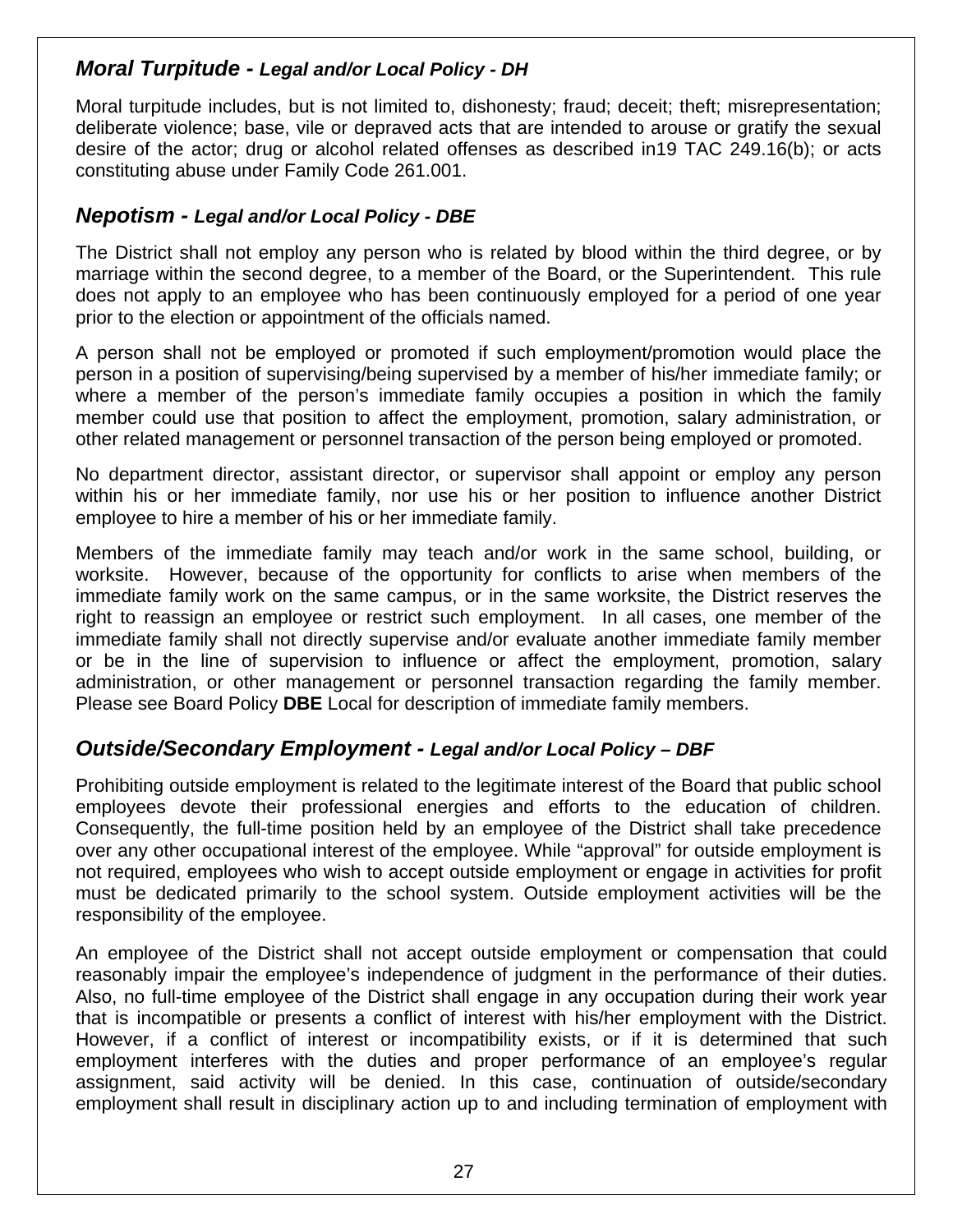### *Moral Turpitude - Legal and/or Local Policy - DH*

Moral turpitude includes, but is not limited to, dishonesty; fraud; deceit; theft; misrepresentation; deliberate violence; base, vile or depraved acts that are intended to arouse or gratify the sexual desire of the actor; drug or alcohol related offenses as described in19 TAC 249.16(b); or acts constituting abuse under Family Code 261.001.

### *Nepotism - Legal and/or Local Policy - DBE*

The District shall not employ any person who is related by blood within the third degree, or by marriage within the second degree, to a member of the Board, or the Superintendent. This rule does not apply to an employee who has been continuously employed for a period of one year prior to the election or appointment of the officials named.

A person shall not be employed or promoted if such employment/promotion would place the person in a position of supervising/being supervised by a member of his/her immediate family; or where a member of the person's immediate family occupies a position in which the family member could use that position to affect the employment, promotion, salary administration, or other related management or personnel transaction of the person being employed or promoted.

No department director, assistant director, or supervisor shall appoint or employ any person within his or her immediate family, nor use his or her position to influence another District employee to hire a member of his or her immediate family.

Members of the immediate family may teach and/or work in the same school, building, or worksite. However, because of the opportunity for conflicts to arise when members of the immediate family work on the same campus, or in the same worksite, the District reserves the right to reassign an employee or restrict such employment. In all cases, one member of the immediate family shall not directly supervise and/or evaluate another immediate family member or be in the line of supervision to influence or affect the employment, promotion, salary administration, or other management or personnel transaction regarding the family member. Please see Board Policy **DBE** Local for description of immediate family members.

### *Outside/Secondary Employment - Legal and/or Local Policy – DBF*

Prohibiting outside employment is related to the legitimate interest of the Board that public school employees devote their professional energies and efforts to the education of children. Consequently, the full-time position held by an employee of the District shall take precedence over any other occupational interest of the employee. While "approval" for outside employment is not required, employees who wish to accept outside employment or engage in activities for profit must be dedicated primarily to the school system. Outside employment activities will be the responsibility of the employee.

An employee of the District shall not accept outside employment or compensation that could reasonably impair the employee's independence of judgment in the performance of their duties. Also, no full-time employee of the District shall engage in any occupation during their work year that is incompatible or presents a conflict of interest with his/her employment with the District. However, if a conflict of interest or incompatibility exists, or if it is determined that such employment interferes with the duties and proper performance of an employee's regular assignment, said activity will be denied. In this case, continuation of outside/secondary employment shall result in disciplinary action up to and including termination of employment with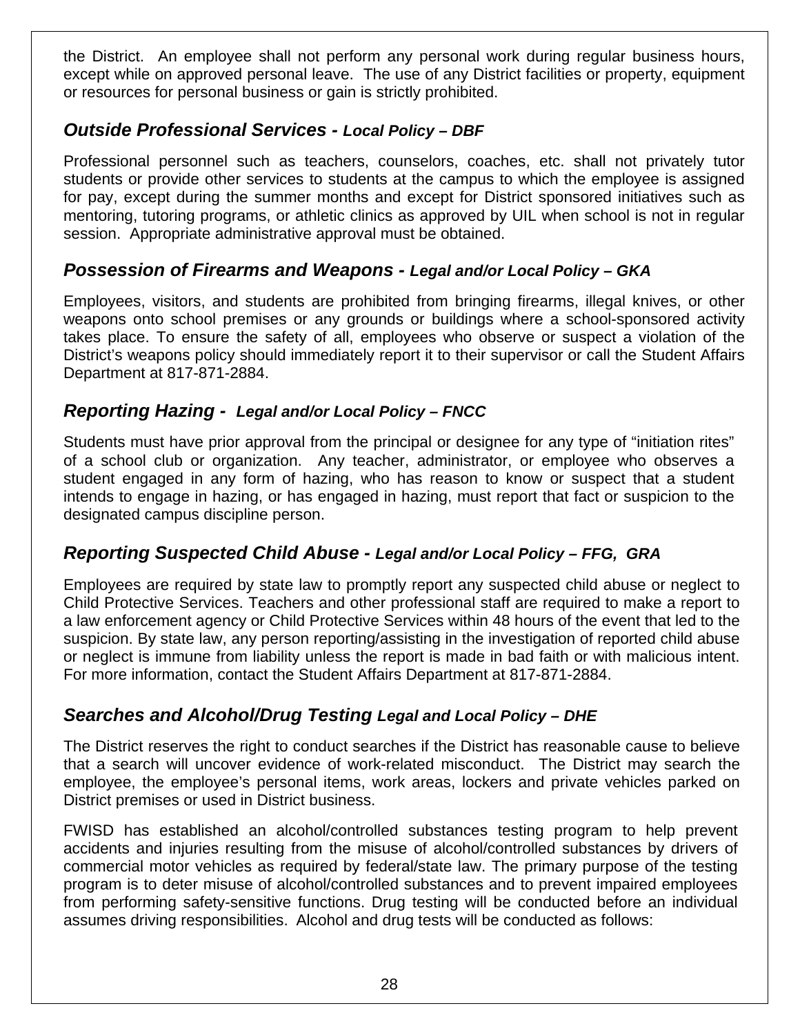the District. An employee shall not perform any personal work during regular business hours, except while on approved personal leave. The use of any District facilities or property, equipment or resources for personal business or gain is strictly prohibited.

### *Outside Professional Services - Local Policy – DBF*

Professional personnel such as teachers, counselors, coaches, etc. shall not privately tutor students or provide other services to students at the campus to which the employee is assigned for pay, except during the summer months and except for District sponsored initiatives such as mentoring, tutoring programs, or athletic clinics as approved by UIL when school is not in regular session. Appropriate administrative approval must be obtained.

### *Possession of Firearms and Weapons - Legal and/or Local Policy – GKA*

Employees, visitors, and students are prohibited from bringing firearms, illegal knives, or other weapons onto school premises or any grounds or buildings where a school-sponsored activity takes place. To ensure the safety of all, employees who observe or suspect a violation of the District's weapons policy should immediately report it to their supervisor or call the Student Affairs Department at 817-871-2884.

### *Reporting Hazing - Legal and/or Local Policy – FNCC*

Students must have prior approval from the principal or designee for any type of "initiation rites" of a school club or organization. Any teacher, administrator, or employee who observes a student engaged in any form of hazing, who has reason to know or suspect that a student intends to engage in hazing, or has engaged in hazing, must report that fact or suspicion to the designated campus discipline person.

### *Reporting Suspected Child Abuse - Legal and/or Local Policy – FFG, GRA*

Employees are required by state law to promptly report any suspected child abuse or neglect to Child Protective Services. Teachers and other professional staff are required to make a report to a law enforcement agency or Child Protective Services within 48 hours of the event that led to the suspicion. By state law, any person reporting/assisting in the investigation of reported child abuse or neglect is immune from liability unless the report is made in bad faith or with malicious intent. For more information, contact the Student Affairs Department at 817-871-2884.

### *Searches and Alcohol/Drug Testing Legal and Local Policy – DHE*

The District reserves the right to conduct searches if the District has reasonable cause to believe that a search will uncover evidence of work-related misconduct. The District may search the employee, the employee's personal items, work areas, lockers and private vehicles parked on District premises or used in District business.

FWISD has established an alcohol/controlled substances testing program to help prevent accidents and injuries resulting from the misuse of alcohol/controlled substances by drivers of commercial motor vehicles as required by federal/state law. The primary purpose of the testing program is to deter misuse of alcohol/controlled substances and to prevent impaired employees from performing safety-sensitive functions. Drug testing will be conducted before an individual assumes driving responsibilities. Alcohol and drug tests will be conducted as follows: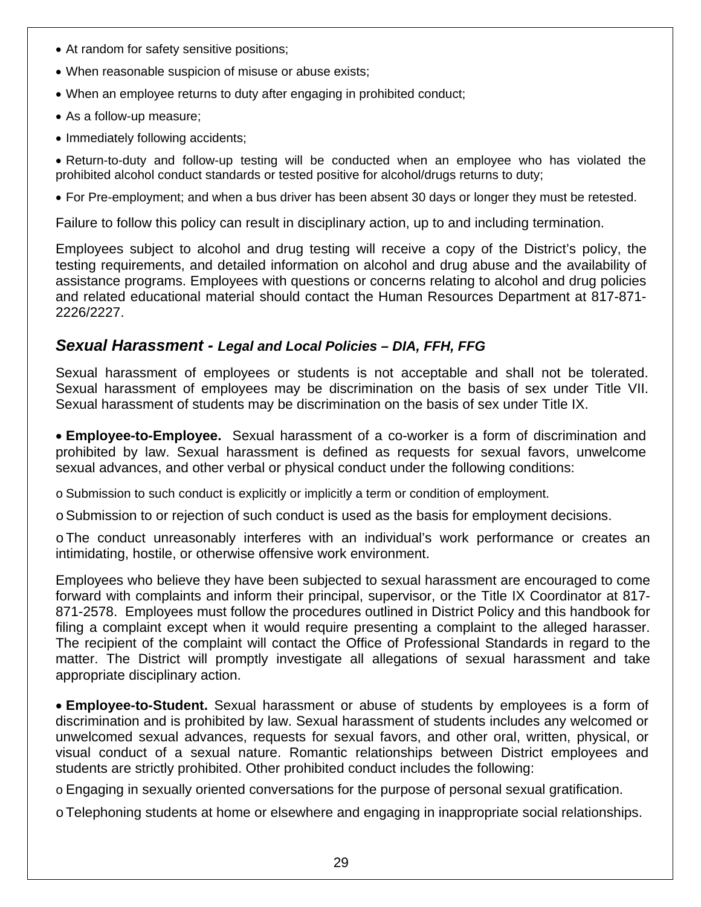- At random for safety sensitive positions;
- When reasonable suspicion of misuse or abuse exists;
- When an employee returns to duty after engaging in prohibited conduct;
- As a follow-up measure;
- Immediately following accidents;
- Return-to-duty and follow-up testing will be conducted when an employee who has violated the prohibited alcohol conduct standards or tested positive for alcohol/drugs returns to duty;
- For Pre-employment; and when a bus driver has been absent 30 days or longer they must be retested.

Failure to follow this policy can result in disciplinary action, up to and including termination.

Employees subject to alcohol and drug testing will receive a copy of the District's policy, the testing requirements, and detailed information on alcohol and drug abuse and the availability of assistance programs. Employees with questions or concerns relating to alcohol and drug policies and related educational material should contact the Human Resources Department at 817-871-2226/2227.

## *Sexual Harassment - Legal and Local Policies – DIA, FFH, FFG*

Sexual harassment of employees or students is not acceptable and shall not be tolerated. Sexual harassment of employees may be discrimination on the basis of sex under Title VII. Sexual harassment of students may be discrimination on the basis of sex under Title IX.

- **Employee-to-Employee.** Sexual harassment of a co-worker is a form of discrimination and prohibited by law. Sexual harassment is defined as requests for sexual favors, unwelcome sexual advances, and other verbal or physical conduct under the following conditions:
  - Submission to such conduct is explicitly or implicitly a term or condition of employment.
  - Submission to or rejection of such conduct is used as the basis for employment decisions.
  - The conduct unreasonably interferes with an individual's work performance or creates an intimidating, hostile, or otherwise offensive work environment.

Employees who believe they have been subjected to sexual harassment are encouraged to come forward with complaints and inform their principal, supervisor, or the Title IX Coordinator at 817-871-2578. Employees must follow the procedures outlined in District Policy and this handbook for filing a complaint except when it would require presenting a complaint to the alleged harasser. The recipient of the complaint will contact the Office of Professional Standards in regard to the matter. The District will promptly investigate all allegations of sexual harassment and take appropriate disciplinary action.

- **Employee-to-Student.** Sexual harassment or abuse of students by employees is a form of discrimination and is prohibited by law. Sexual harassment of students includes any welcomed or unwelcomed sexual advances, requests for sexual favors, and other oral, written, physical, or visual conduct of a sexual nature. Romantic relationships between District employees and students are strictly prohibited. Other prohibited conduct includes the following:
  - Engaging in sexually oriented conversations for the purpose of personal sexual gratification.
  - Telephoning students at home or elsewhere and engaging in inappropriate social relationships.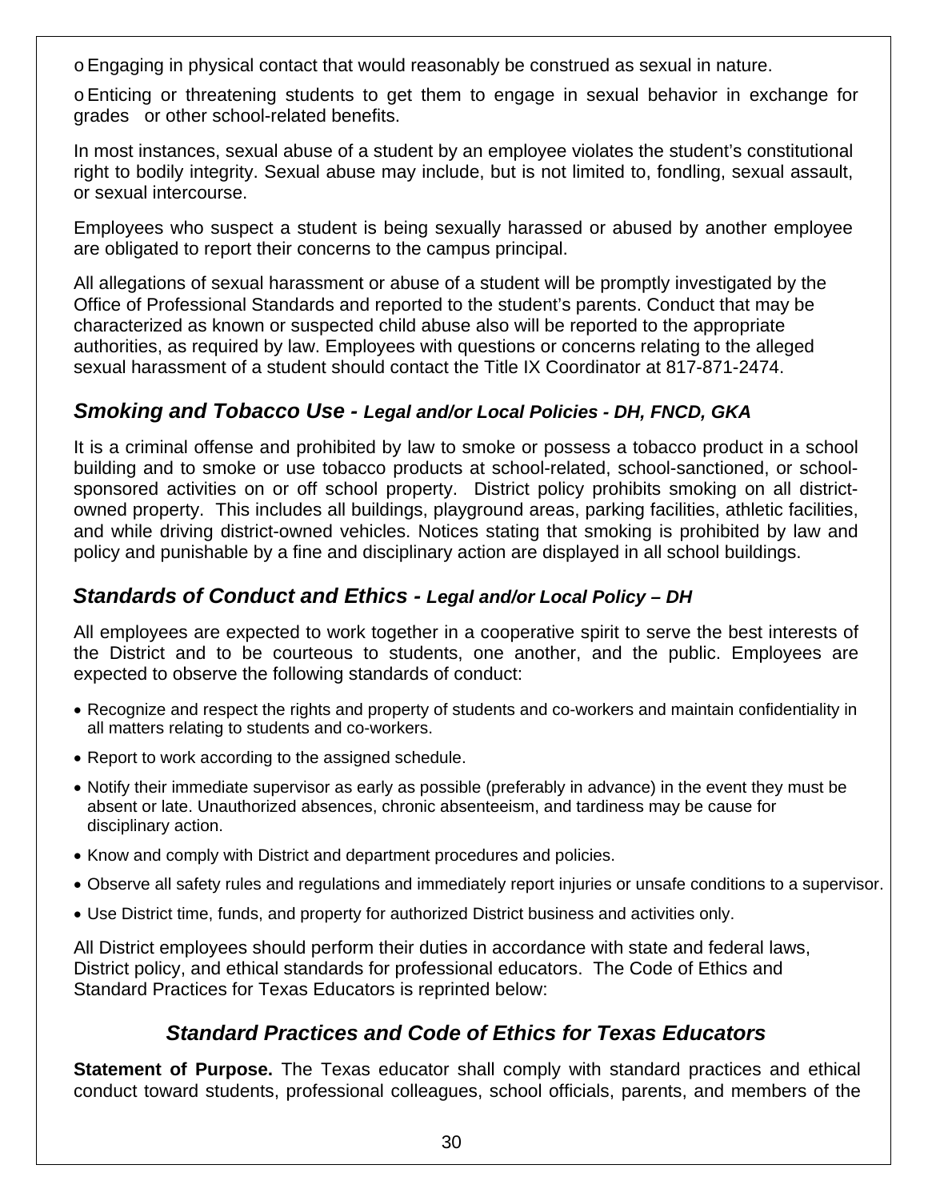- Engaging in physical contact that would reasonably be construed as sexual in nature.
- Enticing or threatening students to get them to engage in sexual behavior in exchange for grades or other school-related benefits.

In most instances, sexual abuse of a student by an employee violates the student's constitutional right to bodily integrity. Sexual abuse may include, but is not limited to, fondling, sexual assault, or sexual intercourse.

Employees who suspect a student is being sexually harassed or abused by another employee are obligated to report their concerns to the campus principal.

All allegations of sexual harassment or abuse of a student will be promptly investigated by the Office of Professional Standards and reported to the student's parents. Conduct that may be characterized as known or suspected child abuse also will be reported to the appropriate authorities, as required by law. Employees with questions or concerns relating to the alleged sexual harassment of a student should contact the Title IX Coordinator at 817-871-2474.

## *Smoking and Tobacco Use - Legal and/or Local Policies - DH, FNCD, GKA*

It is a criminal offense and prohibited by law to smoke or possess a tobacco product in a school building and to smoke or use tobacco products at school-related, school-sanctioned, or school-sponsored activities on or off school property. District policy prohibits smoking on all district-owned property. This includes all buildings, playground areas, parking facilities, athletic facilities, and while driving district-owned vehicles. Notices stating that smoking is prohibited by law and policy and punishable by a fine and disciplinary action are displayed in all school buildings.

## *Standards of Conduct and Ethics - Legal and/or Local Policy – DH*

All employees are expected to work together in a cooperative spirit to serve the best interests of the District and to be courteous to students, one another, and the public. Employees are expected to observe the following standards of conduct:

- Recognize and respect the rights and property of students and co-workers and maintain confidentiality in all matters relating to students and co-workers.
- Report to work according to the assigned schedule.
- Notify their immediate supervisor as early as possible (preferably in advance) in the event they must be absent or late. Unauthorized absences, chronic absenteeism, and tardiness may be cause for disciplinary action.
- Know and comply with District and department procedures and policies.
- Observe all safety rules and regulations and immediately report injuries or unsafe conditions to a supervisor.
- Use District time, funds, and property for authorized District business and activities only.

All District employees should perform their duties in accordance with state and federal laws, District policy, and ethical standards for professional educators. The Code of Ethics and Standard Practices for Texas Educators is reprinted below:

### *Standard Practices and Code of Ethics for Texas Educators*

**Statement of Purpose.** The Texas educator shall comply with standard practices and ethical conduct toward students, professional colleagues, school officials, parents, and members of the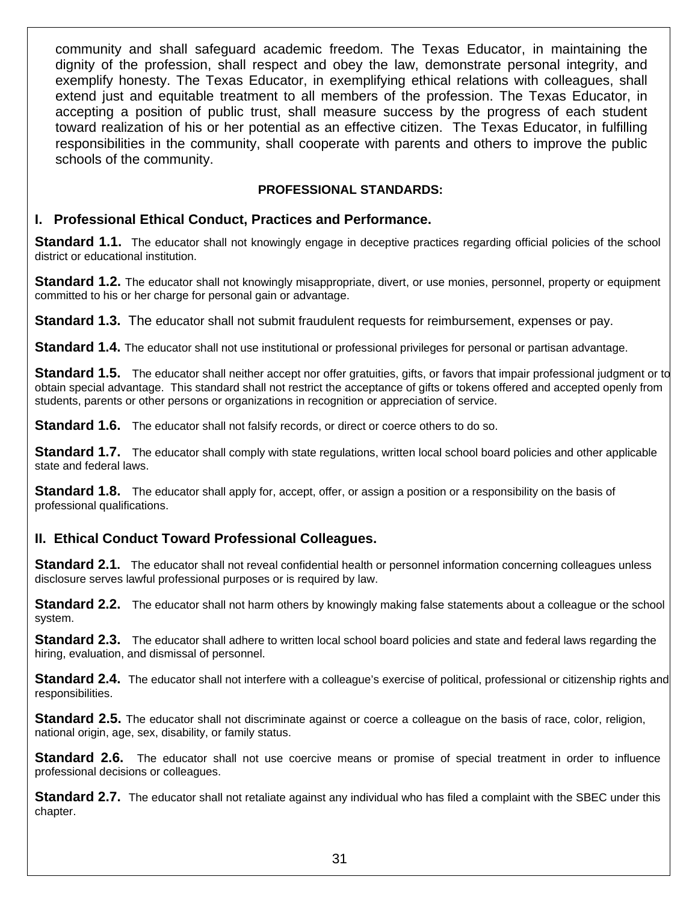community and shall safeguard academic freedom. The Texas Educator, in maintaining the dignity of the profession, shall respect and obey the law, demonstrate personal integrity, and exemplify honesty. The Texas Educator, in exemplifying ethical relations with colleagues, shall extend just and equitable treatment to all members of the profession. The Texas Educator, in accepting a position of public trust, shall measure success by the progress of each student toward realization of his or her potential as an effective citizen. The Texas Educator, in fulfilling responsibilities in the community, shall cooperate with parents and others to improve the public schools of the community.

**PROFESSIONAL STANDARDS:**

## I. Professional Ethical Conduct, Practices and Performance.

**Standard 1.1.** The educator shall not knowingly engage in deceptive practices regarding official policies of the school district or educational institution.

**Standard 1.2.** The educator shall not knowingly misappropriate, divert, or use monies, personnel, property or equipment committed to his or her charge for personal gain or advantage.

**Standard 1.3.** The educator shall not submit fraudulent requests for reimbursement, expenses or pay.

**Standard 1.4.** The educator shall not use institutional or professional privileges for personal or partisan advantage.

**Standard 1.5.** The educator shall neither accept nor offer gratuities, gifts, or favors that impair professional judgment or to obtain special advantage. This standard shall not restrict the acceptance of gifts or tokens offered and accepted openly from students, parents or other persons or organizations in recognition or appreciation of service.

**Standard 1.6.** The educator shall not falsify records, or direct or coerce others to do so.

**Standard 1.7.** The educator shall comply with state regulations, written local school board policies and other applicable state and federal laws.

**Standard 1.8.** The educator shall apply for, accept, offer, or assign a position or a responsibility on the basis of professional qualifications.

## II. Ethical Conduct Toward Professional Colleagues.

**Standard 2.1.** The educator shall not reveal confidential health or personnel information concerning colleagues unless disclosure serves lawful professional purposes or is required by law.

**Standard 2.2.** The educator shall not harm others by knowingly making false statements about a colleague or the school system.

**Standard 2.3.** The educator shall adhere to written local school board policies and state and federal laws regarding the hiring, evaluation, and dismissal of personnel.

**Standard 2.4.** The educator shall not interfere with a colleague's exercise of political, professional or citizenship rights and responsibilities.

**Standard 2.5.** The educator shall not discriminate against or coerce a colleague on the basis of race, color, religion, national origin, age, sex, disability, or family status.

**Standard 2.6.** The educator shall not use coercive means or promise of special treatment in order to influence professional decisions or colleagues.

**Standard 2.7.** The educator shall not retaliate against any individual who has filed a complaint with the SBEC under this chapter.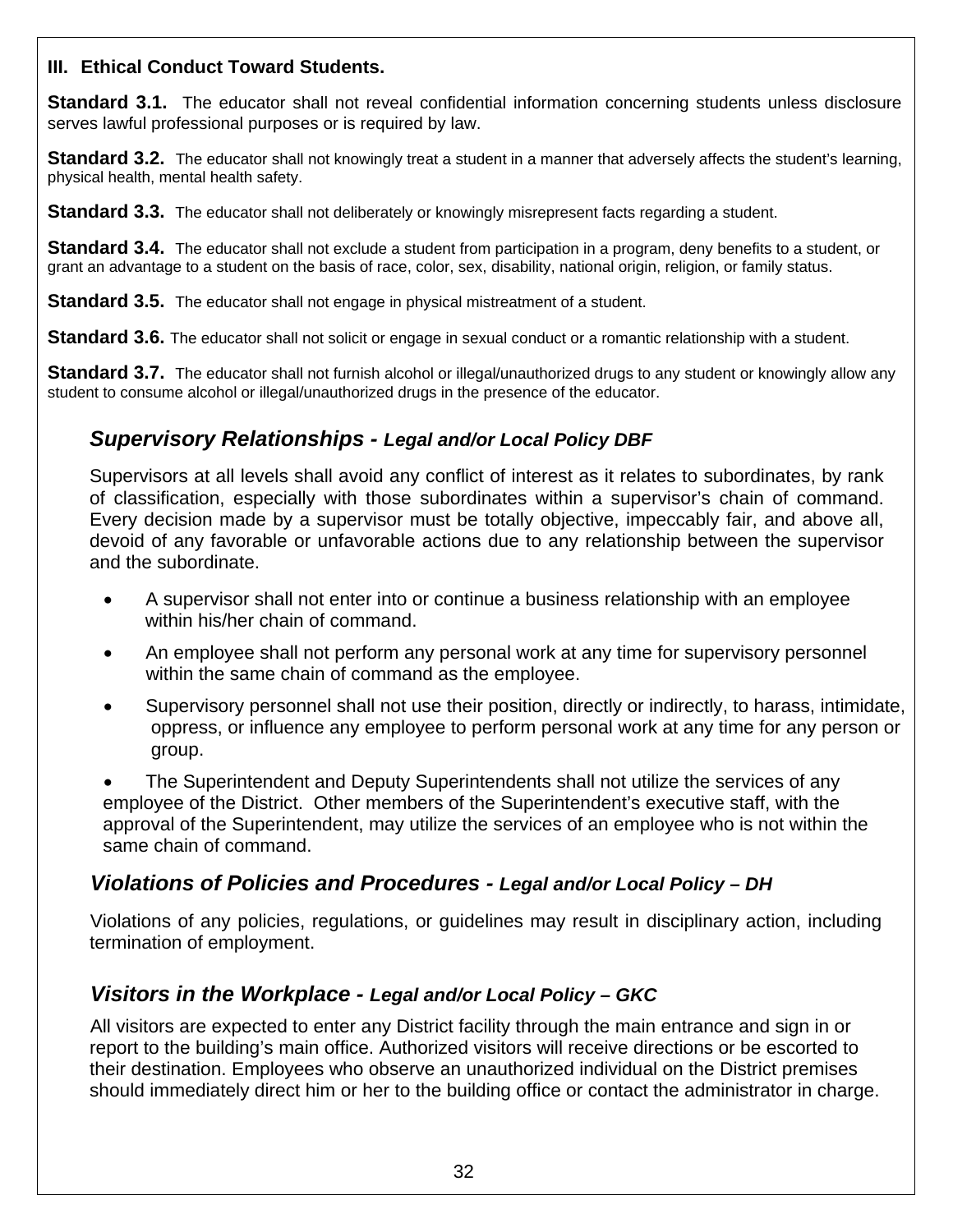### III. Ethical Conduct Toward Students.

**Standard 3.1.** The educator shall not reveal confidential information concerning students unless disclosure serves lawful professional purposes or is required by law.

**Standard 3.2.** The educator shall not knowingly treat a student in a manner that adversely affects the student's learning, physical health, mental health safety.

**Standard 3.3.** The educator shall not deliberately or knowingly misrepresent facts regarding a student.

**Standard 3.4.** The educator shall not exclude a student from participation in a program, deny benefits to a student, or grant an advantage to a student on the basis of race, color, sex, disability, national origin, religion, or family status.

**Standard 3.5.** The educator shall not engage in physical mistreatment of a student.

**Standard 3.6.** The educator shall not solicit or engage in sexual conduct or a romantic relationship with a student.

**Standard 3.7.** The educator shall not furnish alcohol or illegal/unauthorized drugs to any student or knowingly allow any student to consume alcohol or illegal/unauthorized drugs in the presence of the educator.

## *Supervisory Relationships - Legal and/or Local Policy DBF*

Supervisors at all levels shall avoid any conflict of interest as it relates to subordinates, by rank of classification, especially with those subordinates within a supervisor's chain of command. Every decision made by a supervisor must be totally objective, impeccably fair, and above all, devoid of any favorable or unfavorable actions due to any relationship between the supervisor and the subordinate.

- A supervisor shall not enter into or continue a business relationship with an employee within his/her chain of command.
- An employee shall not perform any personal work at any time for supervisory personnel within the same chain of command as the employee.
- Supervisory personnel shall not use their position, directly or indirectly, to harass, intimidate, oppress, or influence any employee to perform personal work at any time for any person or group.
- The Superintendent and Deputy Superintendents shall not utilize the services of any employee of the District. Other members of the Superintendent's executive staff, with the approval of the Superintendent, may utilize the services of an employee who is not within the same chain of command.

## *Violations of Policies and Procedures - Legal and/or Local Policy – DH*

Violations of any policies, regulations, or guidelines may result in disciplinary action, including termination of employment.

## *Visitors in the Workplace - Legal and/or Local Policy – GKC*

All visitors are expected to enter any District facility through the main entrance and sign in or report to the building's main office. Authorized visitors will receive directions or be escorted to their destination. Employees who observe an unauthorized individual on the District premises should immediately direct him or her to the building office or contact the administrator in charge.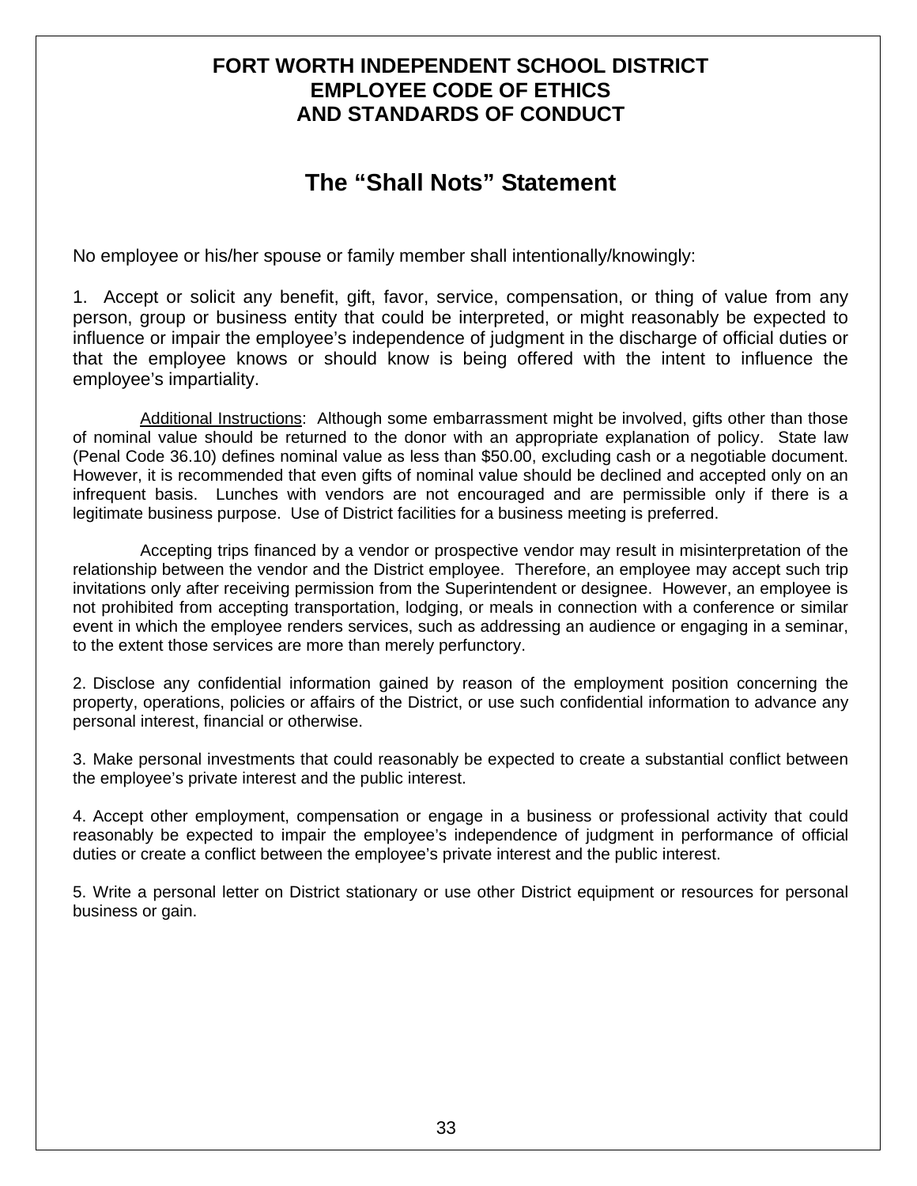# FORT WORTH INDEPENDENT SCHOOL DISTRICT
# EMPLOYEE CODE OF ETHICS
# AND STANDARDS OF CONDUCT

## The "Shall Nots" Statement

No employee or his/her spouse or family member shall intentionally/knowingly:

1. Accept or solicit any benefit, gift, favor, service, compensation, or thing of value from any person, group or business entity that could be interpreted, or might reasonably be expected to influence or impair the employee's independence of judgment in the discharge of official duties or that the employee knows or should know is being offered with the intent to influence the employee's impartiality.

   Additional Instructions: Although some embarrassment might be involved, gifts other than those of nominal value should be returned to the donor with an appropriate explanation of policy. State law (Penal Code 36.10) defines nominal value as less than $50.00, excluding cash or a negotiable document. However, it is recommended that even gifts of nominal value should be declined and accepted only on an infrequent basis. Lunches with vendors are not encouraged and are permissible only if there is a legitimate business purpose. Use of District facilities for a business meeting is preferred.

   Accepting trips financed by a vendor or prospective vendor may result in misinterpretation of the relationship between the vendor and the District employee. Therefore, an employee may accept such trip invitations only after receiving permission from the Superintendent or designee. However, an employee is not prohibited from accepting transportation, lodging, or meals in connection with a conference or similar event in which the employee renders services, such as addressing an audience or engaging in a seminar, to the extent those services are more than merely perfunctory.

2. Disclose any confidential information gained by reason of the employment position concerning the property, operations, policies or affairs of the District, or use such confidential information to advance any personal interest, financial or otherwise.

3. Make personal investments that could reasonably be expected to create a substantial conflict between the employee's private interest and the public interest.

4. Accept other employment, compensation or engage in a business or professional activity that could reasonably be expected to impair the employee's independence of judgment in performance of official duties or create a conflict between the employee's private interest and the public interest.

5. Write a personal letter on District stationary or use other District equipment or resources for personal business or gain.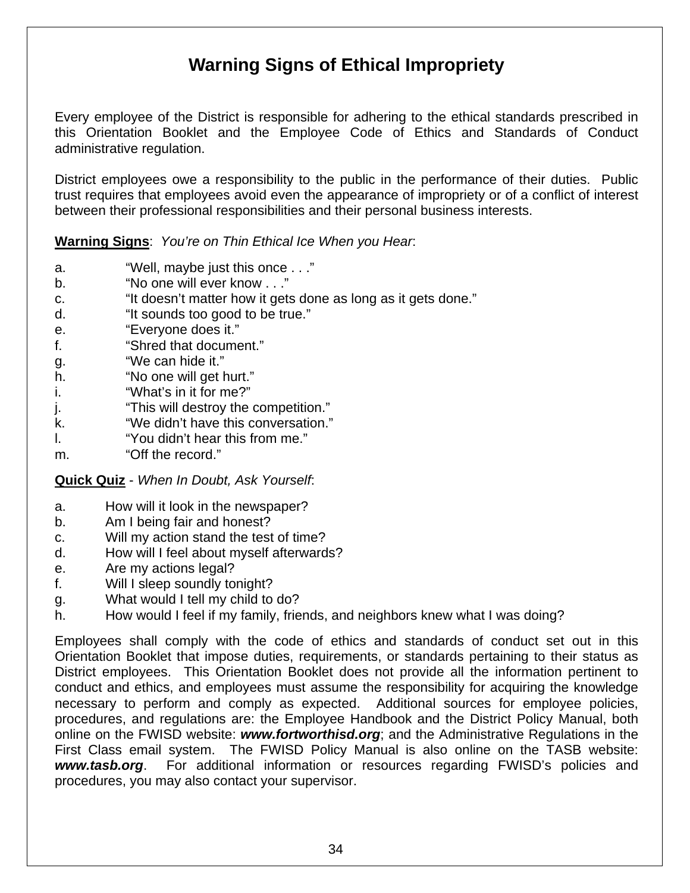# Warning Signs of Ethical Impropriety

Every employee of the District is responsible for adhering to the ethical standards prescribed in this Orientation Booklet and the Employee Code of Ethics and Standards of Conduct administrative regulation.

District employees owe a responsibility to the public in the performance of their duties. Public trust requires that employees avoid even the appearance of impropriety or of a conflict of interest between their professional responsibilities and their personal business interests.

**Warning Signs**: *You're on Thin Ethical Ice When you Hear*:

a. "Well, maybe just this once . . ."
b. "No one will ever know . . ."
c. "It doesn't matter how it gets done as long as it gets done."
d. "It sounds too good to be true."
e. "Everyone does it."
f. "Shred that document."
g. "We can hide it."
h. "No one will get hurt."
i. "What's in it for me?"
j. "This will destroy the competition."
k. "We didn't have this conversation."
l. "You didn't hear this from me."
m. "Off the record."

**Quick Quiz** - *When In Doubt, Ask Yourself*:

a. How will it look in the newspaper?
b. Am I being fair and honest?
c. Will my action stand the test of time?
d. How will I feel about myself afterwards?
e. Are my actions legal?
f. Will I sleep soundly tonight?
g. What would I tell my child to do?
h. How would I feel if my family, friends, and neighbors knew what I was doing?

Employees shall comply with the code of ethics and standards of conduct set out in this Orientation Booklet that impose duties, requirements, or standards pertaining to their status as District employees. This Orientation Booklet does not provide all the information pertinent to conduct and ethics, and employees must assume the responsibility for acquiring the knowledge necessary to perform and comply as expected. Additional sources for employee policies, procedures, and regulations are: the Employee Handbook and the District Policy Manual, both online on the FWISD website: ***www.fortworthisd.org***; and the Administrative Regulations in the First Class email system. The FWISD Policy Manual is also online on the TASB website: ***www.tasb.org***. For additional information or resources regarding FWISD's policies and procedures, you may also contact your supervisor.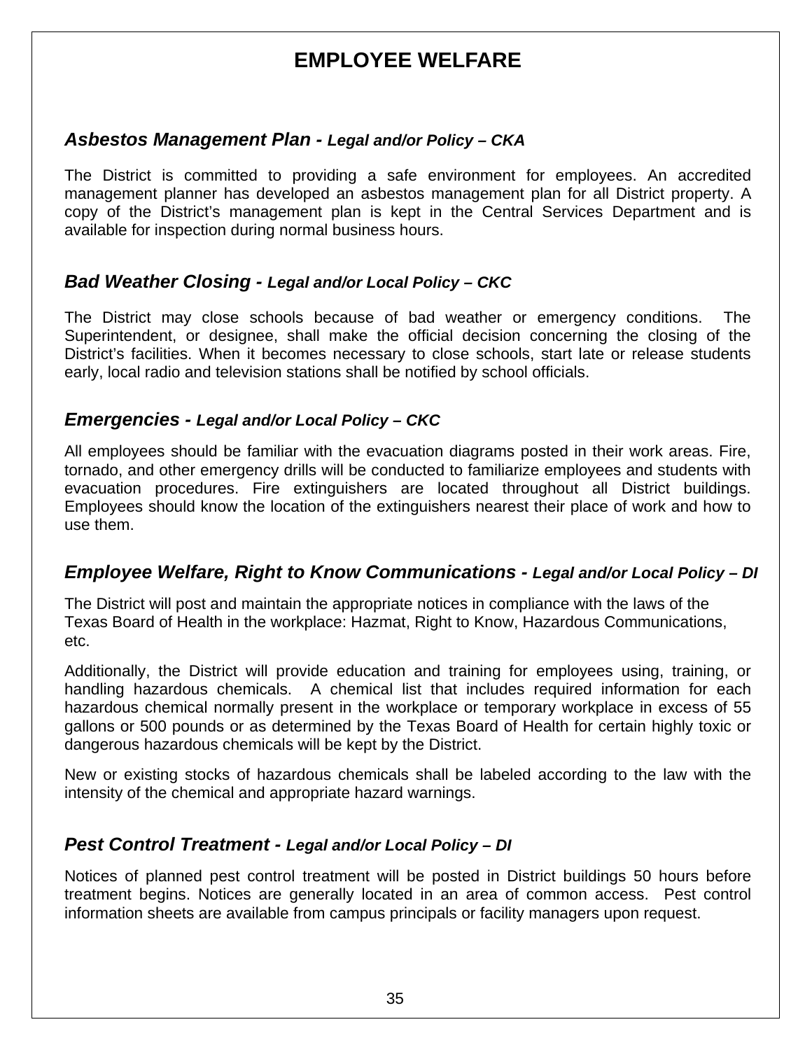# EMPLOYEE WELFARE

## *Asbestos Management Plan - **Legal and/or Policy – CKA***

The District is committed to providing a safe environment for employees. An accredited management planner has developed an asbestos management plan for all District property. A copy of the District's management plan is kept in the Central Services Department and is available for inspection during normal business hours.

## *Bad Weather Closing - **Legal and/or Local Policy – CKC***

The District may close schools because of bad weather or emergency conditions. The Superintendent, or designee, shall make the official decision concerning the closing of the District's facilities. When it becomes necessary to close schools, start late or release students early, local radio and television stations shall be notified by school officials.

## *Emergencies - **Legal and/or Local Policy – CKC***

All employees should be familiar with the evacuation diagrams posted in their work areas. Fire, tornado, and other emergency drills will be conducted to familiarize employees and students with evacuation procedures. Fire extinguishers are located throughout all District buildings. Employees should know the location of the extinguishers nearest their place of work and how to use them.

## *Employee Welfare, Right to Know Communications - **Legal and/or Local Policy – DI***

The District will post and maintain the appropriate notices in compliance with the laws of the Texas Board of Health in the workplace: Hazmat, Right to Know, Hazardous Communications, etc.

Additionally, the District will provide education and training for employees using, training, or handling hazardous chemicals. A chemical list that includes required information for each hazardous chemical normally present in the workplace or temporary workplace in excess of 55 gallons or 500 pounds or as determined by the Texas Board of Health for certain highly toxic or dangerous hazardous chemicals will be kept by the District.

New or existing stocks of hazardous chemicals shall be labeled according to the law with the intensity of the chemical and appropriate hazard warnings.

## *Pest Control Treatment - **Legal and/or Local Policy – DI***

Notices of planned pest control treatment will be posted in District buildings 50 hours before treatment begins. Notices are generally located in an area of common access. Pest control information sheets are available from campus principals or facility managers upon request.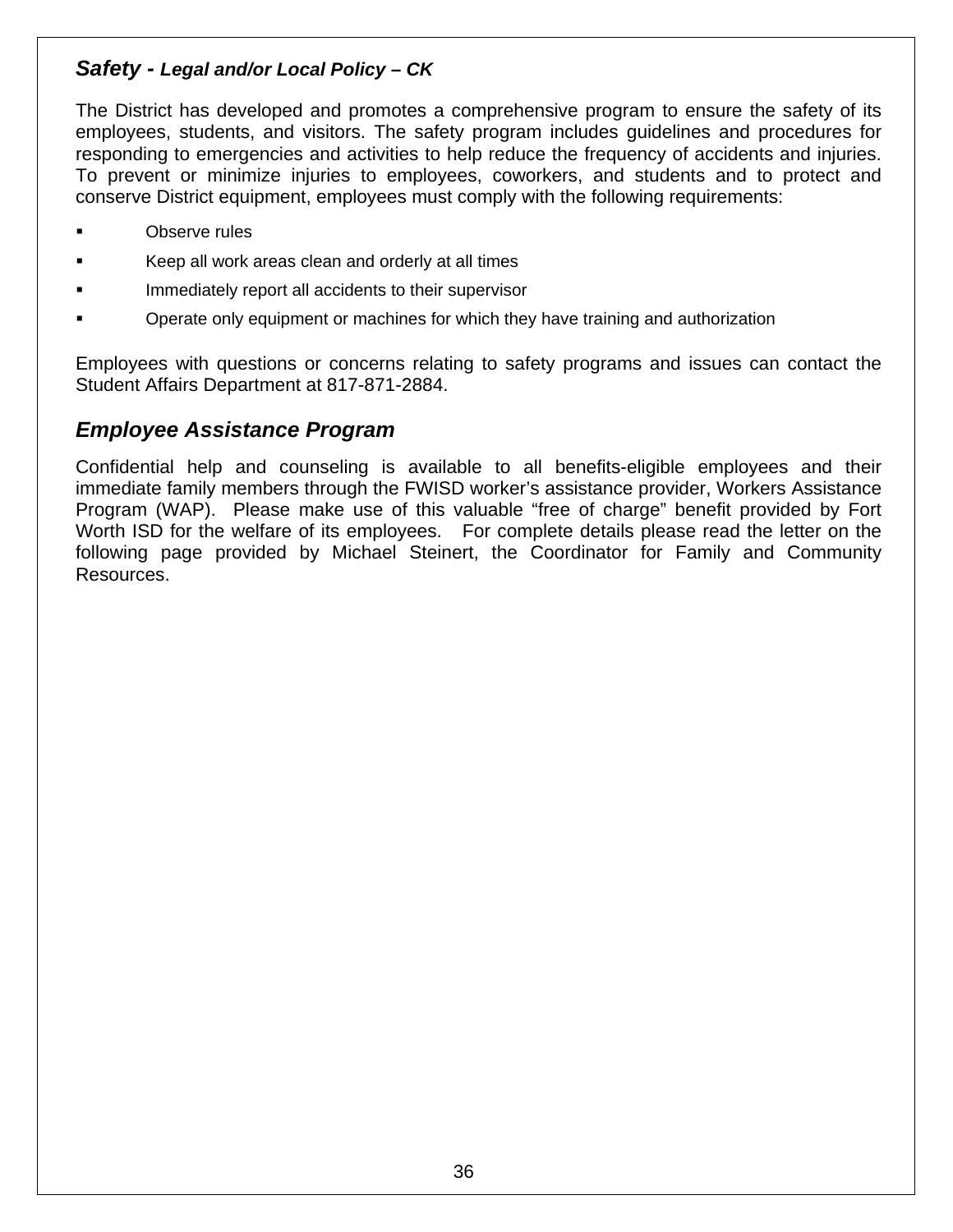### *Safety - Legal and/or Local Policy – CK*

The District has developed and promotes a comprehensive program to ensure the safety of its employees, students, and visitors. The safety program includes guidelines and procedures for responding to emergencies and activities to help reduce the frequency of accidents and injuries. To prevent or minimize injuries to employees, coworkers, and students and to protect and conserve District equipment, employees must comply with the following requirements:

- Observe rules
- Keep all work areas clean and orderly at all times
- Immediately report all accidents to their supervisor
- Operate only equipment or machines for which they have training and authorization

Employees with questions or concerns relating to safety programs and issues can contact the Student Affairs Department at 817-871-2884.

### *Employee Assistance Program*

Confidential help and counseling is available to all benefits-eligible employees and their immediate family members through the FWISD worker's assistance provider, Workers Assistance Program (WAP). Please make use of this valuable "free of charge" benefit provided by Fort Worth ISD for the welfare of its employees. For complete details please read the letter on the following page provided by Michael Steinert, the Coordinator for Family and Community Resources.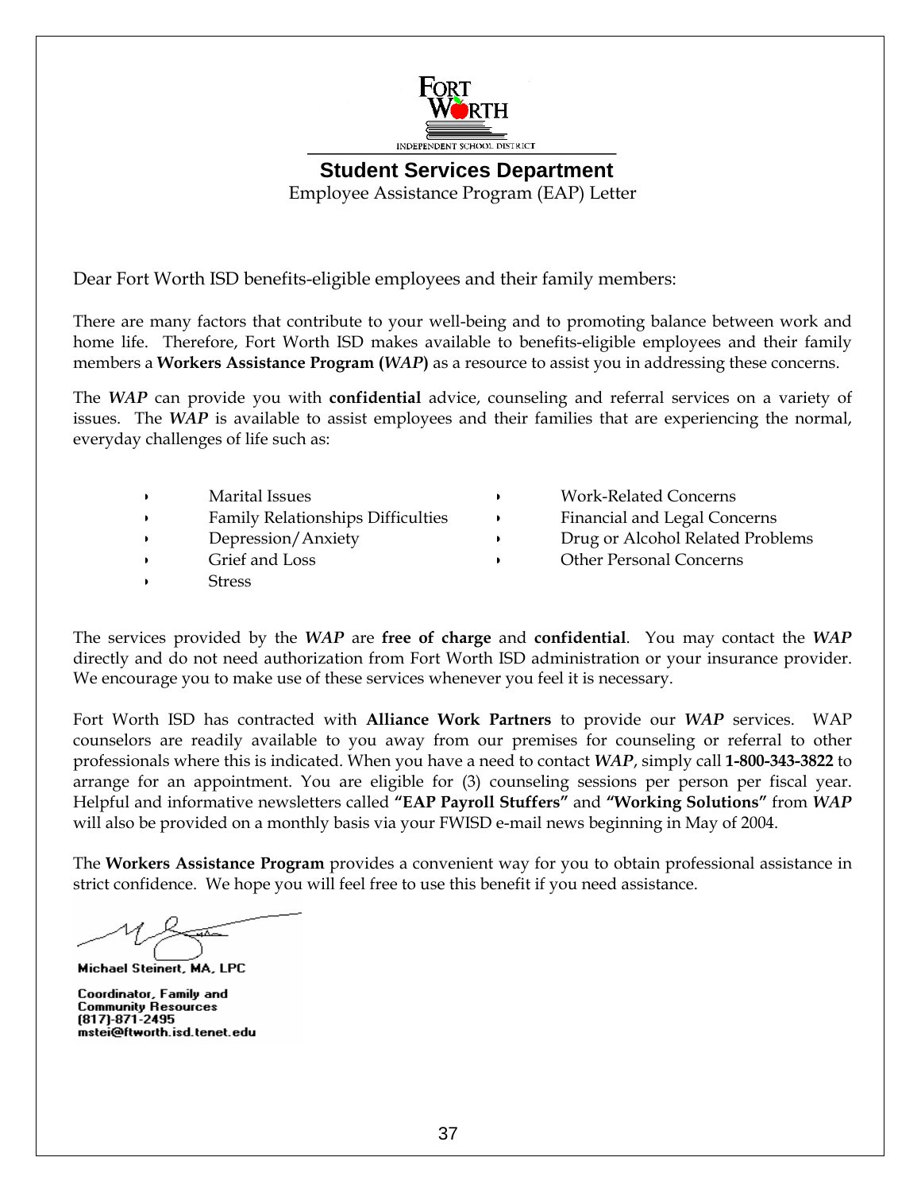FORT WORTH
INDEPENDENT SCHOOL DISTRICT

## Student Services Department

Employee Assistance Program (EAP) Letter

Dear Fort Worth ISD benefits-eligible employees and their family members:

There are many factors that contribute to your well-being and to promoting balance between work and home life. Therefore, Fort Worth ISD makes available to benefits-eligible employees and their family members a **Workers Assistance Program (*WAP*)** as a resource to assist you in addressing these concerns.

The ***WAP*** can provide you with **confidential** advice, counseling and referral services on a variety of issues. The ***WAP*** is available to assist employees and their families that are experiencing the normal, everyday challenges of life such as:

- Marital Issues
- Family Relationships Difficulties
- Depression/Anxiety
- Grief and Loss
- Stress
- Work-Related Concerns
- Financial and Legal Concerns
- Drug or Alcohol Related Problems
- Other Personal Concerns

The services provided by the ***WAP*** are **free of charge** and **confidential**. You may contact the ***WAP*** directly and do not need authorization from Fort Worth ISD administration or your insurance provider. We encourage you to make use of these services whenever you feel it is necessary.

Fort Worth ISD has contracted with **Alliance Work Partners** to provide our ***WAP*** services. WAP counselors are readily available to you away from our premises for counseling or referral to other professionals where this is indicated. When you have a need to contact ***WAP***, simply call **1-800-343-3822** to arrange for an appointment. You are eligible for (3) counseling sessions per person per fiscal year. Helpful and informative newsletters called **"EAP Payroll Stuffers"** and **"Working Solutions"** from ***WAP*** will also be provided on a monthly basis via your FWISD e-mail news beginning in May of 2004.

The **Workers Assistance Program** provides a convenient way for you to obtain professional assistance in strict confidence. We hope you will feel free to use this benefit if you need assistance.

**Michael Steinert, MA, LPC**

**Coordinator, Family and Community Resources**
**(817)-871-2495**
**mstei@ftworth.isd.tenet.edu**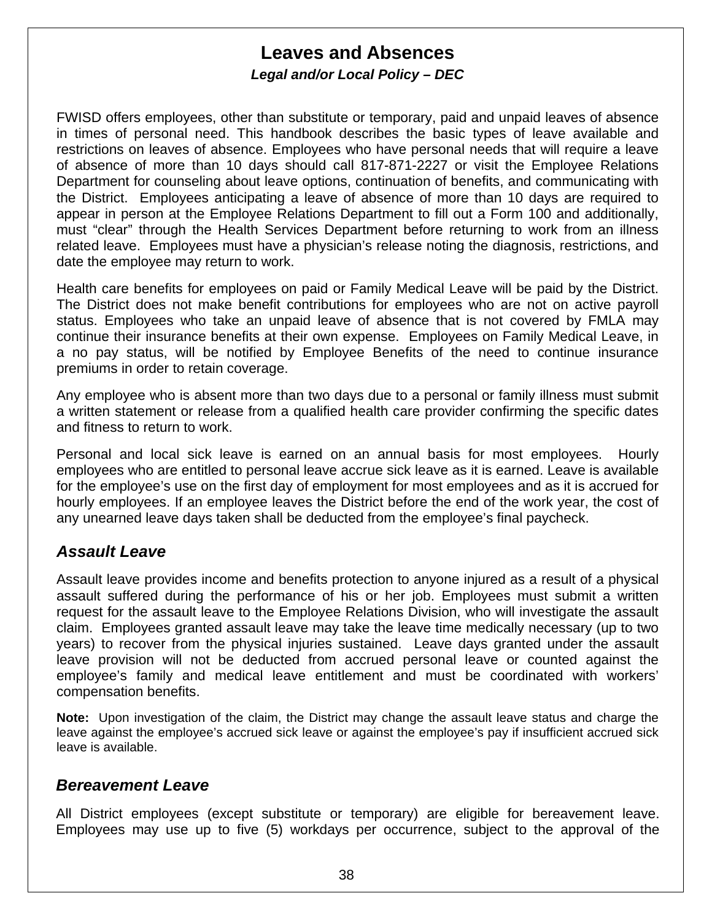# Leaves and Absences

***Legal and/or Local Policy – DEC***

FWISD offers employees, other than substitute or temporary, paid and unpaid leaves of absence in times of personal need. This handbook describes the basic types of leave available and restrictions on leaves of absence. Employees who have personal needs that will require a leave of absence of more than 10 days should call 817-871-2227 or visit the Employee Relations Department for counseling about leave options, continuation of benefits, and communicating with the District. Employees anticipating a leave of absence of more than 10 days are required to appear in person at the Employee Relations Department to fill out a Form 100 and additionally, must "clear" through the Health Services Department before returning to work from an illness related leave. Employees must have a physician's release noting the diagnosis, restrictions, and date the employee may return to work.

Health care benefits for employees on paid or Family Medical Leave will be paid by the District. The District does not make benefit contributions for employees who are not on active payroll status. Employees who take an unpaid leave of absence that is not covered by FMLA may continue their insurance benefits at their own expense. Employees on Family Medical Leave, in a no pay status, will be notified by Employee Benefits of the need to continue insurance premiums in order to retain coverage.

Any employee who is absent more than two days due to a personal or family illness must submit a written statement or release from a qualified health care provider confirming the specific dates and fitness to return to work.

Personal and local sick leave is earned on an annual basis for most employees. Hourly employees who are entitled to personal leave accrue sick leave as it is earned. Leave is available for the employee's use on the first day of employment for most employees and as it is accrued for hourly employees. If an employee leaves the District before the end of the work year, the cost of any unearned leave days taken shall be deducted from the employee's final paycheck.

## *Assault Leave*

Assault leave provides income and benefits protection to anyone injured as a result of a physical assault suffered during the performance of his or her job. Employees must submit a written request for the assault leave to the Employee Relations Division, who will investigate the assault claim. Employees granted assault leave may take the leave time medically necessary (up to two years) to recover from the physical injuries sustained. Leave days granted under the assault leave provision will not be deducted from accrued personal leave or counted against the employee's family and medical leave entitlement and must be coordinated with workers' compensation benefits.

**Note:** Upon investigation of the claim, the District may change the assault leave status and charge the leave against the employee's accrued sick leave or against the employee's pay if insufficient accrued sick leave is available.

## *Bereavement Leave*

All District employees (except substitute or temporary) are eligible for bereavement leave. Employees may use up to five (5) workdays per occurrence, subject to the approval of the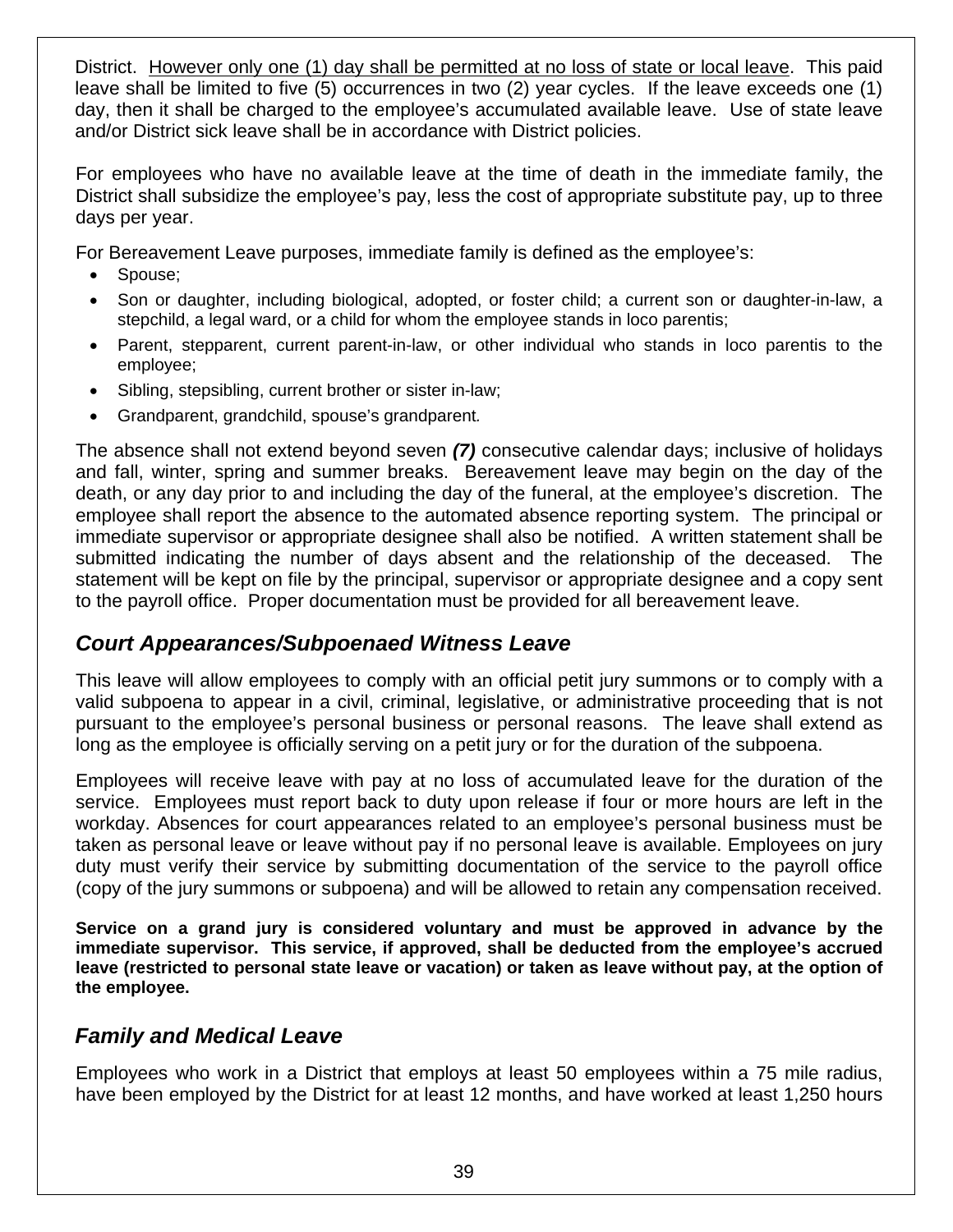District. <u>However only one (1) day shall be permitted at no loss of state or local leave</u>. This paid leave shall be limited to five (5) occurrences in two (2) year cycles. If the leave exceeds one (1) day, then it shall be charged to the employee's accumulated available leave. Use of state leave and/or District sick leave shall be in accordance with District policies.

For employees who have no available leave at the time of death in the immediate family, the District shall subsidize the employee's pay, less the cost of appropriate substitute pay, up to three days per year.

For Bereavement Leave purposes, immediate family is defined as the employee's:

- Spouse;
- Son or daughter, including biological, adopted, or foster child; a current son or daughter-in-law, a stepchild, a legal ward, or a child for whom the employee stands in loco parentis;
- Parent, stepparent, current parent-in-law, or other individual who stands in loco parentis to the employee;
- Sibling, stepsibling, current brother or sister in-law;
- Grandparent, grandchild, spouse's grandparent.

The absence shall not extend beyond seven ***(7)*** consecutive calendar days; inclusive of holidays and fall, winter, spring and summer breaks. Bereavement leave may begin on the day of the death, or any day prior to and including the day of the funeral, at the employee's discretion. The employee shall report the absence to the automated absence reporting system. The principal or immediate supervisor or appropriate designee shall also be notified. A written statement shall be submitted indicating the number of days absent and the relationship of the deceased. The statement will be kept on file by the principal, supervisor or appropriate designee and a copy sent to the payroll office. Proper documentation must be provided for all bereavement leave.

## *Court Appearances/Subpoenaed Witness Leave*

This leave will allow employees to comply with an official petit jury summons or to comply with a valid subpoena to appear in a civil, criminal, legislative, or administrative proceeding that is not pursuant to the employee's personal business or personal reasons. The leave shall extend as long as the employee is officially serving on a petit jury or for the duration of the subpoena.

Employees will receive leave with pay at no loss of accumulated leave for the duration of the service. Employees must report back to duty upon release if four or more hours are left in the workday. Absences for court appearances related to an employee's personal business must be taken as personal leave or leave without pay if no personal leave is available. Employees on jury duty must verify their service by submitting documentation of the service to the payroll office (copy of the jury summons or subpoena) and will be allowed to retain any compensation received.

**Service on a grand jury is considered voluntary and must be approved in advance by the immediate supervisor. This service, if approved, shall be deducted from the employee's accrued leave (restricted to personal state leave or vacation) or taken as leave without pay, at the option of the employee.**

## *Family and Medical Leave*

Employees who work in a District that employs at least 50 employees within a 75 mile radius, have been employed by the District for at least 12 months, and have worked at least 1,250 hours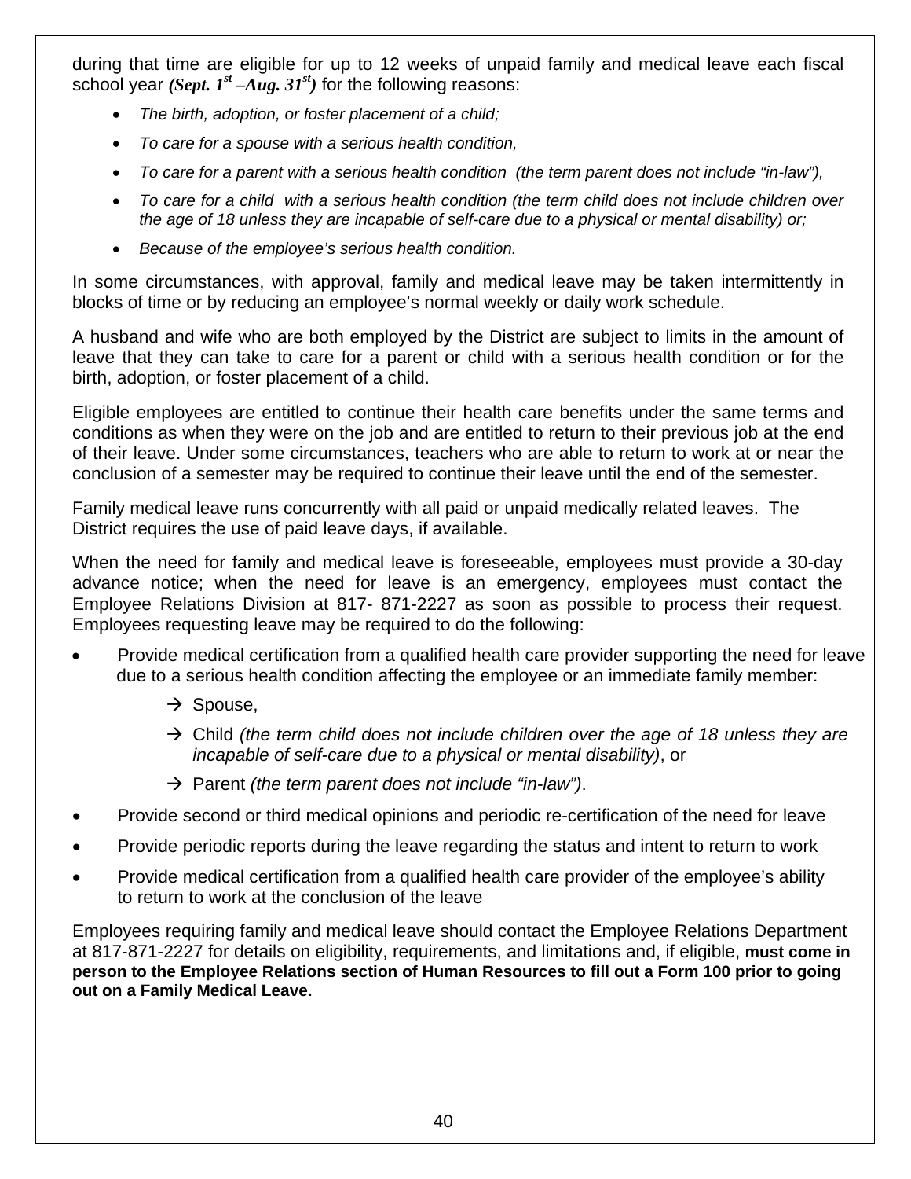during that time are eligible for up to 12 weeks of unpaid family and medical leave each fiscal school year ***(Sept. 1st –Aug. 31st)*** for the following reasons:

- *The birth, adoption, or foster placement of a child;*
- *To care for a spouse with a serious health condition,*
- *To care for a parent with a serious health condition (the term parent does not include "in-law"),*
- *To care for a child with a serious health condition (the term child does not include children over the age of 18 unless they are incapable of self-care due to a physical or mental disability) or;*
- *Because of the employee's serious health condition.*

In some circumstances, with approval, family and medical leave may be taken intermittently in blocks of time or by reducing an employee's normal weekly or daily work schedule.

A husband and wife who are both employed by the District are subject to limits in the amount of leave that they can take to care for a parent or child with a serious health condition or for the birth, adoption, or foster placement of a child.

Eligible employees are entitled to continue their health care benefits under the same terms and conditions as when they were on the job and are entitled to return to their previous job at the end of their leave. Under some circumstances, teachers who are able to return to work at or near the conclusion of a semester may be required to continue their leave until the end of the semester.

Family medical leave runs concurrently with all paid or unpaid medically related leaves. The District requires the use of paid leave days, if available.

When the need for family and medical leave is foreseeable, employees must provide a 30-day advance notice; when the need for leave is an emergency, employees must contact the Employee Relations Division at 817- 871-2227 as soon as possible to process their request. Employees requesting leave may be required to do the following:

- Provide medical certification from a qualified health care provider supporting the need for leave due to a serious health condition affecting the employee or an immediate family member:
  - → Spouse,
  - → Child *(the term child does not include children over the age of 18 unless they are incapable of self-care due to a physical or mental disability)*, or
  - → Parent *(the term parent does not include "in-law")*.
- Provide second or third medical opinions and periodic re-certification of the need for leave
- Provide periodic reports during the leave regarding the status and intent to return to work
- Provide medical certification from a qualified health care provider of the employee's ability to return to work at the conclusion of the leave

Employees requiring family and medical leave should contact the Employee Relations Department at 817-871-2227 for details on eligibility, requirements, and limitations and, if eligible, **must come in person to the Employee Relations section of Human Resources to fill out a Form 100 prior to going out on a Family Medical Leave.**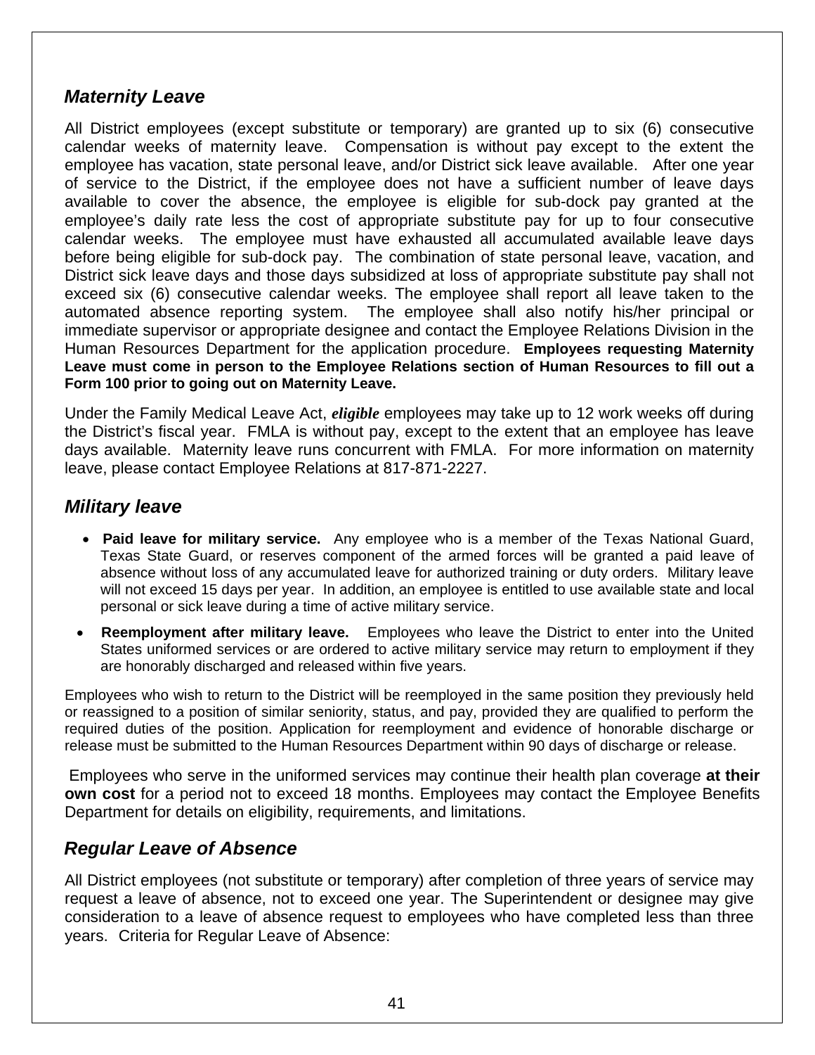### *Maternity Leave*

All District employees (except substitute or temporary) are granted up to six (6) consecutive calendar weeks of maternity leave. Compensation is without pay except to the extent the employee has vacation, state personal leave, and/or District sick leave available. After one year of service to the District, if the employee does not have a sufficient number of leave days available to cover the absence, the employee is eligible for sub-dock pay granted at the employee's daily rate less the cost of appropriate substitute pay for up to four consecutive calendar weeks. The employee must have exhausted all accumulated available leave days before being eligible for sub-dock pay. The combination of state personal leave, vacation, and District sick leave days and those days subsidized at loss of appropriate substitute pay shall not exceed six (6) consecutive calendar weeks. The employee shall report all leave taken to the automated absence reporting system. The employee shall also notify his/her principal or immediate supervisor or appropriate designee and contact the Employee Relations Division in the Human Resources Department for the application procedure. **Employees requesting Maternity Leave must come in person to the Employee Relations section of Human Resources to fill out a Form 100 prior to going out on Maternity Leave.**

Under the Family Medical Leave Act, ***eligible*** employees may take up to 12 work weeks off during the District's fiscal year. FMLA is without pay, except to the extent that an employee has leave days available. Maternity leave runs concurrent with FMLA. For more information on maternity leave, please contact Employee Relations at 817-871-2227.

### *Military leave*

- **Paid leave for military service.** Any employee who is a member of the Texas National Guard, Texas State Guard, or reserves component of the armed forces will be granted a paid leave of absence without loss of any accumulated leave for authorized training or duty orders. Military leave will not exceed 15 days per year. In addition, an employee is entitled to use available state and local personal or sick leave during a time of active military service.
- **Reemployment after military leave.** Employees who leave the District to enter into the United States uniformed services or are ordered to active military service may return to employment if they are honorably discharged and released within five years.

Employees who wish to return to the District will be reemployed in the same position they previously held or reassigned to a position of similar seniority, status, and pay, provided they are qualified to perform the required duties of the position. Application for reemployment and evidence of honorable discharge or release must be submitted to the Human Resources Department within 90 days of discharge or release.

Employees who serve in the uniformed services may continue their health plan coverage **at their own cost** for a period not to exceed 18 months. Employees may contact the Employee Benefits Department for details on eligibility, requirements, and limitations.

### *Regular Leave of Absence*

All District employees (not substitute or temporary) after completion of three years of service may request a leave of absence, not to exceed one year. The Superintendent or designee may give consideration to a leave of absence request to employees who have completed less than three years. Criteria for Regular Leave of Absence: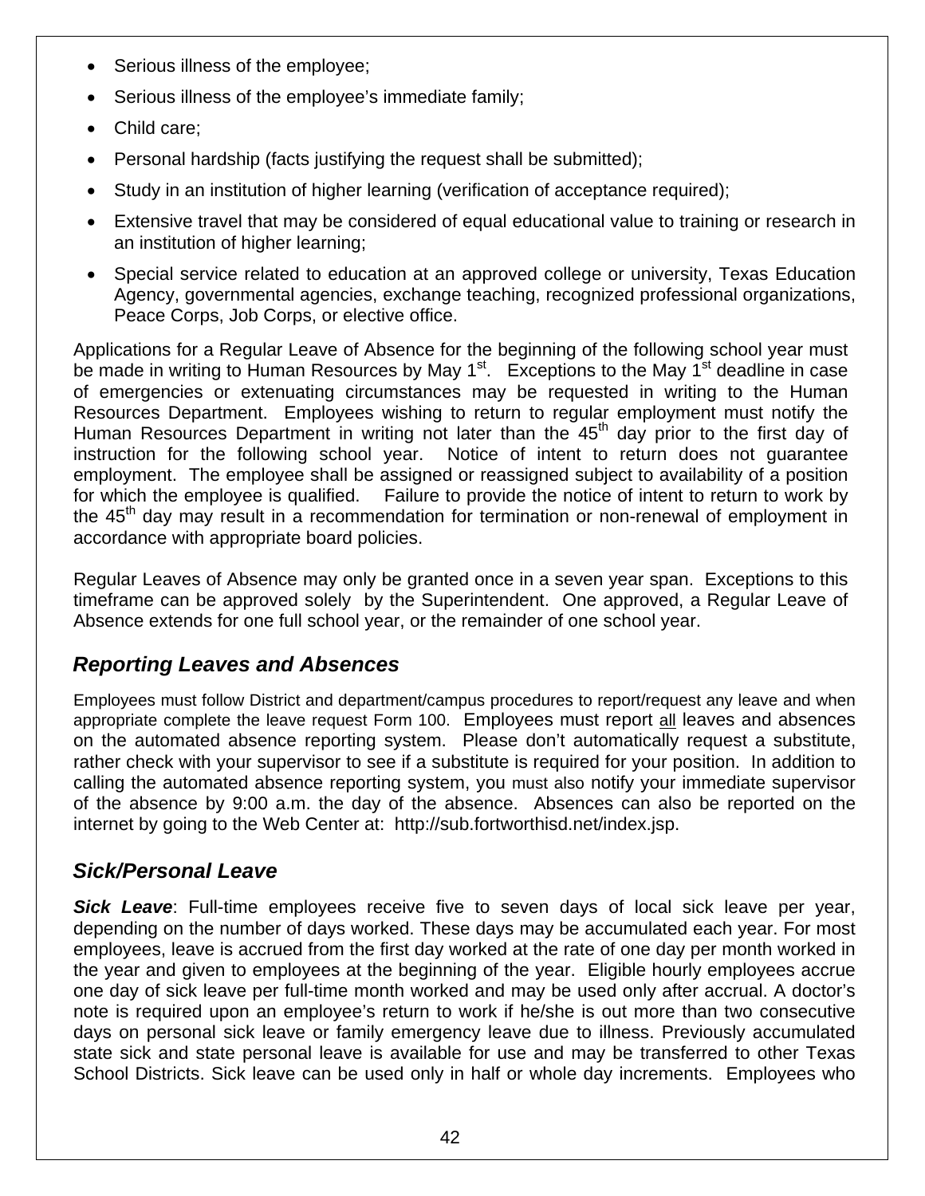- Serious illness of the employee;
- Serious illness of the employee's immediate family;
- Child care;
- Personal hardship (facts justifying the request shall be submitted);
- Study in an institution of higher learning (verification of acceptance required);
- Extensive travel that may be considered of equal educational value to training or research in an institution of higher learning;
- Special service related to education at an approved college or university, Texas Education Agency, governmental agencies, exchange teaching, recognized professional organizations, Peace Corps, Job Corps, or elective office.

Applications for a Regular Leave of Absence for the beginning of the following school year must be made in writing to Human Resources by May 1st. Exceptions to the May 1st deadline in case of emergencies or extenuating circumstances may be requested in writing to the Human Resources Department. Employees wishing to return to regular employment must notify the Human Resources Department in writing not later than the 45th day prior to the first day of instruction for the following school year. Notice of intent to return does not guarantee employment. The employee shall be assigned or reassigned subject to availability of a position for which the employee is qualified. Failure to provide the notice of intent to return to work by the 45th day may result in a recommendation for termination or non-renewal of employment in accordance with appropriate board policies.

Regular Leaves of Absence may only be granted once in a seven year span. Exceptions to this timeframe can be approved solely by the Superintendent. One approved, a Regular Leave of Absence extends for one full school year, or the remainder of one school year.

## *Reporting Leaves and Absences*

Employees must follow District and department/campus procedures to report/request any leave and when appropriate complete the leave request Form 100. Employees must report all leaves and absences on the automated absence reporting system. Please don't automatically request a substitute, rather check with your supervisor to see if a substitute is required for your position. In addition to calling the automated absence reporting system, you must also notify your immediate supervisor of the absence by 9:00 a.m. the day of the absence. Absences can also be reported on the internet by going to the Web Center at: http://sub.fortworthisd.net/index.jsp.

## *Sick/Personal Leave*

***Sick Leave***: Full-time employees receive five to seven days of local sick leave per year, depending on the number of days worked. These days may be accumulated each year. For most employees, leave is accrued from the first day worked at the rate of one day per month worked in the year and given to employees at the beginning of the year. Eligible hourly employees accrue one day of sick leave per full-time month worked and may be used only after accrual. A doctor's note is required upon an employee's return to work if he/she is out more than two consecutive days on personal sick leave or family emergency leave due to illness. Previously accumulated state sick and state personal leave is available for use and may be transferred to other Texas School Districts. Sick leave can be used only in half or whole day increments. Employees who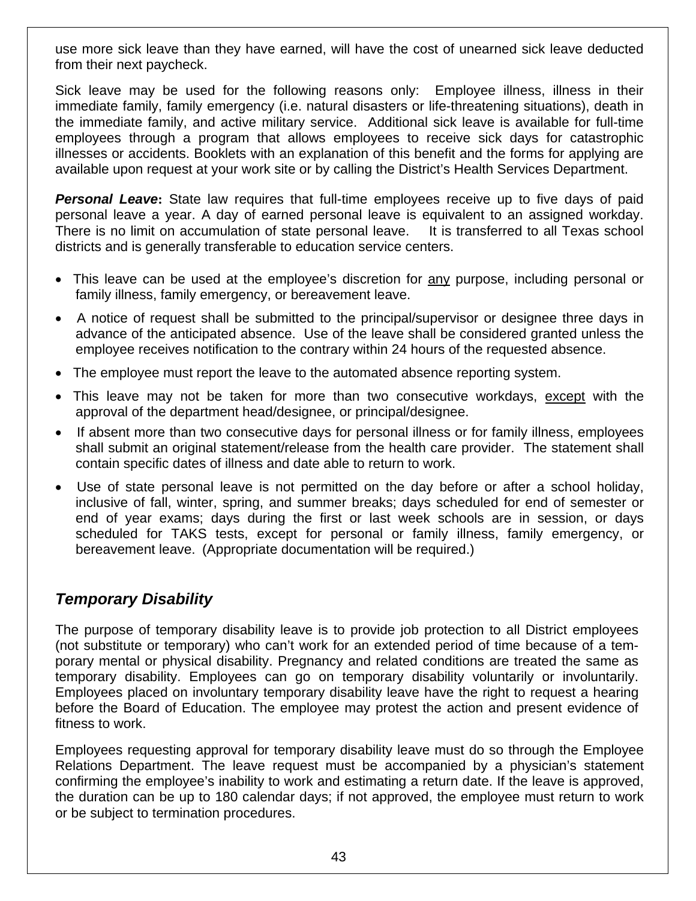use more sick leave than they have earned, will have the cost of unearned sick leave deducted from their next paycheck.

Sick leave may be used for the following reasons only: Employee illness, illness in their immediate family, family emergency (i.e. natural disasters or life-threatening situations), death in the immediate family, and active military service. Additional sick leave is available for full-time employees through a program that allows employees to receive sick days for catastrophic illnesses or accidents. Booklets with an explanation of this benefit and the forms for applying are available upon request at your work site or by calling the District's Health Services Department.

***Personal Leave*:** State law requires that full-time employees receive up to five days of paid personal leave a year. A day of earned personal leave is equivalent to an assigned workday. There is no limit on accumulation of state personal leave. It is transferred to all Texas school districts and is generally transferable to education service centers.

- This leave can be used at the employee's discretion for <u>any</u> purpose, including personal or family illness, family emergency, or bereavement leave.
- A notice of request shall be submitted to the principal/supervisor or designee three days in advance of the anticipated absence. Use of the leave shall be considered granted unless the employee receives notification to the contrary within 24 hours of the requested absence.
- The employee must report the leave to the automated absence reporting system.
- This leave may not be taken for more than two consecutive workdays, <u>except</u> with the approval of the department head/designee, or principal/designee.
- If absent more than two consecutive days for personal illness or for family illness, employees shall submit an original statement/release from the health care provider. The statement shall contain specific dates of illness and date able to return to work.
- Use of state personal leave is not permitted on the day before or after a school holiday, inclusive of fall, winter, spring, and summer breaks; days scheduled for end of semester or end of year exams; days during the first or last week schools are in session, or days scheduled for TAKS tests, except for personal or family illness, family emergency, or bereavement leave. (Appropriate documentation will be required.)

## *Temporary Disability*

The purpose of temporary disability leave is to provide job protection to all District employees (not substitute or temporary) who can't work for an extended period of time because of a temporary mental or physical disability. Pregnancy and related conditions are treated the same as temporary disability. Employees can go on temporary disability voluntarily or involuntarily. Employees placed on involuntary temporary disability leave have the right to request a hearing before the Board of Education. The employee may protest the action and present evidence of fitness to work.

Employees requesting approval for temporary disability leave must do so through the Employee Relations Department. The leave request must be accompanied by a physician's statement confirming the employee's inability to work and estimating a return date. If the leave is approved, the duration can be up to 180 calendar days; if not approved, the employee must return to work or be subject to termination procedures.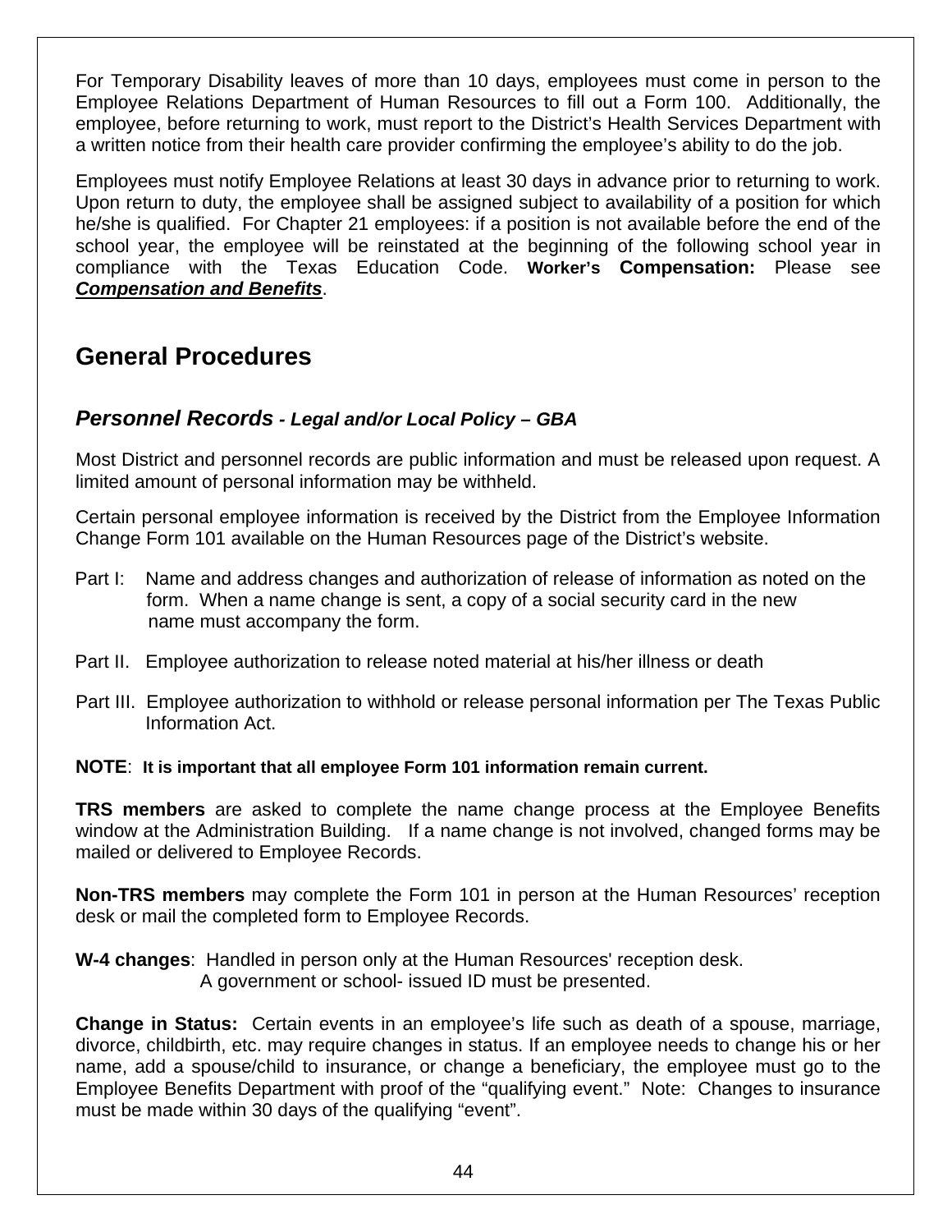For Temporary Disability leaves of more than 10 days, employees must come in person to the Employee Relations Department of Human Resources to fill out a Form 100. Additionally, the employee, before returning to work, must report to the District's Health Services Department with a written notice from their health care provider confirming the employee's ability to do the job.

Employees must notify Employee Relations at least 30 days in advance prior to returning to work. Upon return to duty, the employee shall be assigned subject to availability of a position for which he/she is qualified. For Chapter 21 employees: if a position is not available before the end of the school year, the employee will be reinstated at the beginning of the following school year in compliance with the Texas Education Code. **Worker's Compensation:** Please see ***Compensation and Benefits***.

## General Procedures

### *Personnel Records* *- Legal and/or Local Policy – GBA*

Most District and personnel records are public information and must be released upon request. A limited amount of personal information may be withheld.

Certain personal employee information is received by the District from the Employee Information Change Form 101 available on the Human Resources page of the District's website.

Part I: Name and address changes and authorization of release of information as noted on the form. When a name change is sent, a copy of a social security card in the new name must accompany the form.

Part II. Employee authorization to release noted material at his/her illness or death

Part III. Employee authorization to withhold or release personal information per The Texas Public Information Act.

**NOTE**: **It is important that all employee Form 101 information remain current.**

**TRS members** are asked to complete the name change process at the Employee Benefits window at the Administration Building. If a name change is not involved, changed forms may be mailed or delivered to Employee Records.

**Non-TRS members** may complete the Form 101 in person at the Human Resources' reception desk or mail the completed form to Employee Records.

**W-4 changes**: Handled in person only at the Human Resources' reception desk.
A government or school- issued ID must be presented.

**Change in Status:** Certain events in an employee's life such as death of a spouse, marriage, divorce, childbirth, etc. may require changes in status. If an employee needs to change his or her name, add a spouse/child to insurance, or change a beneficiary, the employee must go to the Employee Benefits Department with proof of the "qualifying event." Note: Changes to insurance must be made within 30 days of the qualifying "event".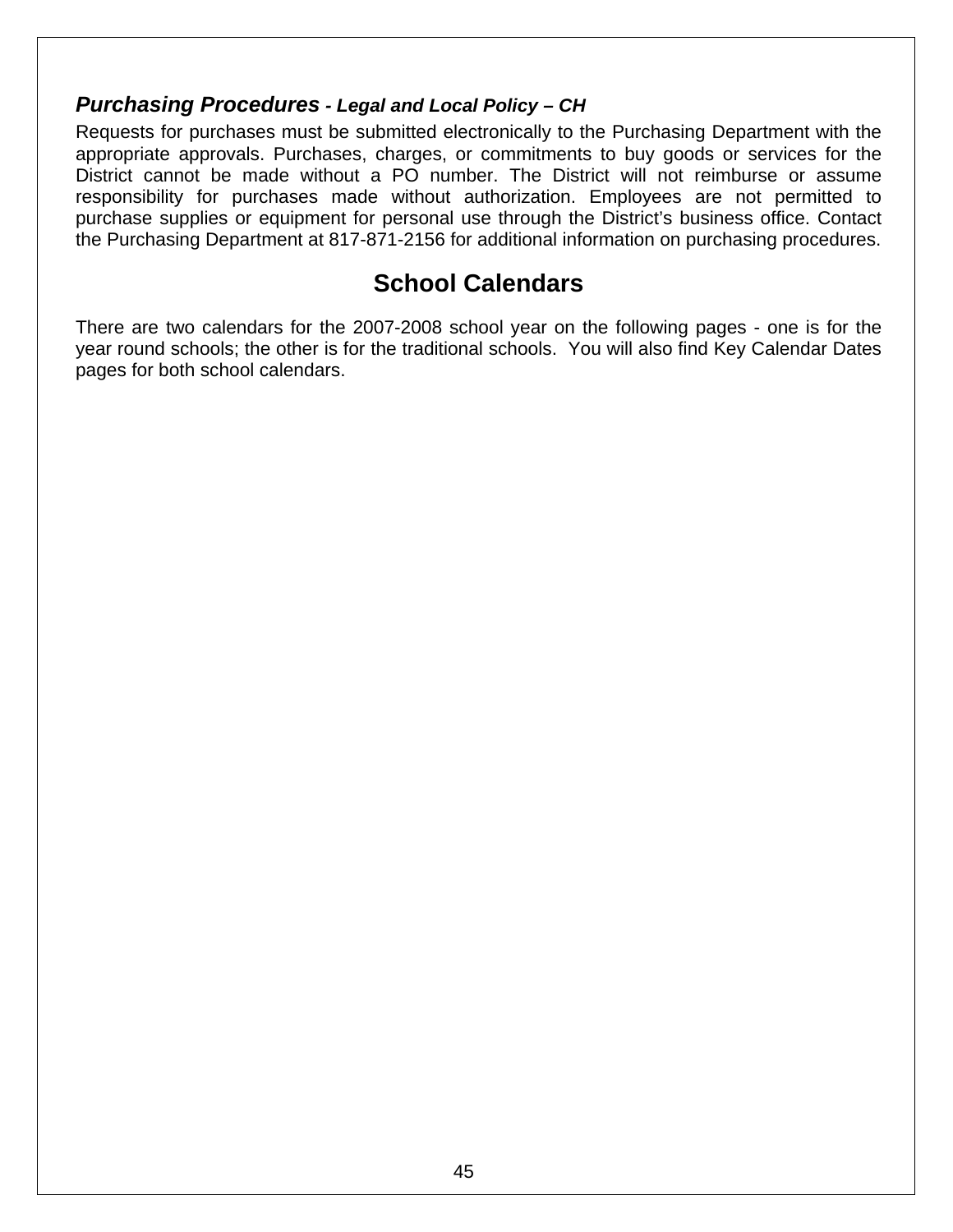### *Purchasing Procedures - Legal and Local Policy – CH*

Requests for purchases must be submitted electronically to the Purchasing Department with the appropriate approvals. Purchases, charges, or commitments to buy goods or services for the District cannot be made without a PO number. The District will not reimburse or assume responsibility for purchases made without authorization. Employees are not permitted to purchase supplies or equipment for personal use through the District's business office. Contact the Purchasing Department at 817-871-2156 for additional information on purchasing procedures.

## School Calendars

There are two calendars for the 2007-2008 school year on the following pages - one is for the year round schools; the other is for the traditional schools. You will also find Key Calendar Dates pages for both school calendars.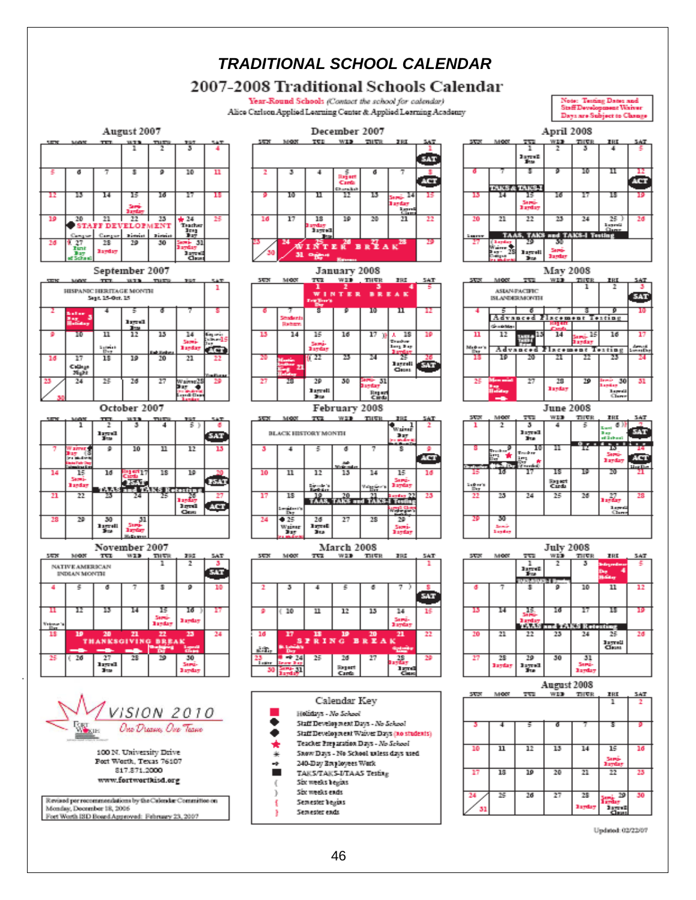# TRADITIONAL SCHOOL CALENDAR

## 2007-2008 Traditional Schools Calendar

Year-Round Schools *(Contact the school for calendar)*
Alice Carlson Applied Learning Center & Applied Learning Academy

Note: Testing Dates and Staff Development Waiver Days are Subject to Change

### August 2007

| SUN | MON | TUE | WED | THUR | FRI | SAT |
|---|---|---|---|---|---|---|
| | | | 1 | 2 | 3 | 4 |
| 5 | 6 | 7 | 8 | 9 | 10 | 11 |
| 12 | 13 | 14 | 15 Semi-Payday | 16 | 17 | 18 |
| 19 | 20 STAFF DEVELOPMENT | 21 STAFF DEVELOPMENT | 22 STAFF DEVELOPMENT | 23 STAFF DEVELOPMENT | 24 Teacher Prep Day | 25 |
| 26 | 27 First Day of School | 28 Payday | 29 | 30 | 31 Semi-Payday; Payroll Close | |

### September 2007

HISPANIC HERITAGE MONTH Sept. 15-Oct. 15

| SUN | MON | TUE | WED | THUR | FRI | SAT |
|---|---|---|---|---|---|---|
| | | | | | | 1 |
| 2 | 3 Labor Day Holiday | 4 | 5 Payroll Bus | 6 | 7 | 8 |
| 9 | 10 | 11 | 12 | 13 | 14 Semi-Payday | 15 ACT |
| 16 | 17 College Night | 18 | 19 | 20 | 21 | 22 |
| 23/30 | 24 | 25 | 26 | 27 | 28 Waiver Day; Payroll Close | 29 |

### October 2007

| SUN | MON | TUE | WED | THUR | FRI | SAT |
|---|---|---|---|---|---|---|
| | 1 | 2 Payroll Bus | 3 | 4 | 5 ) | 6 SAT |
| 7 | 8 Waiver Day | 9 | 10 | 11 | 12 | 13 |
| 14 | 15 Semi-Payday | 16 | 17 Report Cards; PSAT | 18 | 19 | 20 PSAT |
| 21 | 22 | 23 TAKS and TAKS Retesting | 24 | 25 | 26 Payday; Payroll Close | 27 ACT |
| 28 | 29 | 30 Payroll Bus | 31 Semi-Payday | | | |

### November 2007

NATIVE AMERICAN INDIAN MONTH

| SUN | MON | TUE | WED | THUR | FRI | SAT |
|---|---|---|---|---|---|---|
| | | | | 1 | 2 | 3 SAT |
| 4 | 5 | 6 | 7 | 8 | 9 | 10 |
| 11 Veteran's Day | 12 | 13 | 14 | 15 Semi-Payday | 16 ) Payday | 17 |
| 18 | 19 THANKSGIVING BREAK | 20 | 21 | 22 Thanksgiving Day | 23 Payroll Close | 24 |
| 25 | ( 26 | 27 Payroll Bus | 28 | 29 | 30 Semi-Payday | |

### December 2007

| SUN | MON | TUE | WED | THUR | FRI | SAT |
|---|---|---|---|---|---|---|
| | | | | | | 1 SAT |
| 2 | 3 | 4 | 5 Report Cards | 6 | 7 | 8 ACT |
| 9 | 10 | 11 | 12 | 13 | 14 Semi-Payday; Payroll Close | 15 |
| 16 | 17 | 18 Payday; Payroll Bus | 19 | 20 | 21 | 22 |
| 23/30 | 24 WINTER BREAK | 25 | 26 | 27 | 28 | 29 |
| | 31 | | | | | |

### January 2008

| SUN | MON | TUE | WED | THUR | FRI | SAT |
|---|---|---|---|---|---|---|
| | | 1 WINTER BREAK; New Year's Day | 2 | 3 | 4 | 5 |
| 6 | 7 Students Return | 8 | 9 | 10 | 11 | 12 |
| 13 | 14 | 15 Semi-Payday | 16 | 17 ) | 18 Teacher Prep Day | 19 |
| 20 | 21 Martin Luther King Jr. Holiday | ( 22 | 23 | 24 | 25 Payroll Close | 26 SAT |
| 27 | 28 | 29 Payroll Bus | 30 | 31 Semi-Payday; Report Cards | | |

### February 2008

BLACK HISTORY MONTH

| SUN | MON | TUE | WED | THUR | FRI | SAT |
|---|---|---|---|---|---|---|
| | | | | | 1 Waiver Day | 2 |
| 3 | 4 | 5 | 6 | 7 | 8 | 9 ACT |
| 10 | 11 | 12 | 13 | 14 Valentine's Day | 15 Semi-Payday | 16 |
| 17 | 18 President's Day | 19 TAKS, TAKS and TAKS-I Testing | 20 | 21 | 22 Payday; Payroll Close | 23 |
| 24 | 25 Waiver Day | 26 Payroll Bus | 27 | 28 | 29 Semi-Payday | |

### March 2008

| SUN | MON | TUE | WED | THUR | FRI | SAT |
|---|---|---|---|---|---|---|
| | | | | | | 1 |
| 2 | 3 | 4 | 5 | 6 | 7 ) | 8 SAT |
| 9 | ( 10 | 11 | 12 | 13 | 14 Semi-Payday | 15 |
| 16 | 17 SPRING BREAK | 18 | 19 | 20 | 21 | 22 |
| 23/30 | 24 / 31 Semi-Payday | 25 | 26 Report Cards | 27 | 28 Payday; Payroll Close | 29 |

### April 2008

| SUN | MON | TUE | WED | THUR | FRI | SAT |
|---|---|---|---|---|---|---|
| | | 1 Payroll Bus | 2 | 3 | 4 | 5 |
| 6 | 7 TAKS & TAKS-I | 8 | 9 | 10 | 11 | 12 ACT |
| 13 | 14 | 15 Semi-Payday | 16 | 17 | 18 | 19 |
| 20 | 21 TAKS, TAKS and TAKS-I Testing | 22 | 23 | 24 | 25 ) Payroll Close | 26 |
| 27 | 28 Waiver Day | 29 Payroll Bus | 30 Semi-Payday | | | |

### May 2008

ASIAN-PACIFIC ISLANDER MONTH

| SUN | MON | TUE | WED | THUR | FRI | SAT |
|---|---|---|---|---|---|---|
| | | | | 1 | 2 | 3 SAT |
| 4 | 5 Advanced Placement Testing | 6 | 7 | 8 Report Cards | 9 | 10 |
| 11 Mother's Day | 12 Advanced Placement Testing | 13 TAKS | 14 | 15 Semi-Payday | 16 | 17 |
| 18 | 19 | 20 | 21 | 22 | 23 | 24 |
| 25 | 26 Memorial Day Holiday | 27 | 28 Payday | 29 | 30 Semi-Payday; Payroll Close | 31 |

### June 2008

| SUN | MON | TUE | WED | THUR | FRI | SAT |
|---|---|---|---|---|---|---|
| 1 | 2 | 3 Payroll Bus | 4 | 5 | 6 Last Day of School | 7 SAT |
| 8 | 9 Teacher Prep Day | 10 Teacher Prep Day | 11 | 12 | 13 Semi-Payday | 14 ACT |
| 15 Father's Day | 16 | 17 | 18 Report Cards | 19 | 20 | 21 |
| 22 | 23 | 24 | 25 | 26 | 27 Payday; Payroll Close | 28 |
| 29 | 30 Semi-Payday | | | | | |

### July 2008

| SUN | MON | TUE | WED | THUR | FRI | SAT |
|---|---|---|---|---|---|---|
| | | 1 Payroll Bus | 2 | 3 | 4 Independence Day Holiday | 5 |
| 6 | 7 | 8 | 9 | 10 | 11 | 12 |
| 13 | 14 | 15 Semi-Payday; TAKS and TAKS Retesting | 16 | 17 | 18 | 19 |
| 20 | 21 | 22 | 23 | 24 | 25 Payroll Close | 26 |
| 27 | 28 Payday | 29 Payroll Bus | 30 | 31 Semi-Payday | | |

### August 2008

| SUN | MON | TUE | WED | THUR | FRI | SAT |
|---|---|---|---|---|---|---|
| | | | | | 1 | 2 |
| 3 | 4 | 5 | 6 | 7 | 8 | 9 |
| 10 | 11 | 12 | 13 | 14 | 15 Semi-Payday | 16 |
| 17 | 18 | 19 | 20 | 21 | 22 | 23 |
| 24/31 | 25 | 26 | 27 | 28 Payday | 29 Semi-Payday; Payroll Close | 30 |

### Calendar Key

- ■ (red) Holidays - *No School*
- ● Staff Development Days - *No School*
- ◆ Staff Development Waiver Days (no students)
- ★ Teacher Preparation Days - *No School*
- ✱ Snow Days - No School unless days used
- ➡ 240-Day Employees Work
- ■ TAKS/TAKS-I/TAAS Testing
- ( Six weeks begins
- ) Six weeks ends
- { Semester begins
- } Semester ends

VISION 2010
Fort Worth ISD — *One Dream, One Team*

100 N. University Drive
Fort Worth, Texas 76107
817.871.2000
www.fortworthisd.org

Revised per recommendations by the Calendar Committee on Monday, December 18, 2006
Fort Worth ISD Board Approved: February 23, 2007

Updated: 02/22/07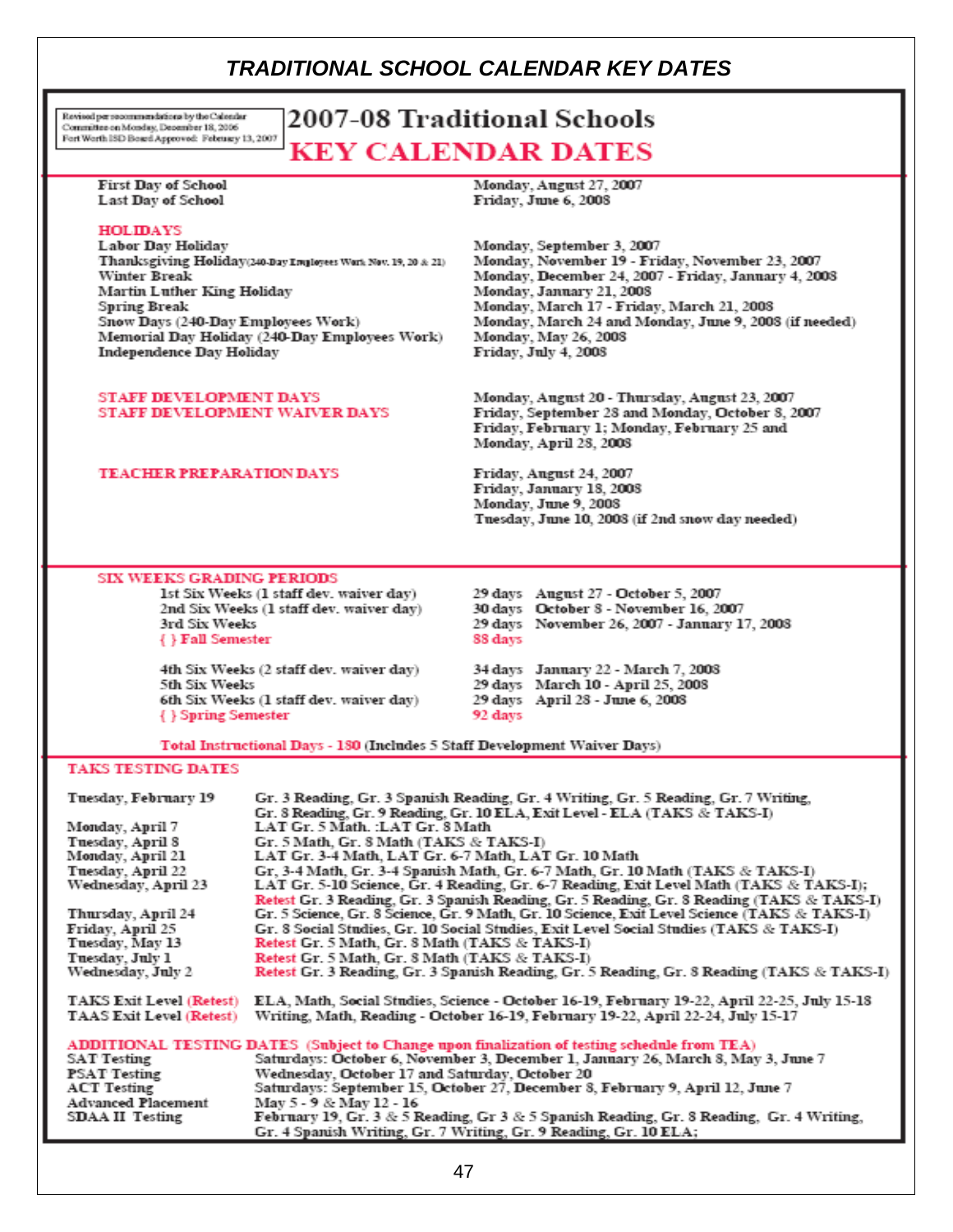# TRADITIONAL SCHOOL CALENDAR KEY DATES

Revised per recommendations by the Calendar Committee on Monday, December 18, 2006
Fort Worth ISD Board Approved: February 13, 2007

## 2007-08 Traditional Schools
## KEY CALENDAR DATES

| | |
|---|---|
| **First Day of School** | **Monday, August 27, 2007** |
| **Last Day of School** | **Friday, June 6, 2008** |

**HOLIDAYS**

| | |
|---|---|
| Labor Day Holiday | Monday, September 3, 2007 |
| Thanksgiving Holiday (240-Day Employees Work Nov. 19, 20 & 21) | Monday, November 19 - Friday, November 23, 2007 |
| Winter Break | Monday, December 24, 2007 - Friday, January 4, 2008 |
| Martin Luther King Holiday | Monday, January 21, 2008 |
| Spring Break | Monday, March 17 - Friday, March 21, 2008 |
| Snow Days (240-Day Employees Work) | Monday, March 24 and Monday, June 9, 2008 (if needed) |
| Memorial Day Holiday (240-Day Employees Work) | Monday, May 26, 2008 |
| Independence Day Holiday | Friday, July 4, 2008 |

| | |
|---|---|
| **STAFF DEVELOPMENT DAYS** | Monday, August 20 - Thursday, August 23, 2007 |
| **STAFF DEVELOPMENT WAIVER DAYS** | Friday, September 28 and Monday, October 8, 2007<br>Friday, February 1; Monday, February 25 and Monday, April 28, 2008 |
| **TEACHER PREPARATION DAYS** | Friday, August 24, 2007<br>Friday, January 18, 2008<br>Monday, June 9, 2008<br>Tuesday, June 10, 2008 (if 2nd snow day needed) |

**SIX WEEKS GRADING PERIODS**

| | | |
|---|---|---|
| 1st Six Weeks (1 staff dev. waiver day) | 29 days | August 27 - October 5, 2007 |
| 2nd Six Weeks (1 staff dev. waiver day) | 30 days | October 8 - November 16, 2007 |
| 3rd Six Weeks | 29 days | November 26, 2007 - January 17, 2008 |
| { } Fall Semester | 88 days | |
| 4th Six Weeks (2 staff dev. waiver day) | 34 days | January 22 - March 7, 2008 |
| 5th Six Weeks | 29 days | March 10 - April 25, 2008 |
| 6th Six Weeks (1 staff dev. waiver day) | 29 days | April 28 - June 6, 2008 |
| { } Spring Semester | 92 days | |

**Total Instructional Days - 180** (Includes 5 Staff Development Waiver Days)

**TAKS TESTING DATES**

| | |
|---|---|
| Tuesday, February 19 | Gr. 3 Reading, Gr. 3 Spanish Reading, Gr. 4 Writing, Gr. 5 Reading, Gr. 7 Writing, Gr. 8 Reading, Gr. 9 Reading, Gr. 10 ELA, Exit Level - ELA (TAKS & TAKS-I) |
| Monday, April 7 | LAT Gr. 5 Math. :LAT Gr. 8 Math |
| Tuesday, April 8 | Gr. 5 Math, Gr. 8 Math (TAKS & TAKS-I) |
| Monday, April 21 | LAT Gr. 3-4 Math, LAT Gr. 6-7 Math, LAT Gr. 10 Math |
| Tuesday, April 22 | Gr, 3-4 Math, Gr. 3-4 Spanish Math, Gr. 6-7 Math, Gr. 10 Math (TAKS & TAKS-I) |
| Wednesday, April 23 | LAT Gr. 5-10 Science, Gr. 4 Reading, Gr. 6-7 Reading, Exit Level Math (TAKS & TAKS-I); Retest Gr. 3 Reading, Gr. 3 Spanish Reading, Gr. 5 Reading, Gr. 8 Reading (TAKS & TAKS-I) |
| Thursday, April 24 | Gr. 5 Science, Gr. 8 Science, Gr. 9 Math, Gr. 10 Science, Exit Level Science (TAKS & TAKS-I) |
| Friday, April 25 | Gr. 8 Social Studies, Gr. 10 Social Studies, Exit Level Social Studies (TAKS & TAKS-I) |
| Tuesday, May 13 | Retest Gr. 5 Math, Gr. 8 Math (TAKS & TAKS-I) |
| Tuesday, July 1 | Retest Gr. 5 Math, Gr. 8 Math (TAKS & TAKS-I) |
| Wednesday, July 2 | Retest Gr. 3 Reading, Gr. 3 Spanish Reading, Gr. 5 Reading, Gr. 8 Reading (TAKS & TAKS-I) |
| TAKS Exit Level (Retest) | ELA, Math, Social Studies, Science - October 16-19, February 19-22, April 22-25, July 15-18 |
| TAAS Exit Level (Retest) | Writing, Math, Reading - October 16-19, February 19-22, April 22-24, July 15-17 |

**ADDITIONAL TESTING DATES** (Subject to Change upon finalization of testing schedule from TEA)

| | |
|---|---|
| SAT Testing | Saturdays: October 6, November 3, December 1, January 26, March 8, May 3, June 7 |
| PSAT Testing | Wednesday, October 17 and Saturday, October 20 |
| ACT Testing | Saturdays: September 15, October 27, December 8, February 9, April 12, June 7 |
| Advanced Placement | May 5 - 9 & May 12 - 16 |
| SDAA II Testing | February 19, Gr. 3 & 5 Reading, Gr 3 & 5 Spanish Reading, Gr. 8 Reading, Gr. 4 Writing, Gr. 4 Spanish Writing, Gr. 7 Writing, Gr. 9 Reading, Gr. 10 ELA; |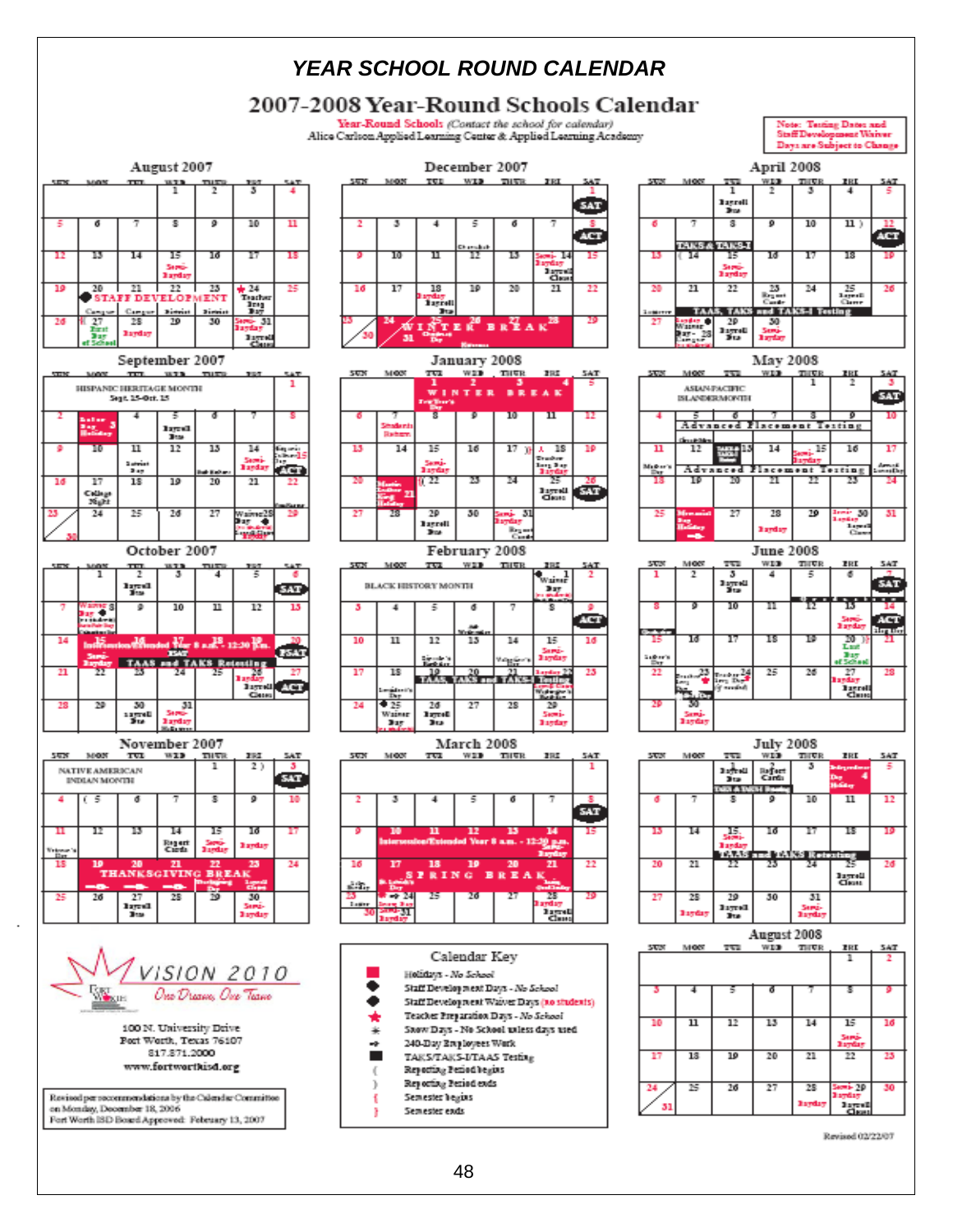# YEAR SCHOOL ROUND CALENDAR

## 2007-2008 Year-Round Schools Calendar

Year-Round Schools *(Contact the school for calendar)*
Alice Carlson Applied Learning Center & Applied Learning Academy

Note: Testing Dates and Staff Development Waiver Days are Subject to Change

### August 2007

| SUN | MON | TUE | WED | THUR | FRI | SAT |
|---|---|---|---|---|---|---|
| | | | 1 | 2 | 3 | 4 |
| 5 | 6 | 7 | 8 | 9 | 10 | 11 |
| 12 | 13 | 14 | 15 Semi-Payday | 16 | 17 | 18 |
| 19 | 20 STAFF DEVELOPMENT Campus | 21 Campus | 22 District | 23 District | 24 Teacher Prep Day | 25 |
| 26 | { 27 First Day of School | 28 Payday | 29 | 30 | 31 Semi-Payday Payroll Closes | |

### September 2007

HISPANIC HERITAGE MONTH Sept. 15-Oct. 15

| SUN | MON | TUE | WED | THUR | FRI | SAT |
|---|---|---|---|---|---|---|
| | | | | | | 1 |
| 2 | 3 Labor Day Holiday | 4 | 5 Payroll Due | 6 | 7 | 8 |
| 9 | 10 | 11 | 12 | 13 | 14 Semi-Payday | 15 ACT |
| 16 | 17 College Night | 18 | 19 | 20 | 21 | 22 |
| 23/30 | 24 | 25 | 26 | 27 | 28 Waiver Day | 29 |

### October 2007

| SUN | MON | TUE | WED | THUR | FRI | SAT |
|---|---|---|---|---|---|---|
| | 1 | 2 Payroll Due | 3 | 4 | 5 | 6 SAT |
| 7 | 8 Waiver Day | 9 | 10 | 11 | 12 | 13 |
| 14 | 15 Intersession/Extended Year 8 a.m. - 12:30 p.m. Semi-Payday | 16 | 17 TAAS and TAKS Retesting | 18 | 19 | 20 PSAT |
| 21 | 22 | 23 | 24 | 25 | 26 Payday Payroll Closes | 27 ACT |
| 28 | 29 | 30 Payroll Due | 31 Semi-Payday | | | |

### November 2007

NATIVE AMERICAN INDIAN MONTH

| SUN | MON | TUE | WED | THUR | FRI | SAT |
|---|---|---|---|---|---|---|
| | | | | 1 | 2 ) | 3 SAT |
| 4 | ( 5 | 6 | 7 | 8 | 9 | 10 |
| 11 Veteran's Day | 12 | 13 | 14 Report Cards | 15 Semi-Payday | 16 Payday | 17 |
| 18 | 19 THANKSGIVING BREAK | 20 | 21 | 22 | 23 | 24 |
| 25 | 26 | 27 Payroll Due | 28 | 29 | 30 Semi-Payday | |

### December 2007

| SUN | MON | TUE | WED | THUR | FRI | SAT |
|---|---|---|---|---|---|---|
| | | | | | | 1 SAT |
| 2 | 3 | 4 | 5 | 6 | 7 | 8 ACT |
| 9 | 10 | 11 | 12 | 13 | 14 Semi-Payday Payroll Closes | 15 |
| 16 | 17 | 18 Payday Payroll Due | 19 | 20 | 21 | 22 |
| 23/30 | 24 WINTER BREAK | 25 | 26 | 27 | 28 | 29 |
| 30 | 31 | | | | | |

### January 2008

| SUN | MON | TUE | WED | THUR | FRI | SAT |
|---|---|---|---|---|---|---|
| | | 1 WINTER BREAK New Year's | 2 | 3 | 4 | 5 |
| 6 | 7 Students Return | 8 | 9 | 10 | 11 | 12 |
| 13 | 14 | 15 Semi-Payday | 16 | 17 )} | { 18 Teacher Prep Day Payday | 19 |
| 20 | 21 Martin Luther King Jr. Holiday | ( 22 | 23 | 24 | 25 Payroll Closes | 26 SAT |
| 27 | 28 | 29 Payroll Due | 30 | 31 Semi-Payday Report Cards | | |

### February 2008

BLACK HISTORY MONTH

| SUN | MON | TUE | WED | THUR | FRI | SAT |
|---|---|---|---|---|---|---|
| | | | | | 1 Waiver Day | 2 |
| 3 | 4 | 5 | 6 | 7 | 8 | 9 ACT |
| 10 | 11 | 12 | 13 | 14 | 15 Semi-Payday | 16 |
| 17 | 18 | 19 TAAS, TAKS and TAKS-I Testing | 20 | 21 | 22 Payday | 23 |
| 24 | 25 Waiver Day | 26 Payroll Due | 27 | 28 | 29 Semi-Payday | |

### March 2008

| SUN | MON | TUE | WED | THUR | FRI | SAT |
|---|---|---|---|---|---|---|
| | | | | | | 1 |
| 2 | 3 | 4 | 5 | 6 | 7 | 8 SAT |
| 9 | 10 Intersession/Extended Year 8 a.m. - 12:30 p.m. | 11 | 12 | 13 | 14 Semi-Payday | 15 |
| 16 | 17 SPRING BREAK | 18 | 19 | 20 | 21 Good Friday | 22 |
| 23/30 | 24 | 25 | 26 | 27 | 28 Payday Payroll Closes | 29 |
| 30 | 31 Semi-Payday | | | | | |

### April 2008

| SUN | MON | TUE | WED | THUR | FRI | SAT |
|---|---|---|---|---|---|---|
| | | 1 Payroll Due | 2 | 3 | 4 | 5 |
| 6 | 7 | 8 | 9 | 10 | 11 ) | 12 ACT |
| 13 | ( 14 TAKS & TAKS-I | 15 Semi-Payday | 16 | 17 | 18 | 19 |
| 20 | 21 | 22 | 23 Report Cards | 24 | 25 Payroll Closes | 26 |
| 27 | 28 Waiver Day TAAS, TAKS and TAKS-I Testing | 29 Payroll Due | 30 Semi-Payday | | | |

### May 2008

ASIAN-PACIFIC ISLANDER MONTH

| SUN | MON | TUE | WED | THUR | FRI | SAT |
|---|---|---|---|---|---|---|
| | | | | 1 | 2 | 3 SAT |
| 4 | 5 Advanced Placement Testing | 6 | 7 | 8 | 9 | 10 |
| 11 Mother's Day | 12 | 13 TAKS | 14 | 15 Semi-Payday | 16 Advanced Placement Testing | 17 |
| 18 | 19 | 20 | 21 | 22 | 23 | 24 |
| 25 | 26 Memorial Day Holiday | 27 | 28 Payday | 29 | 30 Semi-Payday Payroll Closes | 31 |

### June 2008

| SUN | MON | TUE | WED | THUR | FRI | SAT |
|---|---|---|---|---|---|---|
| 1 | 2 | 3 Payroll Due | 4 | 5 | 6 | 7 SAT |
| 8 | 9 | 10 | 11 | 12 | 13 Semi-Payday | 14 ACT |
| 15 Father's Day | 16 | 17 | 18 | 19 | 20 Last Day of School | 21 |
| 22 | 23 Teacher Prep Day | 24 Teacher Prep Day (if needed) | 25 | 26 | 27 Payday Payroll Closes | 28 |
| 29 | 30 Semi-Payday | | | | | |

### July 2008

| SUN | MON | TUE | WED | THUR | FRI | SAT |
|---|---|---|---|---|---|---|
| | | 1 Payroll Due | 2 Report Cards | 3 | 4 Independence Day Holiday | 5 |
| 6 | 7 | 8 | 9 | 10 | 11 | 12 |
| 13 | 14 | 15 Semi-Payday | 16 | 17 | 18 | 19 |
| 20 | 21 | 22 TAAS and TAKS Retesting | 23 | 24 | 25 Payroll Closes | 26 |
| 27 | 28 Payday | 29 Payroll Due | 30 | 31 Semi-Payday | | |

### August 2008

| SUN | MON | TUE | WED | THUR | FRI | SAT |
|---|---|---|---|---|---|---|
| | | | | | 1 | 2 |
| 3 | 4 | 5 | 6 | 7 | 8 | 9 |
| 10 | 11 | 12 | 13 | 14 | 15 Semi-Payday | 16 |
| 17 | 18 | 19 | 20 | 21 | 22 | 23 |
| 24/31 | 25 | 26 | 27 | 28 Payday | 29 Semi-Payday Payroll Closes | 30 |

### Calendar Key

- ■ Holidays - No School
- ● Staff Development Days - No School
- ◆ Staff Development Waiver Days (no students)
- ★ Teacher Preparation Days - No School
- ✱ Snow Days - No School unless days used
- ➔ 240-Day Employees Work
- ■ TAKS/TAKS-I/TAAS Testing
- ( Reporting Period begins
- ) Reporting Period ends
- { Semester begins
- } Semester ends

VISION 2010 — One Dream, One Team

Fort Worth ISD
100 N. University Drive
Fort Worth, Texas 76107
817.871.2000
www.fortworthisd.org

Revised per recommendations by the Calendar Committee on Monday, December 18, 2006
Fort Worth ISD Board Approved: February 13, 2007

Revised 02/22/07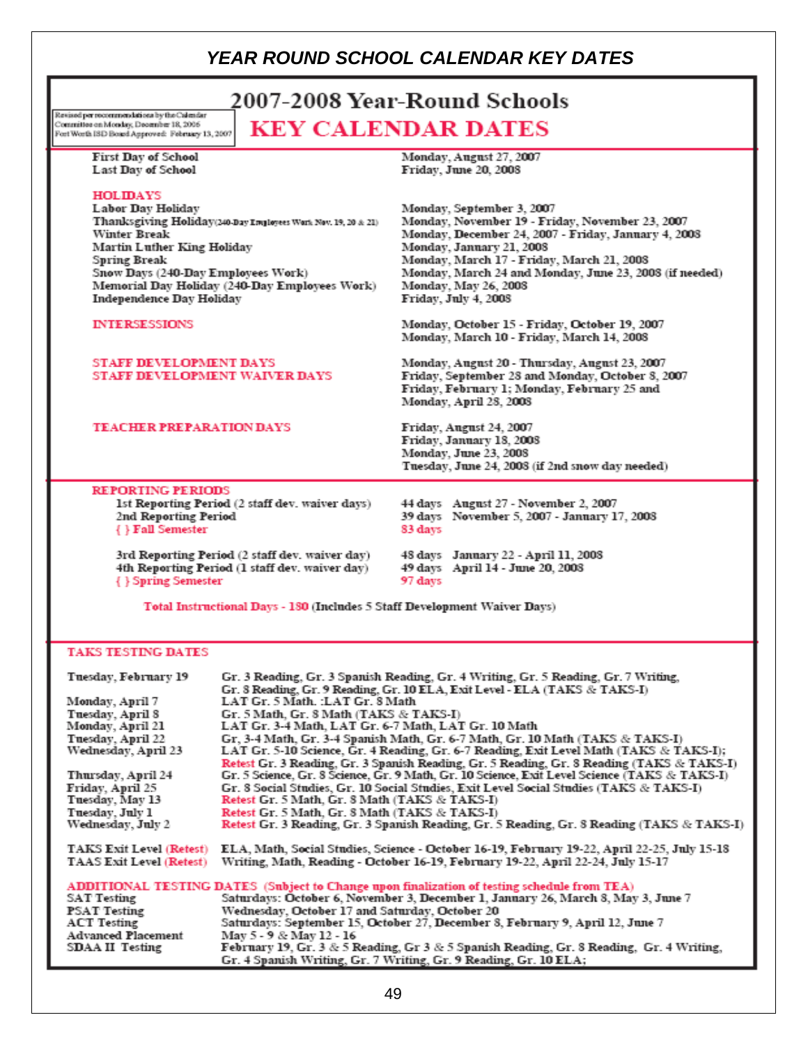# *YEAR ROUND SCHOOL CALENDAR KEY DATES*

Revised per recommendations by the Calendar Committee on Monday, December 18, 2006
Fort Worth ISD Board Approved: February 13, 2007

## 2007-2008 Year-Round Schools

## KEY CALENDAR DATES

| | |
|---|---|
| **First Day of School** | Monday, August 27, 2007 |
| **Last Day of School** | Friday, June 20, 2008 |

**HOLIDAYS**

| | |
|---|---|
| Labor Day Holiday | Monday, September 3, 2007 |
| Thanksgiving Holiday (240-Day Employees Work Nov. 19, 20 & 21) | Monday, November 19 - Friday, November 23, 2007 |
| Winter Break | Monday, December 24, 2007 - Friday, January 4, 2008 |
| Martin Luther King Holiday | Monday, January 21, 2008 |
| Spring Break | Monday, March 17 - Friday, March 21, 2008 |
| Snow Days (240-Day Employees Work) | Monday, March 24 and Monday, June 23, 2008 (if needed) |
| Memorial Day Holiday (240-Day Employees Work) | Monday, May 26, 2008 |
| Independence Day Holiday | Friday, July 4, 2008 |

**INTERSESSIONS**
Monday, October 15 - Friday, October 19, 2007
Monday, March 10 - Friday, March 14, 2008

**STAFF DEVELOPMENT DAYS**
Monday, August 20 - Thursday, August 23, 2007

**STAFF DEVELOPMENT WAIVER DAYS**
Friday, September 28 and Monday, October 8, 2007
Friday, February 1; Monday, February 25 and Monday, April 28, 2008

**TEACHER PREPARATION DAYS**
Friday, August 24, 2007
Friday, January 18, 2008
Monday, June 23, 2008
Tuesday, June 24, 2008 (if 2nd snow day needed)

**REPORTING PERIODS**

| | | |
|---|---|---|
| 1st Reporting Period (2 staff dev. waiver days) | 44 days | August 27 - November 2, 2007 |
| 2nd Reporting Period | 39 days | November 5, 2007 - January 17, 2008 |
| { } Fall Semester | 83 days | |
| 3rd Reporting Period (2 staff dev. waiver day) | 48 days | January 22 - April 11, 2008 |
| 4th Reporting Period (1 staff dev. waiver day) | 49 days | April 14 - June 20, 2008 |
| { } Spring Semester | 97 days | |

**Total Instructional Days - 180** (Includes 5 Staff Development Waiver Days)

**TAKS TESTING DATES**

| | |
|---|---|
| Tuesday, February 19 | Gr. 3 Reading, Gr. 3 Spanish Reading, Gr. 4 Writing, Gr. 5 Reading, Gr. 7 Writing, Gr. 8 Reading, Gr. 9 Reading, Gr. 10 ELA, Exit Level - ELA (TAKS & TAKS-I) |
| Monday, April 7 | LAT Gr. 5 Math. :LAT Gr. 8 Math |
| Tuesday, April 8 | Gr. 5 Math, Gr. 8 Math (TAKS & TAKS-I) |
| Monday, April 21 | LAT Gr. 3-4 Math, LAT Gr. 6-7 Math, LAT Gr. 10 Math |
| Tuesday, April 22 | Gr. 3-4 Math, Gr. 3-4 Spanish Math, Gr. 6-7 Math, Gr. 10 Math (TAKS & TAKS-I) |
| Wednesday, April 23 | LAT Gr. 5-10 Science, Gr. 4 Reading, Gr. 6-7 Reading, Exit Level Math (TAKS & TAKS-I); Retest Gr. 3 Reading, Gr. 3 Spanish Reading, Gr. 5 Reading, Gr. 8 Reading (TAKS & TAKS-I) |
| Thursday, April 24 | Gr. 5 Science, Gr. 8 Science, Gr. 9 Math, Gr. 10 Science, Exit Level Science (TAKS & TAKS-I) |
| Friday, April 25 | Gr. 8 Social Studies, Gr. 10 Social Studies, Exit Level Social Studies (TAKS & TAKS-I) |
| Tuesday, May 13 | Retest Gr. 5 Math, Gr. 8 Math (TAKS & TAKS-I) |
| Tuesday, July 1 | Retest Gr. 5 Math, Gr. 8 Math (TAKS & TAKS-I) |
| Wednesday, July 2 | Retest Gr. 3 Reading, Gr. 3 Spanish Reading, Gr. 5 Reading, Gr. 8 Reading (TAKS & TAKS-I) |
| TAKS Exit Level (Retest) | ELA, Math, Social Studies, Science - October 16-19, February 19-22, April 22-25, July 15-18 |
| TAAS Exit Level (Retest) | Writing, Math, Reading - October 16-19, February 19-22, April 22-24, July 15-17 |

**ADDITIONAL TESTING DATES** (Subject to Change upon finalization of testing schedule from TEA)

| | |
|---|---|
| SAT Testing | Saturdays: October 6, November 3, December 1, January 26, March 8, May 3, June 7 |
| PSAT Testing | Wednesday, October 17 and Saturday, October 20 |
| ACT Testing | Saturdays: September 15, October 27, December 8, February 9, April 12, June 7 |
| Advanced Placement | May 5 - 9 & May 12 - 16 |
| SDAA II Testing | February 19, Gr. 3 & 5 Reading, Gr 3 & 5 Spanish Reading, Gr. 8 Reading, Gr. 4 Writing, Gr. 4 Spanish Writing, Gr. 7 Writing, Gr. 9 Reading, Gr. 10 ELA; |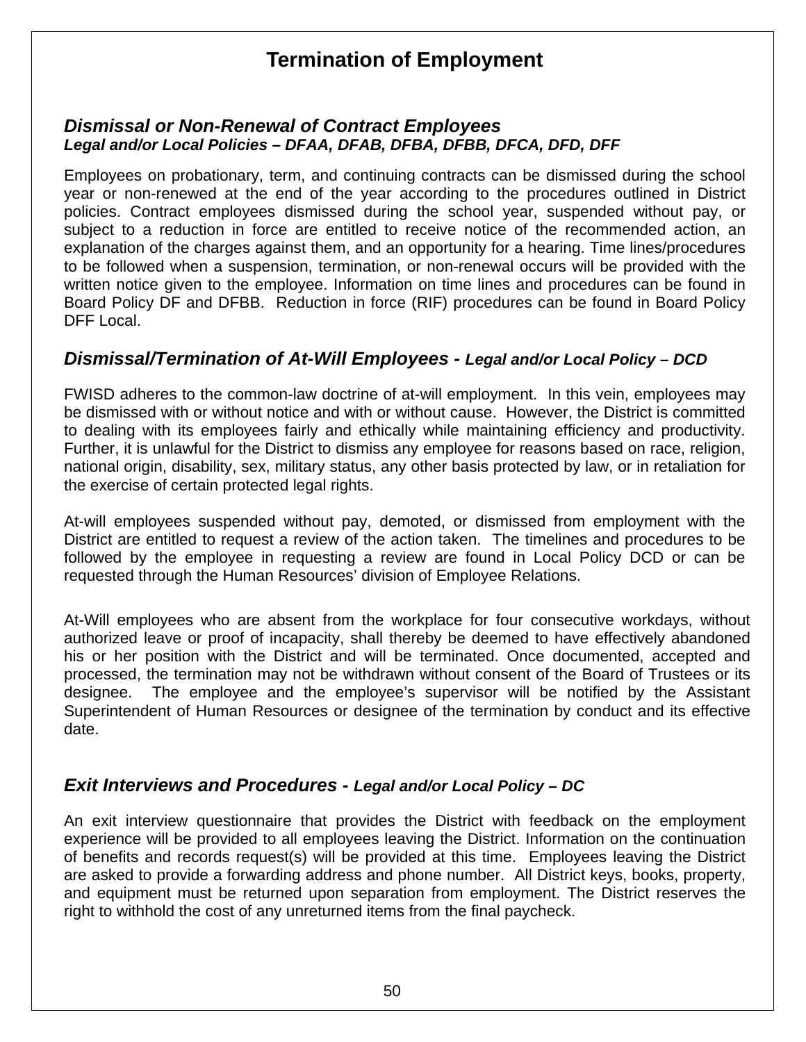# Termination of Employment

### *Dismissal or Non-Renewal of Contract Employees*
***Legal and/or Local Policies – DFAA, DFAB, DFBA, DFBB, DFCA, DFD, DFF***

Employees on probationary, term, and continuing contracts can be dismissed during the school year or non-renewed at the end of the year according to the procedures outlined in District policies. Contract employees dismissed during the school year, suspended without pay, or subject to a reduction in force are entitled to receive notice of the recommended action, an explanation of the charges against them, and an opportunity for a hearing. Time lines/procedures to be followed when a suspension, termination, or non-renewal occurs will be provided with the written notice given to the employee. Information on time lines and procedures can be found in Board Policy DF and DFBB. Reduction in force (RIF) procedures can be found in Board Policy DFF Local.

### *Dismissal/Termination of At-Will Employees - Legal and/or Local Policy – DCD*

FWISD adheres to the common-law doctrine of at-will employment. In this vein, employees may be dismissed with or without notice and with or without cause. However, the District is committed to dealing with its employees fairly and ethically while maintaining efficiency and productivity. Further, it is unlawful for the District to dismiss any employee for reasons based on race, religion, national origin, disability, sex, military status, any other basis protected by law, or in retaliation for the exercise of certain protected legal rights.

At-will employees suspended without pay, demoted, or dismissed from employment with the District are entitled to request a review of the action taken. The timelines and procedures to be followed by the employee in requesting a review are found in Local Policy DCD or can be requested through the Human Resources' division of Employee Relations.

At-Will employees who are absent from the workplace for four consecutive workdays, without authorized leave or proof of incapacity, shall thereby be deemed to have effectively abandoned his or her position with the District and will be terminated. Once documented, accepted and processed, the termination may not be withdrawn without consent of the Board of Trustees or its designee. The employee and the employee's supervisor will be notified by the Assistant Superintendent of Human Resources or designee of the termination by conduct and its effective date.

### *Exit Interviews and Procedures - Legal and/or Local Policy – DC*

An exit interview questionnaire that provides the District with feedback on the employment experience will be provided to all employees leaving the District. Information on the continuation of benefits and records request(s) will be provided at this time. Employees leaving the District are asked to provide a forwarding address and phone number. All District keys, books, property, and equipment must be returned upon separation from employment. The District reserves the right to withhold the cost of any unreturned items from the final paycheck.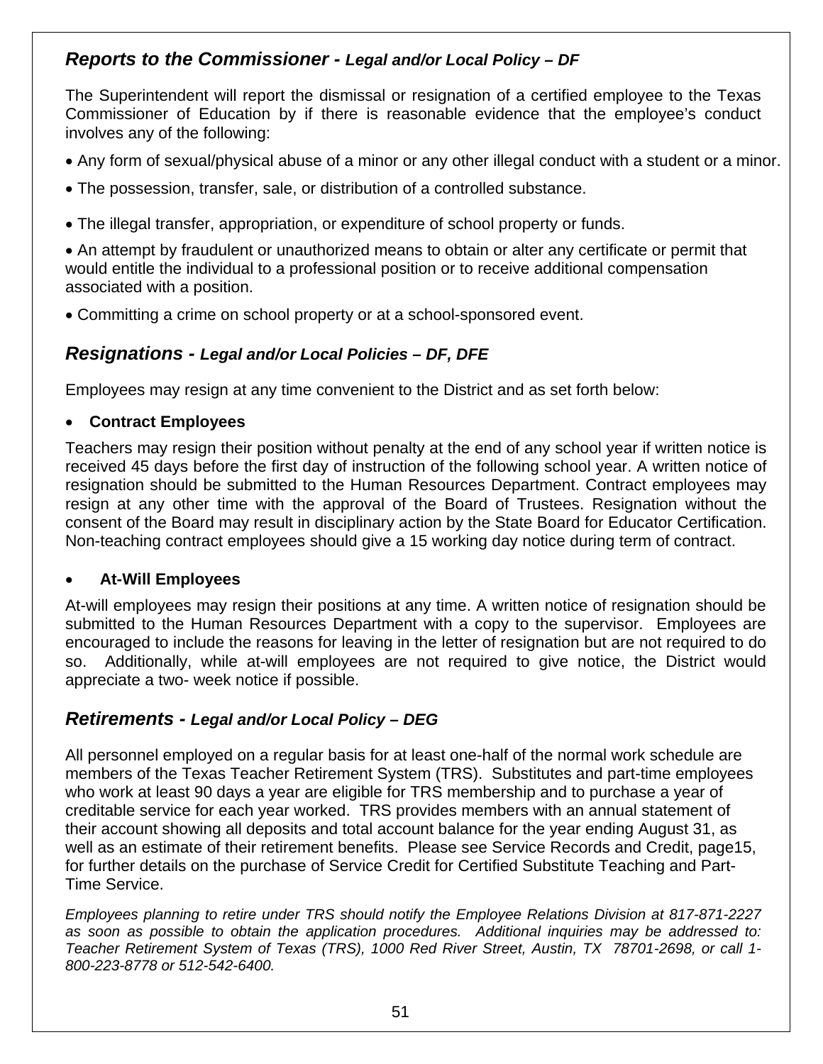## *Reports to the Commissioner - Legal and/or Local Policy – DF*

The Superintendent will report the dismissal or resignation of a certified employee to the Texas Commissioner of Education by if there is reasonable evidence that the employee's conduct involves any of the following:

- Any form of sexual/physical abuse of a minor or any other illegal conduct with a student or a minor.
- The possession, transfer, sale, or distribution of a controlled substance.
- The illegal transfer, appropriation, or expenditure of school property or funds.
- An attempt by fraudulent or unauthorized means to obtain or alter any certificate or permit that would entitle the individual to a professional position or to receive additional compensation associated with a position.
- Committing a crime on school property or at a school-sponsored event.

## *Resignations - Legal and/or Local Policies – DF, DFE*

Employees may resign at any time convenient to the District and as set forth below:

- **Contract Employees**

Teachers may resign their position without penalty at the end of any school year if written notice is received 45 days before the first day of instruction of the following school year. A written notice of resignation should be submitted to the Human Resources Department. Contract employees may resign at any other time with the approval of the Board of Trustees. Resignation without the consent of the Board may result in disciplinary action by the State Board for Educator Certification. Non-teaching contract employees should give a 15 working day notice during term of contract.

- **At-Will Employees**

At-will employees may resign their positions at any time. A written notice of resignation should be submitted to the Human Resources Department with a copy to the supervisor. Employees are encouraged to include the reasons for leaving in the letter of resignation but are not required to do so. Additionally, while at-will employees are not required to give notice, the District would appreciate a two- week notice if possible.

## *Retirements - Legal and/or Local Policy – DEG*

All personnel employed on a regular basis for at least one-half of the normal work schedule are members of the Texas Teacher Retirement System (TRS). Substitutes and part-time employees who work at least 90 days a year are eligible for TRS membership and to purchase a year of creditable service for each year worked. TRS provides members with an annual statement of their account showing all deposits and total account balance for the year ending August 31, as well as an estimate of their retirement benefits. Please see Service Records and Credit, page15, for further details on the purchase of Service Credit for Certified Substitute Teaching and Part-Time Service.

*Employees planning to retire under TRS should notify the Employee Relations Division at 817-871-2227 as soon as possible to obtain the application procedures. Additional inquiries may be addressed to: Teacher Retirement System of Texas (TRS), 1000 Red River Street, Austin, TX 78701-2698, or call 1-800-223-8778 or 512-542-6400.*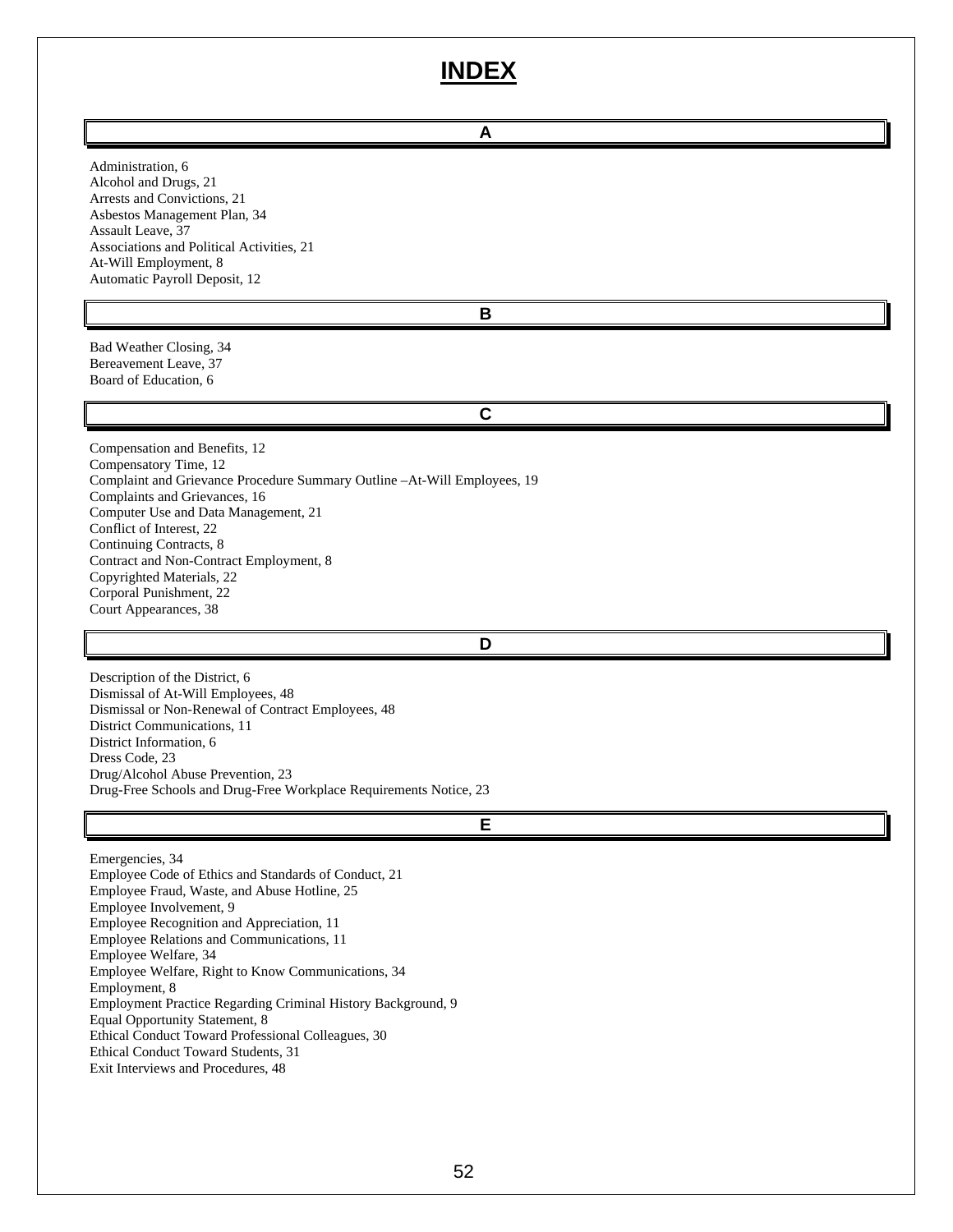# INDEX

## A

Administration, 6
Alcohol and Drugs, 21
Arrests and Convictions, 21
Asbestos Management Plan, 34
Assault Leave, 37
Associations and Political Activities, 21
At-Will Employment, 8
Automatic Payroll Deposit, 12

## B

Bad Weather Closing, 34
Bereavement Leave, 37
Board of Education, 6

## C

Compensation and Benefits, 12
Compensatory Time, 12
Complaint and Grievance Procedure Summary Outline –At-Will Employees, 19
Complaints and Grievances, 16
Computer Use and Data Management, 21
Conflict of Interest, 22
Continuing Contracts, 8
Contract and Non-Contract Employment, 8
Copyrighted Materials, 22
Corporal Punishment, 22
Court Appearances, 38

## D

Description of the District, 6
Dismissal of At-Will Employees, 48
Dismissal or Non-Renewal of Contract Employees, 48
District Communications, 11
District Information, 6
Dress Code, 23
Drug/Alcohol Abuse Prevention, 23
Drug-Free Schools and Drug-Free Workplace Requirements Notice, 23

## E

Emergencies, 34
Employee Code of Ethics and Standards of Conduct, 21
Employee Fraud, Waste, and Abuse Hotline, 25
Employee Involvement, 9
Employee Recognition and Appreciation, 11
Employee Relations and Communications, 11
Employee Welfare, 34
Employee Welfare, Right to Know Communications, 34
Employment, 8
Employment Practice Regarding Criminal History Background, 9
Equal Opportunity Statement, 8
Ethical Conduct Toward Professional Colleagues, 30
Ethical Conduct Toward Students, 31
Exit Interviews and Procedures, 48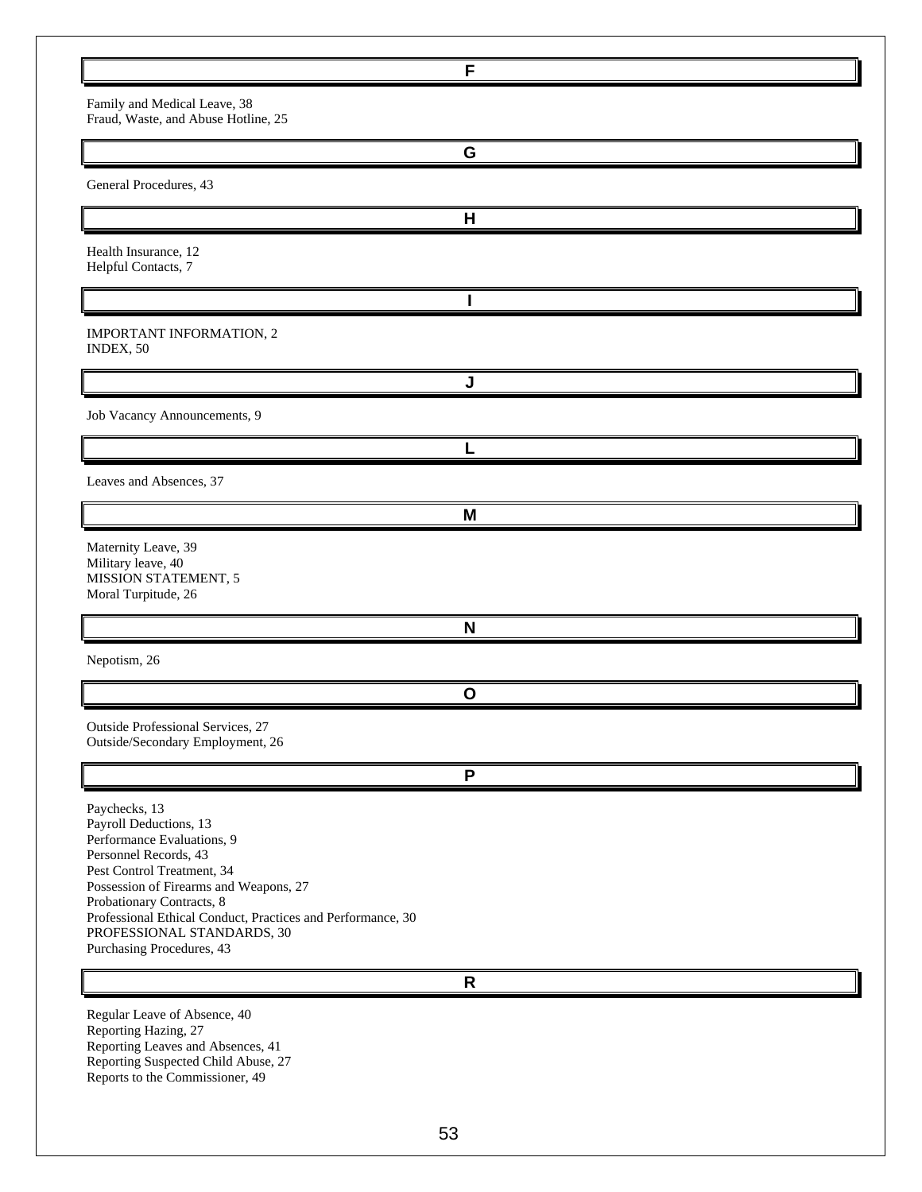## F

Family and Medical Leave, 38
Fraud, Waste, and Abuse Hotline, 25

## G

General Procedures, 43

## H

Health Insurance, 12
Helpful Contacts, 7

## I

IMPORTANT INFORMATION, 2
INDEX, 50

## J

Job Vacancy Announcements, 9

## L

Leaves and Absences, 37

## M

Maternity Leave, 39
Military leave, 40
MISSION STATEMENT, 5
Moral Turpitude, 26

## N

Nepotism, 26

## O

Outside Professional Services, 27
Outside/Secondary Employment, 26

## P

Paychecks, 13
Payroll Deductions, 13
Performance Evaluations, 9
Personnel Records, 43
Pest Control Treatment, 34
Possession of Firearms and Weapons, 27
Probationary Contracts, 8
Professional Ethical Conduct, Practices and Performance, 30
PROFESSIONAL STANDARDS, 30
Purchasing Procedures, 43

## R

Regular Leave of Absence, 40
Reporting Hazing, 27
Reporting Leaves and Absences, 41
Reporting Suspected Child Abuse, 27
Reports to the Commissioner, 49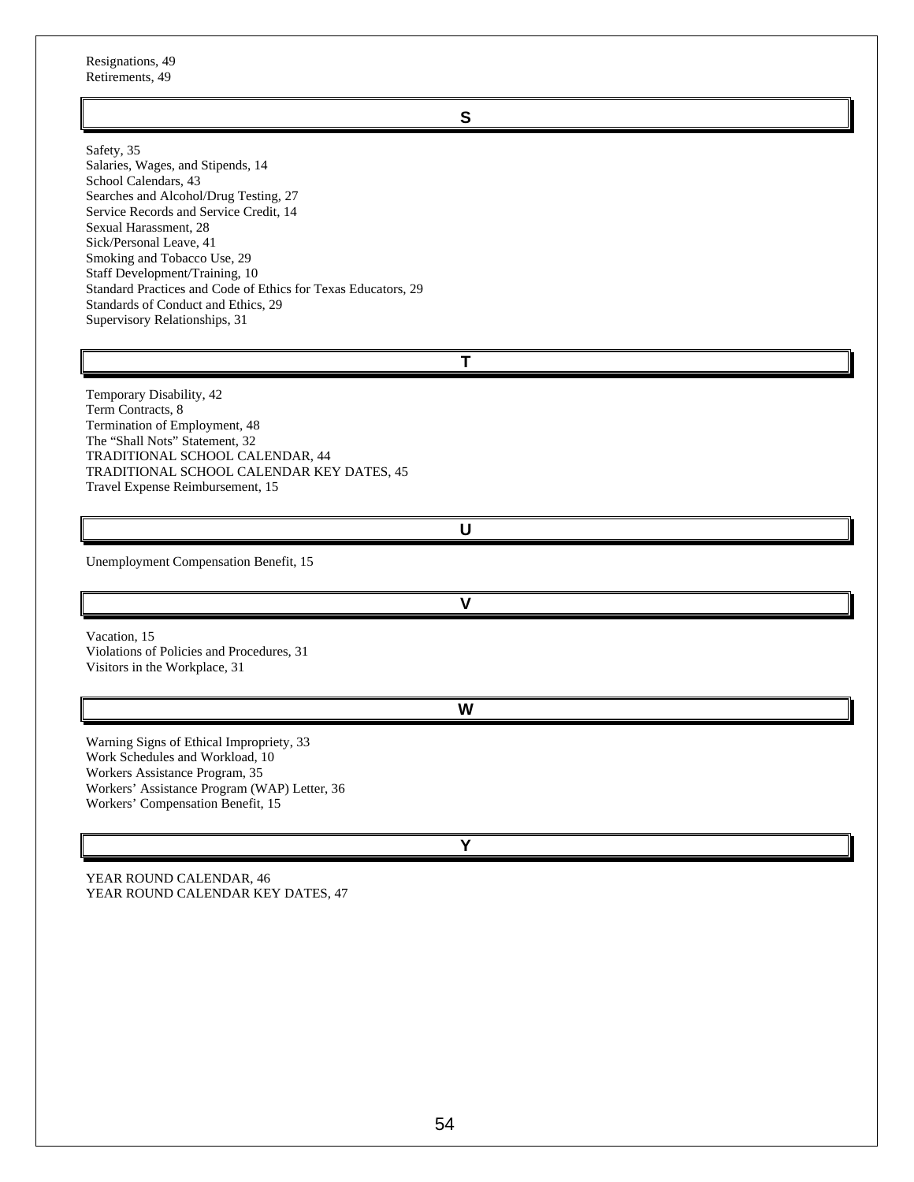Resignations, 49
Retirements, 49

## S

Safety, 35
Salaries, Wages, and Stipends, 14
School Calendars, 43
Searches and Alcohol/Drug Testing, 27
Service Records and Service Credit, 14
Sexual Harassment, 28
Sick/Personal Leave, 41
Smoking and Tobacco Use, 29
Staff Development/Training, 10
Standard Practices and Code of Ethics for Texas Educators, 29
Standards of Conduct and Ethics, 29
Supervisory Relationships, 31

## T

Temporary Disability, 42
Term Contracts, 8
Termination of Employment, 48
The "Shall Nots" Statement, 32
TRADITIONAL SCHOOL CALENDAR, 44
TRADITIONAL SCHOOL CALENDAR KEY DATES, 45
Travel Expense Reimbursement, 15

## U

Unemployment Compensation Benefit, 15

## V

Vacation, 15
Violations of Policies and Procedures, 31
Visitors in the Workplace, 31

## W

Warning Signs of Ethical Impropriety, 33
Work Schedules and Workload, 10
Workers Assistance Program, 35
Workers' Assistance Program (WAP) Letter, 36
Workers' Compensation Benefit, 15

## Y

YEAR ROUND CALENDAR, 46
YEAR ROUND CALENDAR KEY DATES, 47